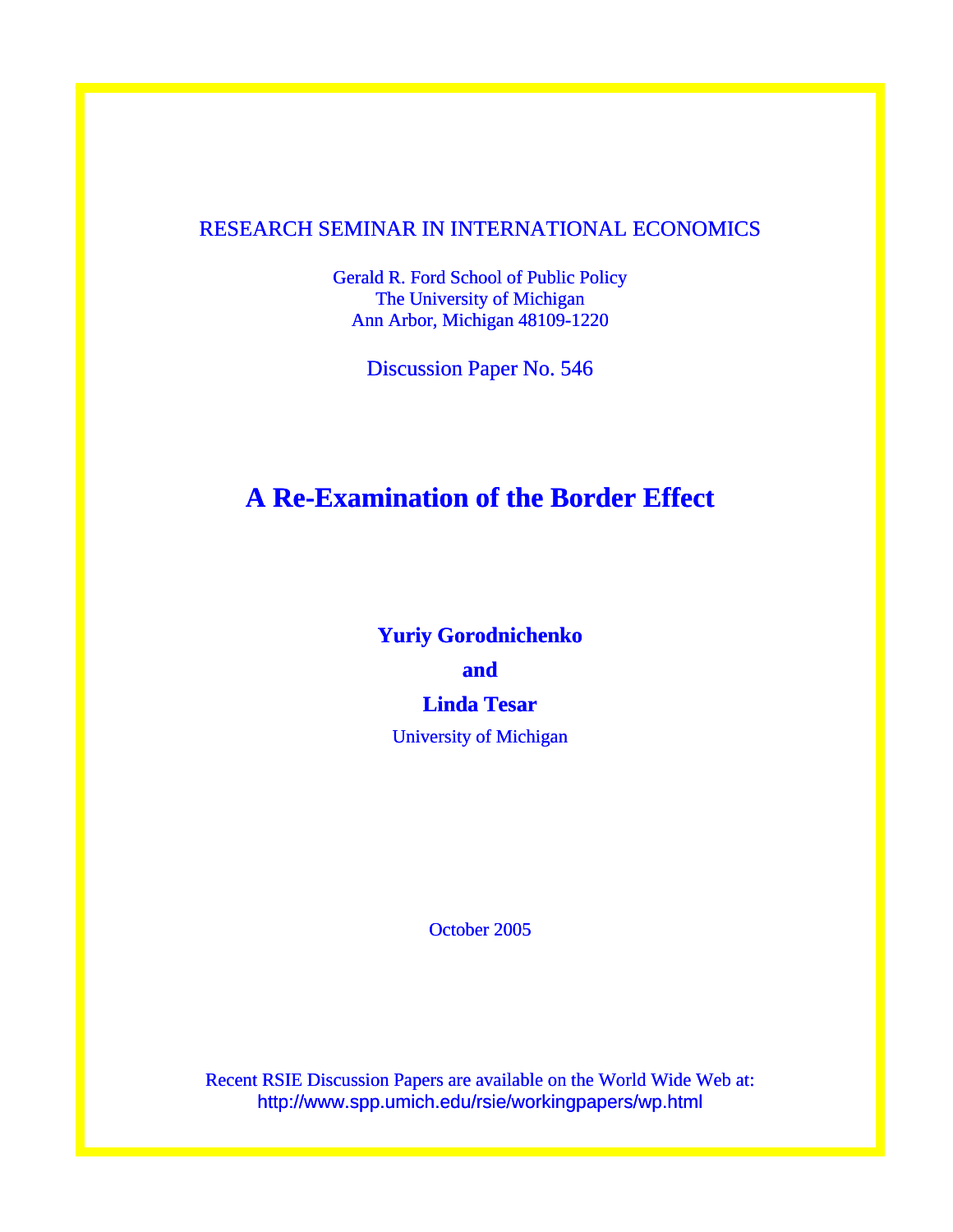RESEARCH SEMINAR IN INTERNATIONAL ECONOMICS

Gerald R. Ford School of Public Policy
The University of Michigan
Ann Arbor, Michigan 48109-1220

Discussion Paper No. 546

# A Re-Examination of the Border Effect

**Yuriy Gorodnichenko**

**and**

**Linda Tesar**

University of Michigan

October 2005

Recent RSIE Discussion Papers are available on the World Wide Web at:
http://www.spp.umich.edu/rsie/workingpapers/wp.html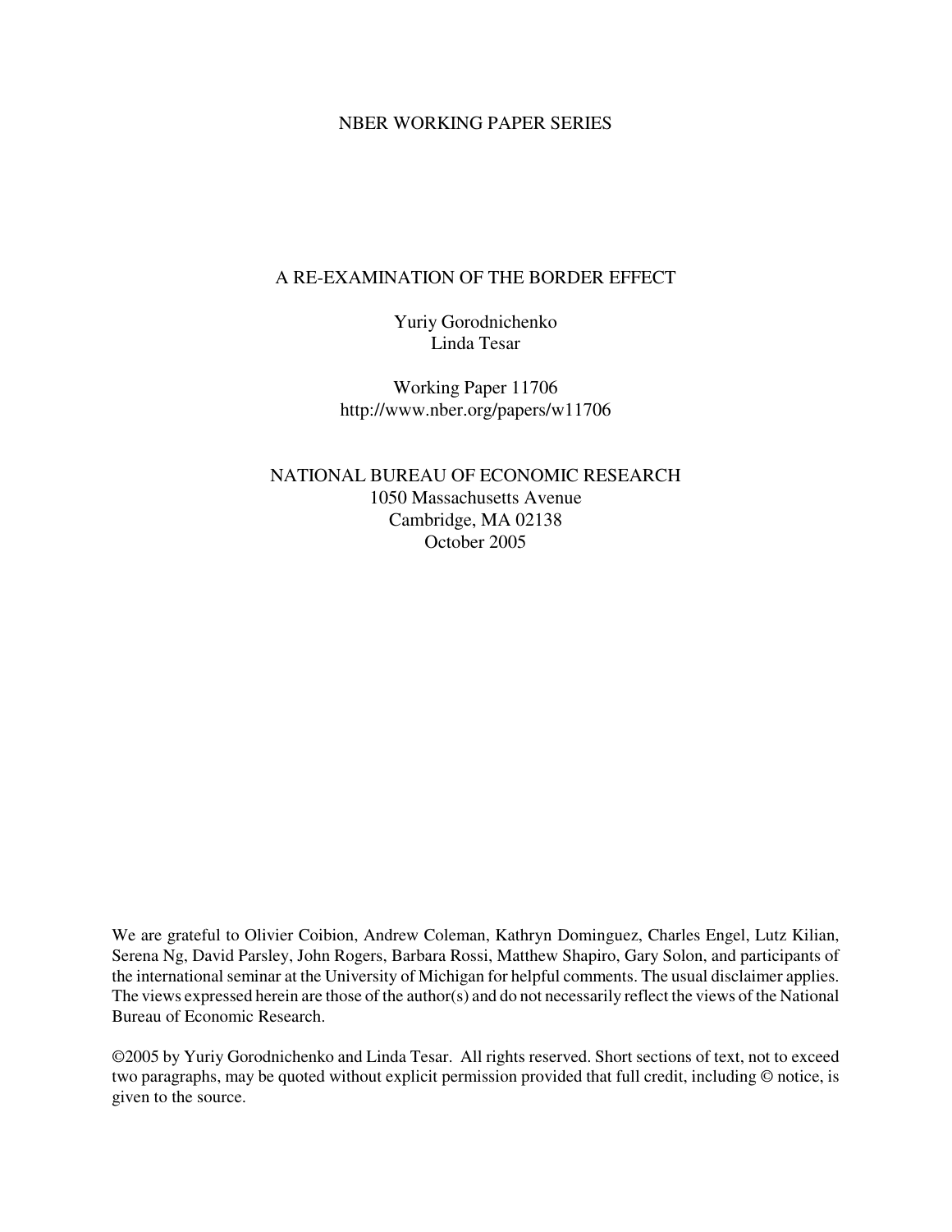NBER WORKING PAPER SERIES

# A RE-EXAMINATION OF THE BORDER EFFECT

Yuriy Gorodnichenko
Linda Tesar

Working Paper 11706
http://www.nber.org/papers/w11706

NATIONAL BUREAU OF ECONOMIC RESEARCH
1050 Massachusetts Avenue
Cambridge, MA 02138
October 2005

We are grateful to Olivier Coibion, Andrew Coleman, Kathryn Dominguez, Charles Engel, Lutz Kilian, Serena Ng, David Parsley, John Rogers, Barbara Rossi, Matthew Shapiro, Gary Solon, and participants of the international seminar at the University of Michigan for helpful comments. The usual disclaimer applies. The views expressed herein are those of the author(s) and do not necessarily reflect the views of the National Bureau of Economic Research.

©2005 by Yuriy Gorodnichenko and Linda Tesar. All rights reserved. Short sections of text, not to exceed two paragraphs, may be quoted without explicit permission provided that full credit, including © notice, is given to the source.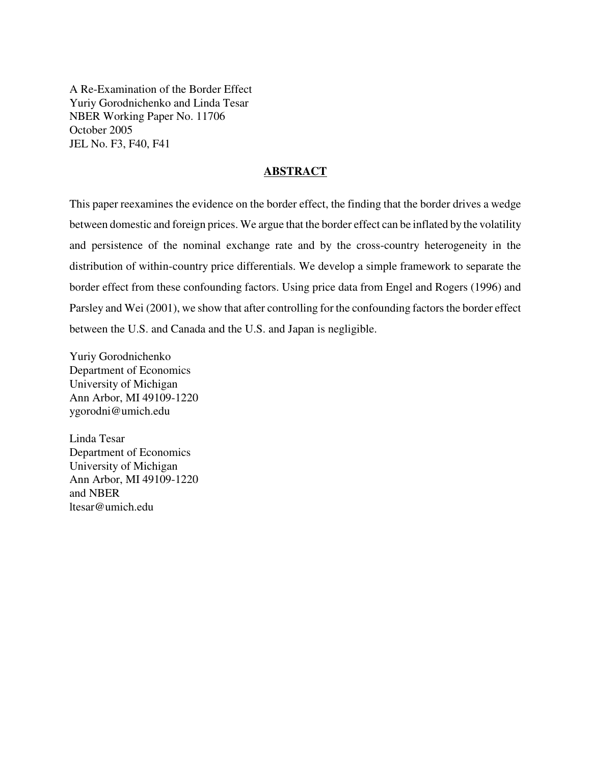A Re-Examination of the Border Effect
Yuriy Gorodnichenko and Linda Tesar
NBER Working Paper No. 11706
October 2005
JEL No. F3, F40, F41

## ABSTRACT

This paper reexamines the evidence on the border effect, the finding that the border drives a wedge between domestic and foreign prices. We argue that the border effect can be inflated by the volatility and persistence of the nominal exchange rate and by the cross-country heterogeneity in the distribution of within-country price differentials. We develop a simple framework to separate the border effect from these confounding factors. Using price data from Engel and Rogers (1996) and Parsley and Wei (2001), we show that after controlling for the confounding factors the border effect between the U.S. and Canada and the U.S. and Japan is negligible.

Yuriy Gorodnichenko
Department of Economics
University of Michigan
Ann Arbor, MI 49109-1220
ygorodni@umich.edu

Linda Tesar
Department of Economics
University of Michigan
Ann Arbor, MI 49109-1220
and NBER
ltesar@umich.edu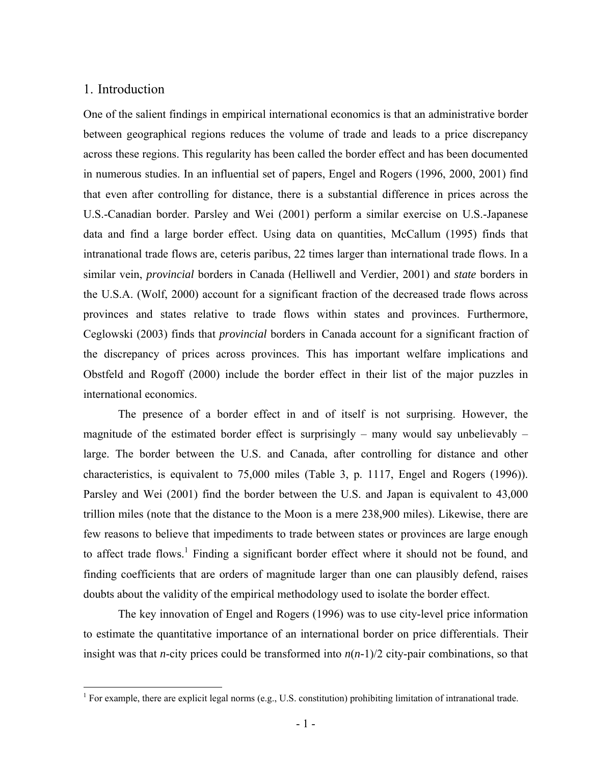## 1. Introduction

One of the salient findings in empirical international economics is that an administrative border between geographical regions reduces the volume of trade and leads to a price discrepancy across these regions. This regularity has been called the border effect and has been documented in numerous studies. In an influential set of papers, Engel and Rogers (1996, 2000, 2001) find that even after controlling for distance, there is a substantial difference in prices across the U.S.-Canadian border. Parsley and Wei (2001) perform a similar exercise on U.S.-Japanese data and find a large border effect. Using data on quantities, McCallum (1995) finds that intranational trade flows are, ceteris paribus, 22 times larger than international trade flows. In a similar vein, *provincial* borders in Canada (Helliwell and Verdier, 2001) and *state* borders in the U.S.A. (Wolf, 2000) account for a significant fraction of the decreased trade flows across provinces and states relative to trade flows within states and provinces. Furthermore, Ceglowski (2003) finds that *provincial* borders in Canada account for a significant fraction of the discrepancy of prices across provinces. This has important welfare implications and Obstfeld and Rogoff (2000) include the border effect in their list of the major puzzles in international economics.

The presence of a border effect in and of itself is not surprising. However, the magnitude of the estimated border effect is surprisingly – many would say unbelievably – large. The border between the U.S. and Canada, after controlling for distance and other characteristics, is equivalent to 75,000 miles (Table 3, p. 1117, Engel and Rogers (1996)). Parsley and Wei (2001) find the border between the U.S. and Japan is equivalent to 43,000 trillion miles (note that the distance to the Moon is a mere 238,900 miles). Likewise, there are few reasons to believe that impediments to trade between states or provinces are large enough to affect trade flows.[1] Finding a significant border effect where it should not be found, and finding coefficients that are orders of magnitude larger than one can plausibly defend, raises doubts about the validity of the empirical methodology used to isolate the border effect.

The key innovation of Engel and Rogers (1996) was to use city-level price information to estimate the quantitative importance of an international border on price differentials. Their insight was that $n$-city prices could be transformed into $n(n-1)/2$ city-pair combinations, so that

[1] For example, there are explicit legal norms (e.g., U.S. constitution) prohibiting limitation of intranational trade.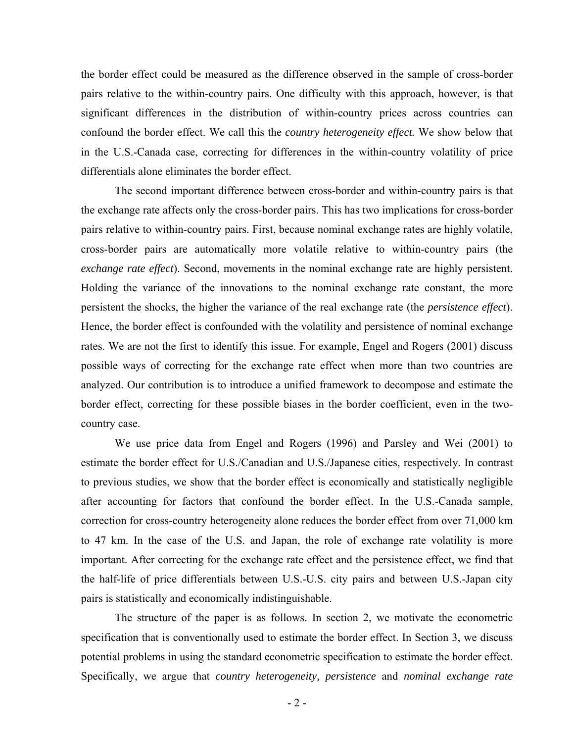the border effect could be measured as the difference observed in the sample of cross-border pairs relative to the within-country pairs. One difficulty with this approach, however, is that significant differences in the distribution of within-country prices across countries can confound the border effect. We call this the *country heterogeneity effect.* We show below that in the U.S.-Canada case, correcting for differences in the within-country volatility of price differentials alone eliminates the border effect.

The second important difference between cross-border and within-country pairs is that the exchange rate affects only the cross-border pairs. This has two implications for cross-border pairs relative to within-country pairs. First, because nominal exchange rates are highly volatile, cross-border pairs are automatically more volatile relative to within-country pairs (the *exchange rate effect*). Second, movements in the nominal exchange rate are highly persistent. Holding the variance of the innovations to the nominal exchange rate constant, the more persistent the shocks, the higher the variance of the real exchange rate (the *persistence effect*). Hence, the border effect is confounded with the volatility and persistence of nominal exchange rates. We are not the first to identify this issue. For example, Engel and Rogers (2001) discuss possible ways of correcting for the exchange rate effect when more than two countries are analyzed. Our contribution is to introduce a unified framework to decompose and estimate the border effect, correcting for these possible biases in the border coefficient, even in the two-country case.

We use price data from Engel and Rogers (1996) and Parsley and Wei (2001) to estimate the border effect for U.S./Canadian and U.S./Japanese cities, respectively. In contrast to previous studies, we show that the border effect is economically and statistically negligible after accounting for factors that confound the border effect. In the U.S.-Canada sample, correction for cross-country heterogeneity alone reduces the border effect from over 71,000 km to 47 km. In the case of the U.S. and Japan, the role of exchange rate volatility is more important. After correcting for the exchange rate effect and the persistence effect, we find that the half-life of price differentials between U.S.-U.S. city pairs and between U.S.-Japan city pairs is statistically and economically indistinguishable.

The structure of the paper is as follows. In section 2, we motivate the econometric specification that is conventionally used to estimate the border effect. In Section 3, we discuss potential problems in using the standard econometric specification to estimate the border effect. Specifically, we argue that *country heterogeneity, persistence* and *nominal exchange rate*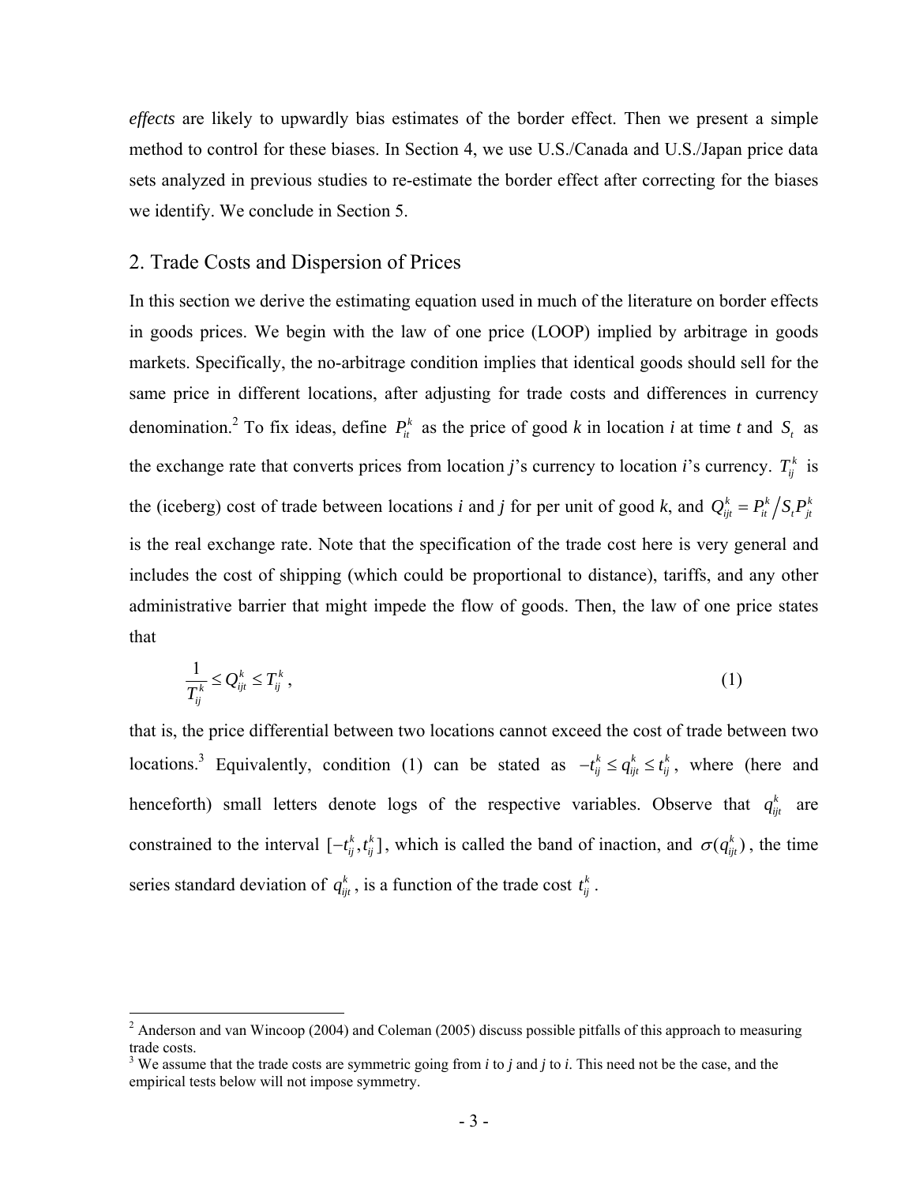*effects* are likely to upwardly bias estimates of the border effect. Then we present a simple method to control for these biases. In Section 4, we use U.S./Canada and U.S./Japan price data sets analyzed in previous studies to re-estimate the border effect after correcting for the biases we identify. We conclude in Section 5.

## 2. Trade Costs and Dispersion of Prices

In this section we derive the estimating equation used in much of the literature on border effects in goods prices. We begin with the law of one price (LOOP) implied by arbitrage in goods markets. Specifically, the no-arbitrage condition implies that identical goods should sell for the same price in different locations, after adjusting for trade costs and differences in currency denomination.[2] To fix ideas, define $P_{it}^{k}$ as the price of good *k* in location *i* at time *t* and $S_t$ as the exchange rate that converts prices from location *j*'s currency to location *i*'s currency. $T_{ij}^{k}$ is the (iceberg) cost of trade between locations *i* and *j* for per unit of good *k*, and $Q_{ijt}^{k} = P_{it}^{k} / S_t P_{jt}^{k}$ is the real exchange rate. Note that the specification of the trade cost here is very general and includes the cost of shipping (which could be proportional to distance), tariffs, and any other administrative barrier that might impede the flow of goods. Then, the law of one price states that

$$\frac{1}{T_{ij}^{k}} \leq Q_{ijt}^{k} \leq T_{ij}^{k}, \tag{1}$$

that is, the price differential between two locations cannot exceed the cost of trade between two locations.[3] Equivalently, condition (1) can be stated as $-t_{ij}^{k} \leq q_{ijt}^{k} \leq t_{ij}^{k}$, where (here and henceforth) small letters denote logs of the respective variables. Observe that $q_{ijt}^{k}$ are constrained to the interval $[-t_{ij}^{k}, t_{ij}^{k}]$, which is called the band of inaction, and $\sigma(q_{ijt}^{k})$, the time series standard deviation of $q_{ijt}^{k}$, is a function of the trade cost $t_{ij}^{k}$.

[2] Anderson and van Wincoop (2004) and Coleman (2005) discuss possible pitfalls of this approach to measuring trade costs.

[3] We assume that the trade costs are symmetric going from *i* to *j* and *j* to *i*. This need not be the case, and the empirical tests below will not impose symmetry.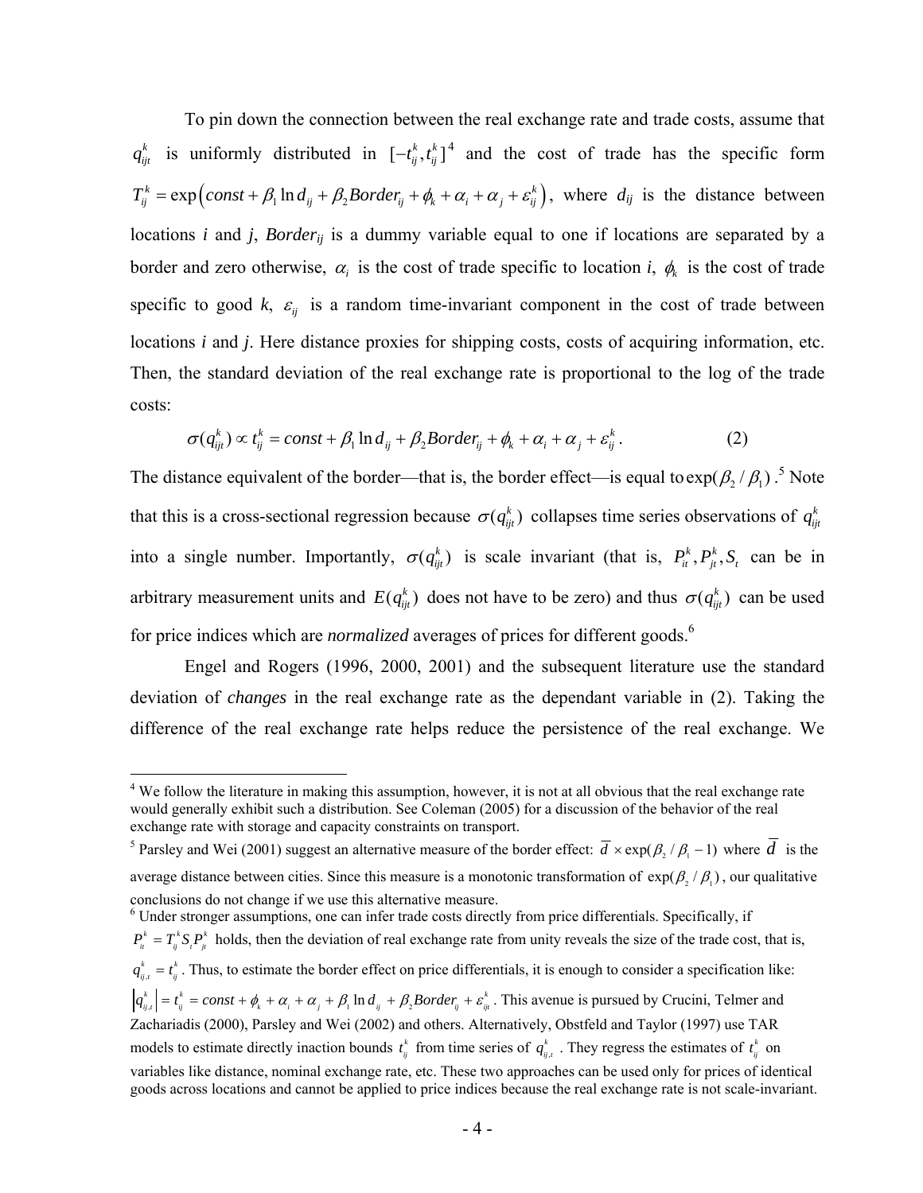To pin down the connection between the real exchange rate and trade costs, assume that $q_{ijt}^k$ is uniformly distributed in $[-t_{ij}^k, t_{ij}^k]$[4] and the cost of trade has the specific form $T_{ij}^k = \exp\left(const + \beta_1 \ln d_{ij} + \beta_2 Border_{ij} + \phi_k + \alpha_i + \alpha_j + \varepsilon_{ij}^k\right)$, where $d_{ij}$ is the distance between locations *i* and *j*, $Border_{ij}$ is a dummy variable equal to one if locations are separated by a border and zero otherwise, $\alpha_i$ is the cost of trade specific to location *i*, $\phi_k$ is the cost of trade specific to good *k*, $\varepsilon_{ij}$ is a random time-invariant component in the cost of trade between locations *i* and *j*. Here distance proxies for shipping costs, costs of acquiring information, etc. Then, the standard deviation of the real exchange rate is proportional to the log of the trade costs:

$$\sigma(q_{ijt}^k) \propto t_{ij}^k = const + \beta_1 \ln d_{ij} + \beta_2 Border_{ij} + \phi_k + \alpha_i + \alpha_j + \varepsilon_{ij}^k. \qquad (2)$$

The distance equivalent of the border—that is, the border effect—is equal to $\exp(\beta_2 / \beta_1)$.[5] Note that this is a cross-sectional regression because $\sigma(q_{ijt}^k)$ collapses time series observations of $q_{ijt}^k$ into a single number. Importantly, $\sigma(q_{ijt}^k)$ is scale invariant (that is, $P_{it}^k, P_{jt}^k, S_t$ can be in arbitrary measurement units and $E(q_{ijt}^k)$ does not have to be zero) and thus $\sigma(q_{ijt}^k)$ can be used for price indices which are *normalized* averages of prices for different goods.[6]

Engel and Rogers (1996, 2000, 2001) and the subsequent literature use the standard deviation of *changes* in the real exchange rate as the dependant variable in (2). Taking the difference of the real exchange rate helps reduce the persistence of the real exchange. We

---

[4] We follow the literature in making this assumption, however, it is not at all obvious that the real exchange rate would generally exhibit such a distribution. See Coleman (2005) for a discussion of the behavior of the real exchange rate with storage and capacity constraints on transport.

[5] Parsley and Wei (2001) suggest an alternative measure of the border effect: $\overline{d} \times \exp(\beta_2 / \beta_1 - 1)$ where $\overline{d}$ is the average distance between cities. Since this measure is a monotonic transformation of $\exp(\beta_2 / \beta_1)$, our qualitative conclusions do not change if we use this alternative measure.

[6] Under stronger assumptions, one can infer trade costs directly from price differentials. Specifically, if $P_{it}^k = T_{ij}^k S_t P_{jt}^k$ holds, then the deviation of real exchange rate from unity reveals the size of the trade cost, that is, $q_{ij,t}^k = t_{ij}^k$. Thus, to estimate the border effect on price differentials, it is enough to consider a specification like: $\left|q_{ij,t}^k\right| = t_{ij}^k = const + \phi_k + \alpha_i + \alpha_j + \beta_1 \ln d_{ij} + \beta_2 Border_{ij} + \varepsilon_{ijt}^k$. This avenue is pursued by Crucini, Telmer and Zachariadis (2000), Parsley and Wei (2002) and others. Alternatively, Obstfeld and Taylor (1997) use TAR models to estimate directly inaction bounds $t_{ij}^k$ from time series of $q_{ij,t}^k$. They regress the estimates of $t_{ij}^k$ on variables like distance, nominal exchange rate, etc. These two approaches can be used only for prices of identical goods across locations and cannot be applied to price indices because the real exchange rate is not scale-invariant.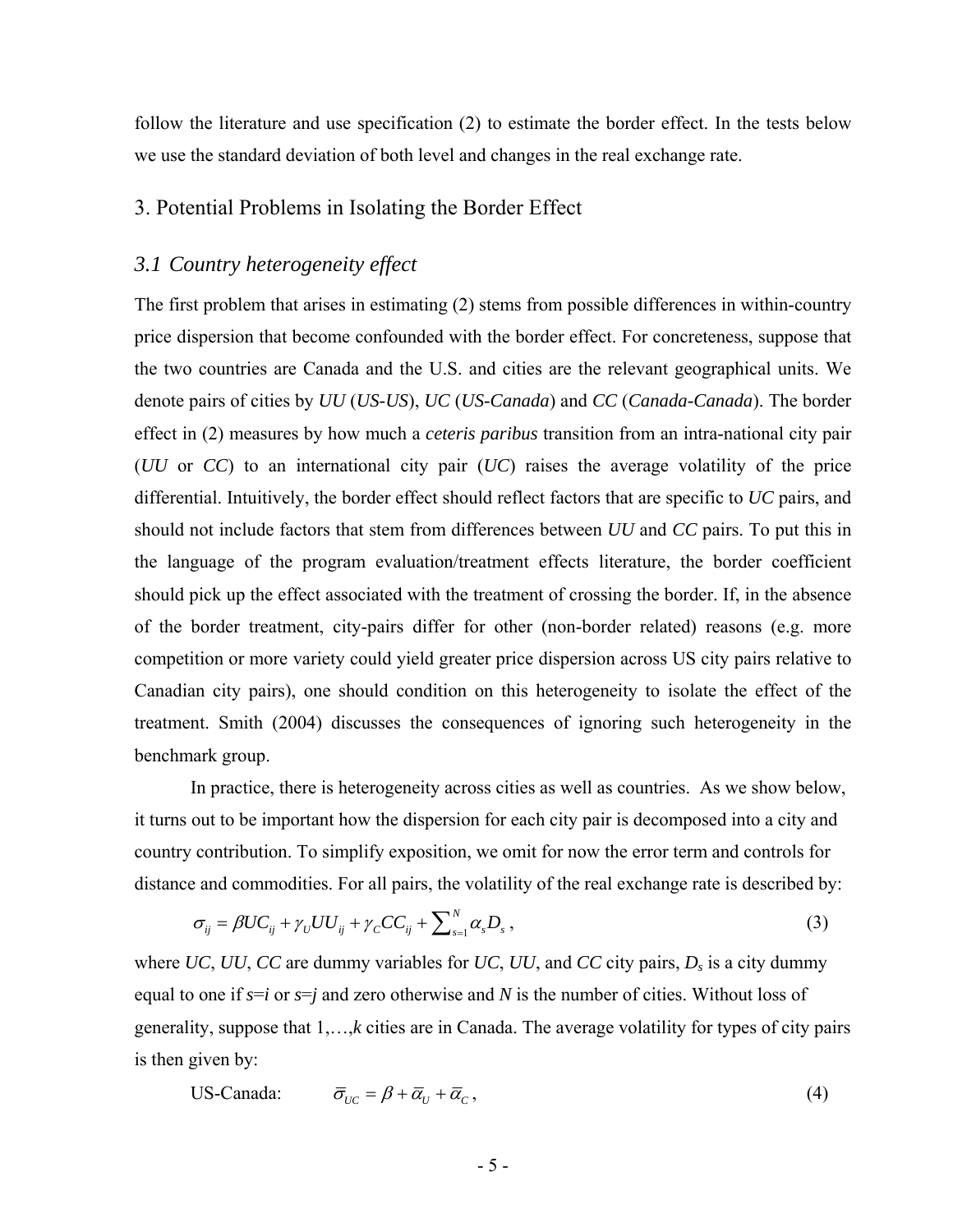follow the literature and use specification (2) to estimate the border effect. In the tests below we use the standard deviation of both level and changes in the real exchange rate.

## 3. Potential Problems in Isolating the Border Effect

### *3.1 Country heterogeneity effect*

The first problem that arises in estimating (2) stems from possible differences in within-country price dispersion that become confounded with the border effect. For concreteness, suppose that the two countries are Canada and the U.S. and cities are the relevant geographical units. We denote pairs of cities by *UU* (*US-US*), *UC* (*US-Canada*) and *CC* (*Canada-Canada*). The border effect in (2) measures by how much a *ceteris paribus* transition from an intra-national city pair (*UU* or *CC*) to an international city pair (*UC*) raises the average volatility of the price differential. Intuitively, the border effect should reflect factors that are specific to *UC* pairs, and should not include factors that stem from differences between *UU* and *CC* pairs. To put this in the language of the program evaluation/treatment effects literature, the border coefficient should pick up the effect associated with the treatment of crossing the border. If, in the absence of the border treatment, city-pairs differ for other (non-border related) reasons (e.g. more competition or more variety could yield greater price dispersion across US city pairs relative to Canadian city pairs), one should condition on this heterogeneity to isolate the effect of the treatment. Smith (2004) discusses the consequences of ignoring such heterogeneity in the benchmark group.

In practice, there is heterogeneity across cities as well as countries. As we show below, it turns out to be important how the dispersion for each city pair is decomposed into a city and country contribution. To simplify exposition, we omit for now the error term and controls for distance and commodities. For all pairs, the volatility of the real exchange rate is described by:

$$\sigma_{ij} = \beta UC_{ij} + \gamma_U UU_{ij} + \gamma_C CC_{ij} + \sum_{s=1}^{N} \alpha_s D_s \,, \tag{3}$$

where *UC*, *UU*, *CC* are dummy variables for *UC*, *UU*, and *CC* city pairs, $D_s$ is a city dummy equal to one if $s=i$ or $s=j$ and zero otherwise and $N$ is the number of cities. Without loss of generality, suppose that $1,\ldots,k$ cities are in Canada. The average volatility for types of city pairs is then given by:

$$\text{US-Canada:} \qquad \bar{\sigma}_{UC} = \beta + \bar{\alpha}_U + \bar{\alpha}_C \,, \tag{4}$$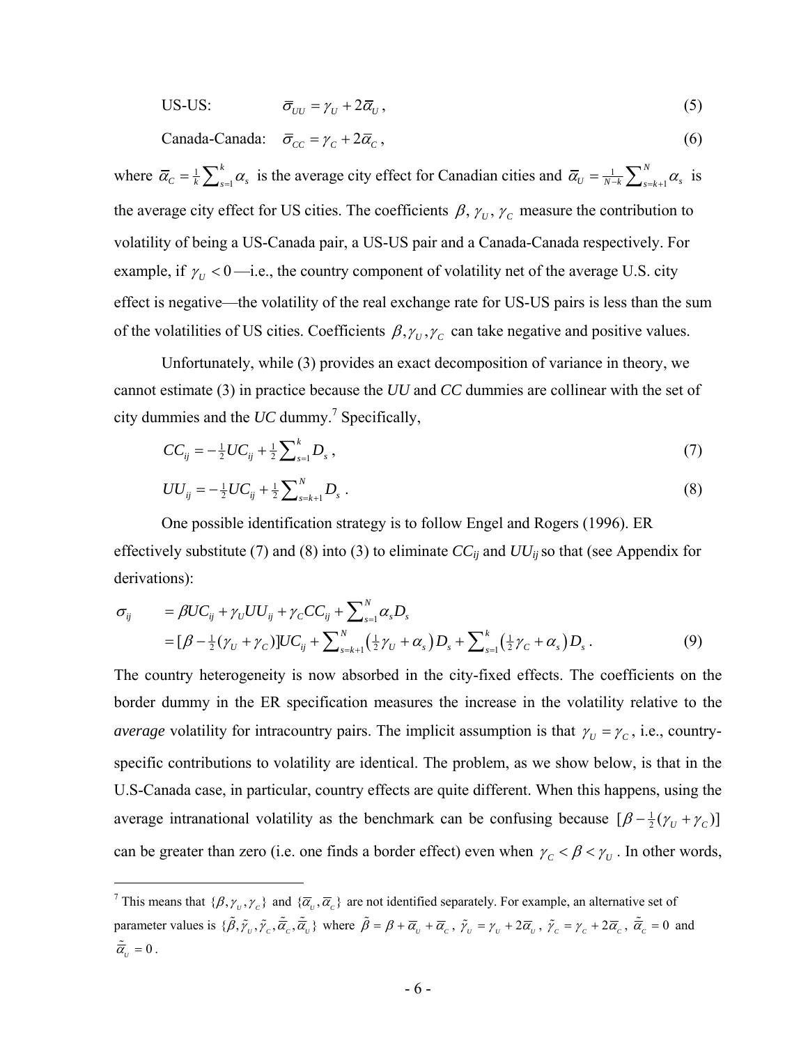US-US: $$\bar{\sigma}_{UU} = \gamma_U + 2\bar{\alpha}_U \,, \tag{5}$$

Canada-Canada: $$\bar{\sigma}_{CC} = \gamma_C + 2\bar{\alpha}_C \,, \tag{6}$$

where $\bar{\alpha}_C = \frac{1}{k}\sum_{s=1}^{k}\alpha_s$ is the average city effect for Canadian cities and $\bar{\alpha}_U = \frac{1}{N-k}\sum_{s=k+1}^{N}\alpha_s$ is the average city effect for US cities. The coefficients $\beta, \gamma_U, \gamma_C$ measure the contribution to volatility of being a US-Canada pair, a US-US pair and a Canada-Canada respectively. For example, if $\gamma_U < 0$—i.e., the country component of volatility net of the average U.S. city effect is negative—the volatility of the real exchange rate for US-US pairs is less than the sum of the volatilities of US cities. Coefficients $\beta, \gamma_U, \gamma_C$ can take negative and positive values.

Unfortunately, while (3) provides an exact decomposition of variance in theory, we cannot estimate (3) in practice because the *UU* and *CC* dummies are collinear with the set of city dummies and the *UC* dummy.[7] Specifically,

$$CC_{ij} = -\tfrac{1}{2}UC_{ij} + \tfrac{1}{2}\sum_{s=1}^{k} D_s \,, \tag{7}$$

$$UU_{ij} = -\tfrac{1}{2}UC_{ij} + \tfrac{1}{2}\sum_{s=k+1}^{N} D_s \,. \tag{8}$$

One possible identification strategy is to follow Engel and Rogers (1996). ER effectively substitute (7) and (8) into (3) to eliminate $CC_{ij}$ and $UU_{ij}$ so that (see Appendix for derivations):

$$\begin{aligned}\sigma_{ij} &= \beta UC_{ij} + \gamma_U UU_{ij} + \gamma_C CC_{ij} + \sum_{s=1}^{N}\alpha_s D_s \\ &= [\beta - \tfrac{1}{2}(\gamma_U + \gamma_C)]UC_{ij} + \sum_{s=k+1}^{N}\left(\tfrac{1}{2}\gamma_U + \alpha_s\right)D_s + \sum_{s=1}^{k}\left(\tfrac{1}{2}\gamma_C + \alpha_s\right)D_s \,. \end{aligned} \tag{9}$$

The country heterogeneity is now absorbed in the city-fixed effects. The coefficients on the border dummy in the ER specification measures the increase in the volatility relative to the *average* volatility for intracountry pairs. The implicit assumption is that $\gamma_U = \gamma_C$, i.e., country-specific contributions to volatility are identical. The problem, as we show below, is that in the U.S-Canada case, in particular, country effects are quite different. When this happens, using the average intranational volatility as the benchmark can be confusing because $[\beta - \frac{1}{2}(\gamma_U + \gamma_C)]$ can be greater than zero (i.e. one finds a border effect) even when $\gamma_C < \beta < \gamma_U$. In other words,

[7] This means that $\{\beta, \gamma_U, \gamma_C\}$ and $\{\bar{\alpha}_U, \bar{\alpha}_C\}$ are not identified separately. For example, an alternative set of parameter values is $\{\tilde{\beta}, \tilde{\gamma}_U, \tilde{\gamma}_C, \tilde{\bar{\alpha}}_C, \tilde{\bar{\alpha}}_U\}$ where $\tilde{\beta} = \beta + \bar{\alpha}_U + \bar{\alpha}_C$, $\tilde{\gamma}_U = \gamma_U + 2\bar{\alpha}_U$, $\tilde{\gamma}_C = \gamma_C + 2\bar{\alpha}_C$, $\tilde{\bar{\alpha}}_C = 0$ and $\tilde{\bar{\alpha}}_U = 0$.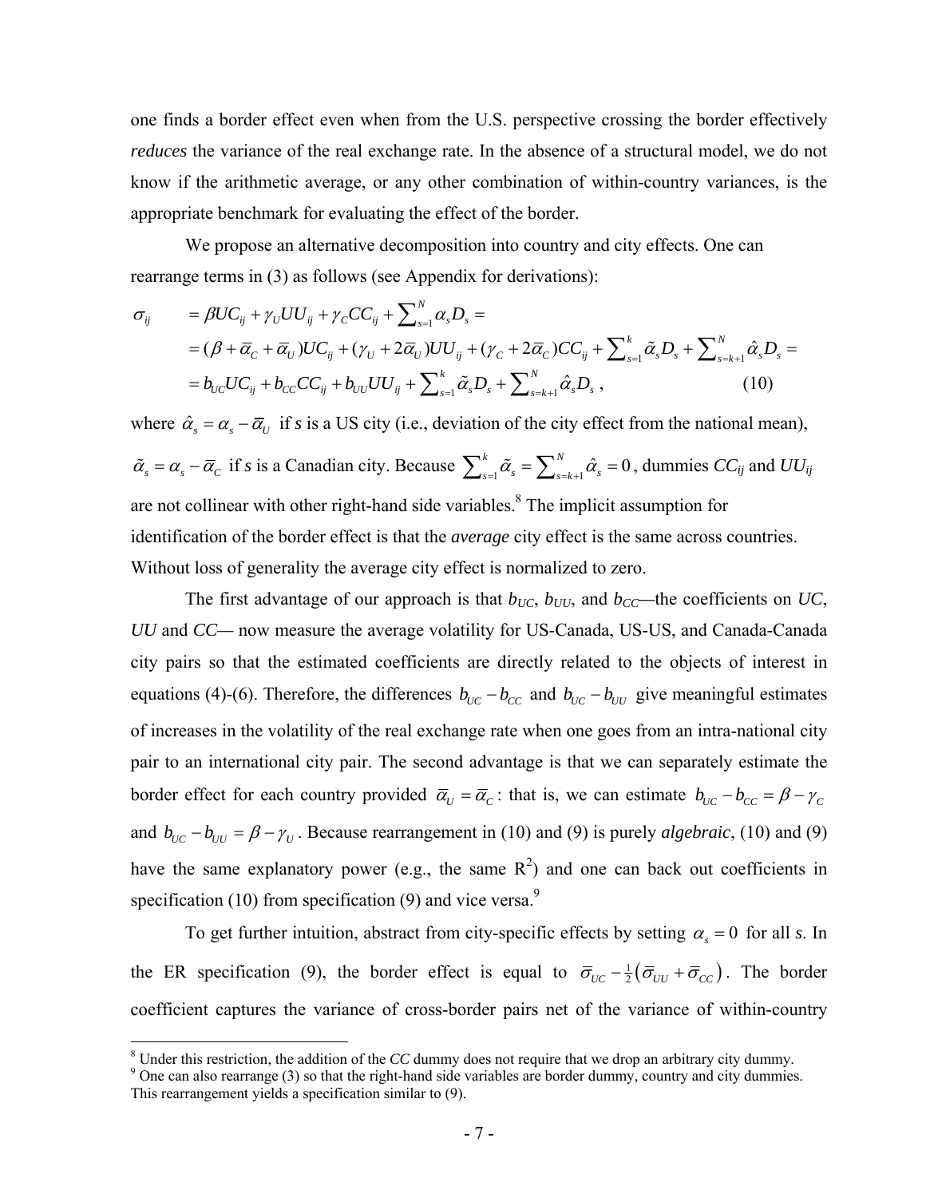one finds a border effect even when from the U.S. perspective crossing the border effectively *reduces* the variance of the real exchange rate. In the absence of a structural model, we do not know if the arithmetic average, or any other combination of within-country variances, is the appropriate benchmark for evaluating the effect of the border.

We propose an alternative decomposition into country and city effects. One can rearrange terms in (3) as follows (see Appendix for derivations):

$$
\begin{aligned}
\sigma_{ij} &= \beta UC_{ij} + \gamma_U UU_{ij} + \gamma_C CC_{ij} + \sum_{s=1}^{N} \alpha_s D_s = \\
&= (\beta + \bar{\alpha}_C + \bar{\alpha}_U) UC_{ij} + (\gamma_U + 2\bar{\alpha}_U) UU_{ij} + (\gamma_C + 2\bar{\alpha}_C) CC_{ij} + \sum_{s=1}^{k} \tilde{\alpha}_s D_s + \sum_{s=k+1}^{N} \hat{\alpha}_s D_s = \\
&= b_{UC} UC_{ij} + b_{CC} CC_{ij} + b_{UU} UU_{ij} + \sum_{s=1}^{k} \tilde{\alpha}_s D_s + \sum_{s=k+1}^{N} \hat{\alpha}_s D_s \,, \qquad (10)
\end{aligned}
$$

where $\hat{\alpha}_s = \alpha_s - \bar{\alpha}_U$ if $s$ is a US city (i.e., deviation of the city effect from the national mean), $\tilde{\alpha}_s = \alpha_s - \bar{\alpha}_C$ if $s$ is a Canadian city. Because $\sum_{s=1}^{k} \tilde{\alpha}_s = \sum_{s=k+1}^{N} \hat{\alpha}_s = 0$, dummies $CC_{ij}$ and $UU_{ij}$ are not collinear with other right-hand side variables.[8] The implicit assumption for identification of the border effect is that the *average* city effect is the same across countries. Without loss of generality the average city effect is normalized to zero.

The first advantage of our approach is that $b_{UC}$, $b_{UU}$, and $b_{CC}$—the coefficients on $UC$, $UU$ and $CC$— now measure the average volatility for US-Canada, US-US, and Canada-Canada city pairs so that the estimated coefficients are directly related to the objects of interest in equations (4)-(6). Therefore, the differences $b_{UC} - b_{CC}$ and $b_{UC} - b_{UU}$ give meaningful estimates of increases in the volatility of the real exchange rate when one goes from an intra-national city pair to an international city pair. The second advantage is that we can separately estimate the border effect for each country provided $\bar{\alpha}_U = \bar{\alpha}_C$: that is, we can estimate $b_{UC} - b_{CC} = \beta - \gamma_C$ and $b_{UC} - b_{UU} = \beta - \gamma_U$. Because rearrangement in (10) and (9) is purely *algebraic*, (10) and (9) have the same explanatory power (e.g., the same $R^2$) and one can back out coefficients in specification (10) from specification (9) and vice versa.[9]

To get further intuition, abstract from city-specific effects by setting $\alpha_s = 0$ for all $s$. In the ER specification (9), the border effect is equal to $\bar{\sigma}_{UC} - \frac{1}{2}\left(\bar{\sigma}_{UU} + \bar{\sigma}_{CC}\right)$. The border coefficient captures the variance of cross-border pairs net of the variance of within-country

[8] Under this restriction, the addition of the *CC* dummy does not require that we drop an arbitrary city dummy.

[9] One can also rearrange (3) so that the right-hand side variables are border dummy, country and city dummies. This rearrangement yields a specification similar to (9).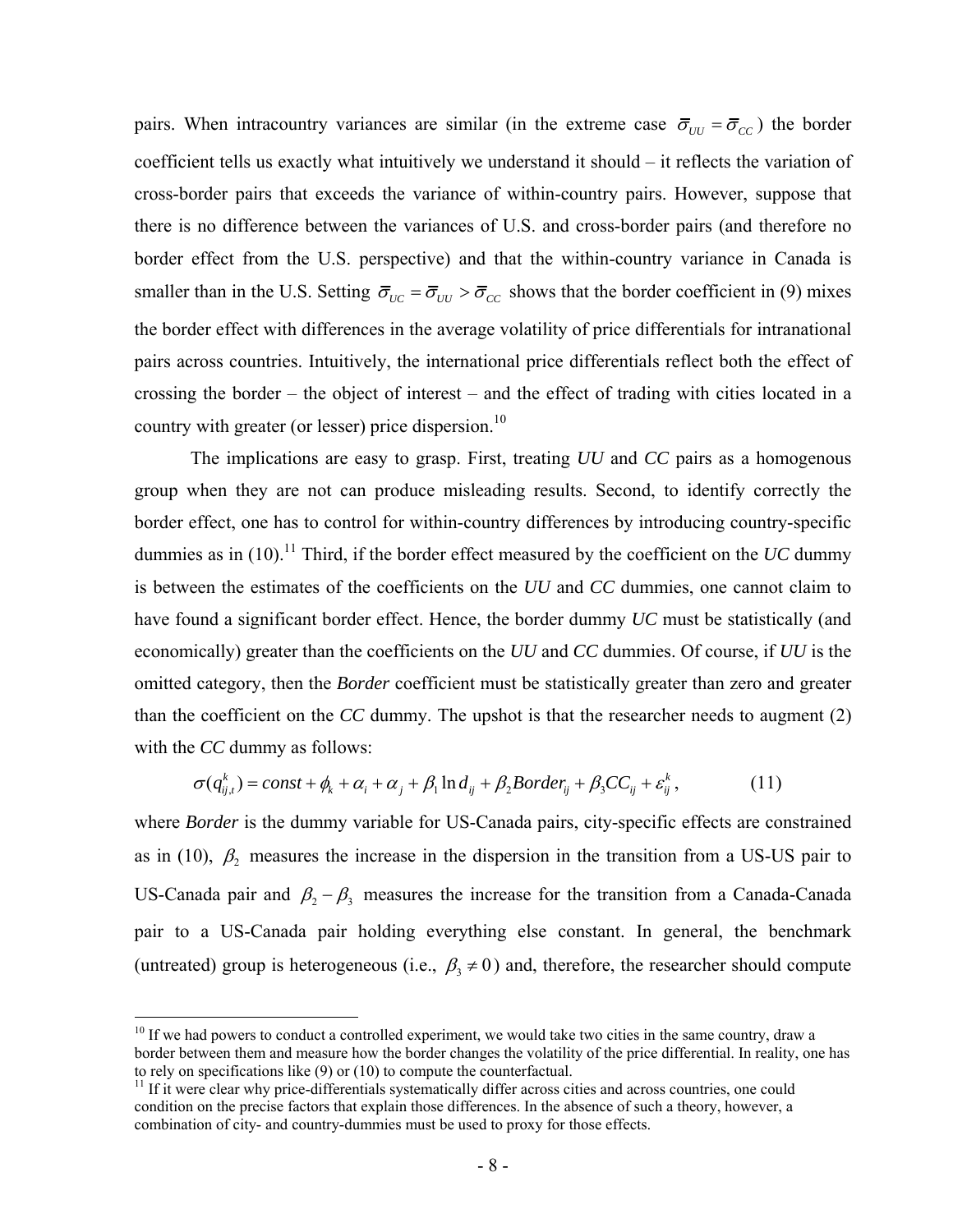pairs. When intracountry variances are similar (in the extreme case $\bar{\sigma}_{UU} = \bar{\sigma}_{CC}$) the border coefficient tells us exactly what intuitively we understand it should – it reflects the variation of cross-border pairs that exceeds the variance of within-country pairs. However, suppose that there is no difference between the variances of U.S. and cross-border pairs (and therefore no border effect from the U.S. perspective) and that the within-country variance in Canada is smaller than in the U.S. Setting $\bar{\sigma}_{UC} = \bar{\sigma}_{UU} > \bar{\sigma}_{CC}$ shows that the border coefficient in (9) mixes the border effect with differences in the average volatility of price differentials for intranational pairs across countries. Intuitively, the international price differentials reflect both the effect of crossing the border – the object of interest – and the effect of trading with cities located in a country with greater (or lesser) price dispersion.[10]

The implications are easy to grasp. First, treating *UU* and *CC* pairs as a homogenous group when they are not can produce misleading results. Second, to identify correctly the border effect, one has to control for within-country differences by introducing country-specific dummies as in (10).[11] Third, if the border effect measured by the coefficient on the *UC* dummy is between the estimates of the coefficients on the *UU* and *CC* dummies, one cannot claim to have found a significant border effect. Hence, the border dummy *UC* must be statistically (and economically) greater than the coefficients on the *UU* and *CC* dummies. Of course, if *UU* is the omitted category, then the *Border* coefficient must be statistically greater than zero and greater than the coefficient on the *CC* dummy. The upshot is that the researcher needs to augment (2) with the *CC* dummy as follows:

$$\sigma(q_{ij,t}^{k}) = const + \phi_k + \alpha_i + \alpha_j + \beta_1 \ln d_{ij} + \beta_2 Border_{ij} + \beta_3 CC_{ij} + \varepsilon_{ij}^{k}, \tag{11}$$

where *Border* is the dummy variable for US-Canada pairs, city-specific effects are constrained as in (10), $\beta_2$ measures the increase in the dispersion in the transition from a US-US pair to US-Canada pair and $\beta_2 - \beta_3$ measures the increase for the transition from a Canada-Canada pair to a US-Canada pair holding everything else constant. In general, the benchmark (untreated) group is heterogeneous (i.e., $\beta_3 \neq 0$) and, therefore, the researcher should compute

---

[10] If we had powers to conduct a controlled experiment, we would take two cities in the same country, draw a border between them and measure how the border changes the volatility of the price differential. In reality, one has to rely on specifications like (9) or (10) to compute the counterfactual.

[11] If it were clear why price-differentials systematically differ across cities and across countries, one could condition on the precise factors that explain those differences. In the absence of such a theory, however, a combination of city- and country-dummies must be used to proxy for those effects.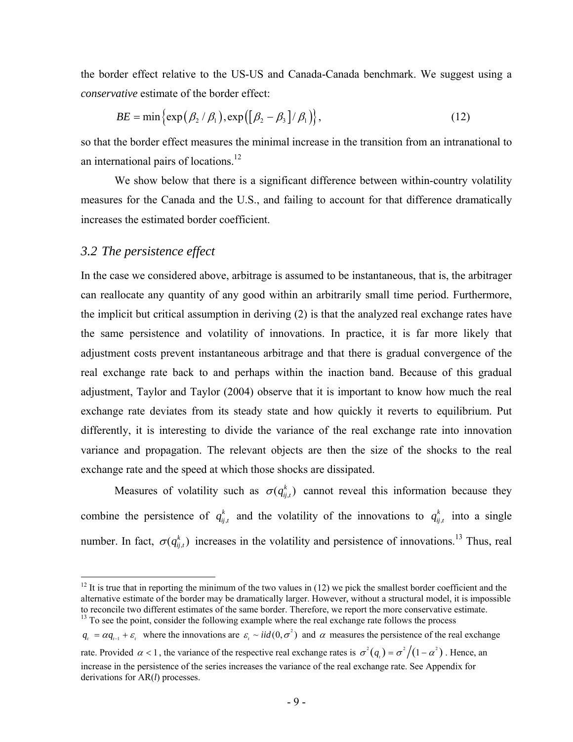the border effect relative to the US-US and Canada-Canada benchmark. We suggest using a *conservative* estimate of the border effect:

$$BE = \min\left\{\exp\left(\beta_2 / \beta_1\right), \exp\left(\left[\beta_2 - \beta_3\right] / \beta_1\right)\right\}, \tag{12}$$

so that the border effect measures the minimal increase in the transition from an intranational to an international pairs of locations.[12]

We show below that there is a significant difference between within-country volatility measures for the Canada and the U.S., and failing to account for that difference dramatically increases the estimated border coefficient.

## *3.2 The persistence effect*

In the case we considered above, arbitrage is assumed to be instantaneous, that is, the arbitrager can reallocate any quantity of any good within an arbitrarily small time period. Furthermore, the implicit but critical assumption in deriving (2) is that the analyzed real exchange rates have the same persistence and volatility of innovations. In practice, it is far more likely that adjustment costs prevent instantaneous arbitrage and that there is gradual convergence of the real exchange rate back to and perhaps within the inaction band. Because of this gradual adjustment, Taylor and Taylor (2004) observe that it is important to know how much the real exchange rate deviates from its steady state and how quickly it reverts to equilibrium. Put differently, it is interesting to divide the variance of the real exchange rate into innovation variance and propagation. The relevant objects are then the size of the shocks to the real exchange rate and the speed at which those shocks are dissipated.

Measures of volatility such as $\sigma(q_{ij,t}^k)$ cannot reveal this information because they combine the persistence of $q_{ij,t}^k$ and the volatility of the innovations to $q_{ij,t}^k$ into a single number. In fact, $\sigma(q_{ij,t}^k)$ increases in the volatility and persistence of innovations.[13] Thus, real

---

[12] It is true that in reporting the minimum of the two values in (12) we pick the smallest border coefficient and the alternative estimate of the border may be dramatically larger. However, without a structural model, it is impossible to reconcile two different estimates of the same border. Therefore, we report the more conservative estimate.

[13] To see the point, consider the following example where the real exchange rate follows the process $q_t = \alpha q_{t-1} + \varepsilon_t$ where the innovations are $\varepsilon_t \sim iid(0, \sigma^2)$ and $\alpha$ measures the persistence of the real exchange rate. Provided $\alpha < 1$, the variance of the respective real exchange rates is $\sigma^2(q_t) = \sigma^2 / (1 - \alpha^2)$. Hence, an increase in the persistence of the series increases the variance of the real exchange rate. See Appendix for derivations for AR($l$) processes.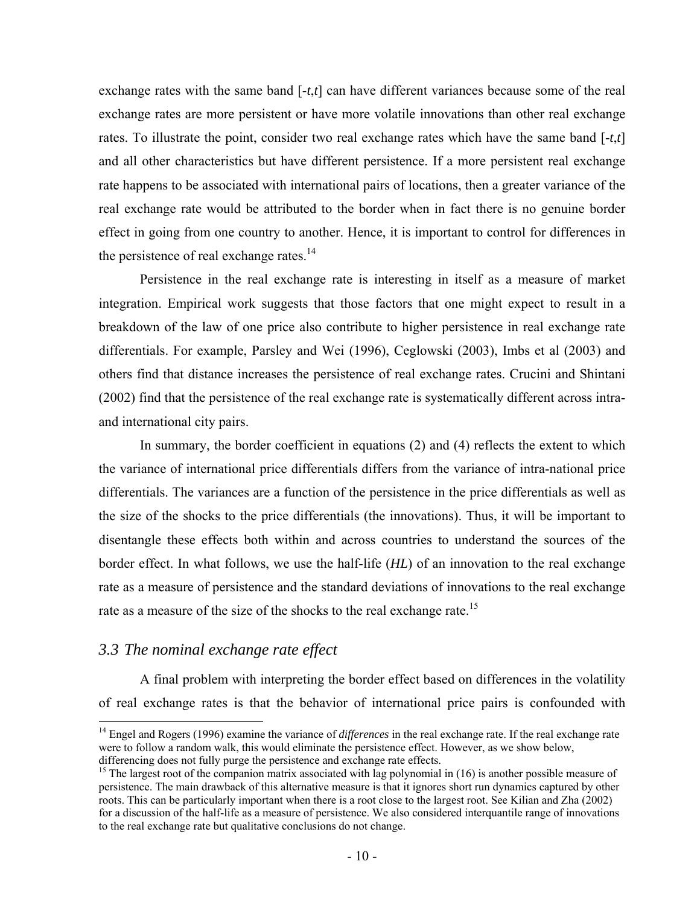exchange rates with the same band $[-t,t]$ can have different variances because some of the real exchange rates are more persistent or have more volatile innovations than other real exchange rates. To illustrate the point, consider two real exchange rates which have the same band $[-t,t]$ and all other characteristics but have different persistence. If a more persistent real exchange rate happens to be associated with international pairs of locations, then a greater variance of the real exchange rate would be attributed to the border when in fact there is no genuine border effect in going from one country to another. Hence, it is important to control for differences in the persistence of real exchange rates.[14]

Persistence in the real exchange rate is interesting in itself as a measure of market integration. Empirical work suggests that those factors that one might expect to result in a breakdown of the law of one price also contribute to higher persistence in real exchange rate differentials. For example, Parsley and Wei (1996), Ceglowski (2003), Imbs et al (2003) and others find that distance increases the persistence of real exchange rates. Crucini and Shintani (2002) find that the persistence of the real exchange rate is systematically different across intra- and international city pairs.

In summary, the border coefficient in equations (2) and (4) reflects the extent to which the variance of international price differentials differs from the variance of intra-national price differentials. The variances are a function of the persistence in the price differentials as well as the size of the shocks to the price differentials (the innovations). Thus, it will be important to disentangle these effects both within and across countries to understand the sources of the border effect. In what follows, we use the half-life (*HL*) of an innovation to the real exchange rate as a measure of persistence and the standard deviations of innovations to the real exchange rate as a measure of the size of the shocks to the real exchange rate.[15]

### *3.3 The nominal exchange rate effect*

A final problem with interpreting the border effect based on differences in the volatility of real exchange rates is that the behavior of international price pairs is confounded with

---

[14] Engel and Rogers (1996) examine the variance of *differences* in the real exchange rate. If the real exchange rate were to follow a random walk, this would eliminate the persistence effect. However, as we show below, differencing does not fully purge the persistence and exchange rate effects.

[15] The largest root of the companion matrix associated with lag polynomial in (16) is another possible measure of persistence. The main drawback of this alternative measure is that it ignores short run dynamics captured by other roots. This can be particularly important when there is a root close to the largest root. See Kilian and Zha (2002) for a discussion of the half-life as a measure of persistence. We also considered interquantile range of innovations to the real exchange rate but qualitative conclusions do not change.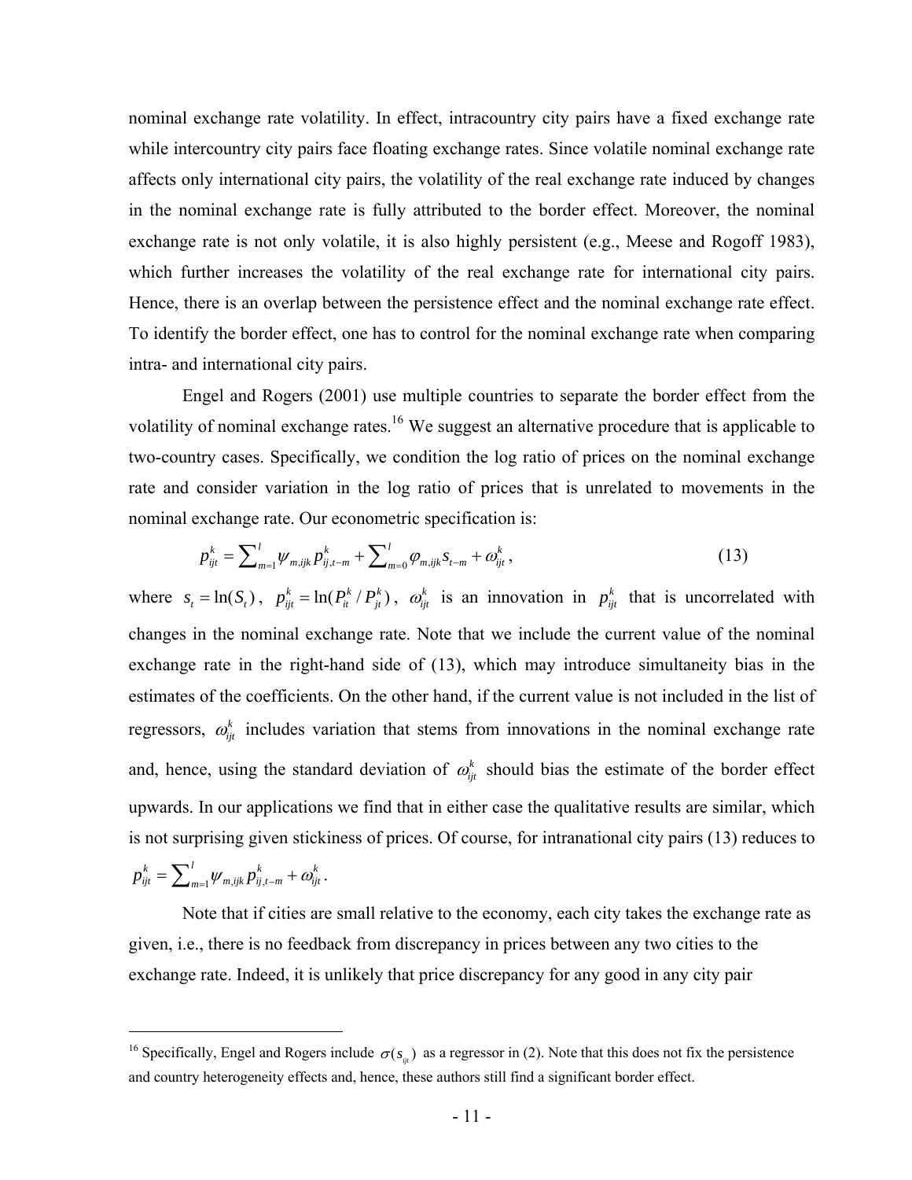nominal exchange rate volatility. In effect, intracountry city pairs have a fixed exchange rate while intercountry city pairs face floating exchange rates. Since volatile nominal exchange rate affects only international city pairs, the volatility of the real exchange rate induced by changes in the nominal exchange rate is fully attributed to the border effect. Moreover, the nominal exchange rate is not only volatile, it is also highly persistent (e.g., Meese and Rogoff 1983), which further increases the volatility of the real exchange rate for international city pairs. Hence, there is an overlap between the persistence effect and the nominal exchange rate effect. To identify the border effect, one has to control for the nominal exchange rate when comparing intra- and international city pairs.

Engel and Rogers (2001) use multiple countries to separate the border effect from the volatility of nominal exchange rates.[16] We suggest an alternative procedure that is applicable to two-country cases. Specifically, we condition the log ratio of prices on the nominal exchange rate and consider variation in the log ratio of prices that is unrelated to movements in the nominal exchange rate. Our econometric specification is:

$$p_{ijt}^{k} = \sum\nolimits_{m=1}^{l} \psi_{m,ijk} p_{ij,t-m}^{k} + \sum\nolimits_{m=0}^{l} \varphi_{m,ijk} s_{t-m} + \omega_{ijt}^{k}, \tag{13}$$

where $s_t = \ln(S_t)$, $p_{ijt}^k = \ln(P_{it}^k / P_{jt}^k)$, $\omega_{ijt}^k$ is an innovation in $p_{ijt}^k$ that is uncorrelated with changes in the nominal exchange rate. Note that we include the current value of the nominal exchange rate in the right-hand side of (13), which may introduce simultaneity bias in the estimates of the coefficients. On the other hand, if the current value is not included in the list of regressors, $\omega_{ijt}^k$ includes variation that stems from innovations in the nominal exchange rate and, hence, using the standard deviation of $\omega_{ijt}^k$ should bias the estimate of the border effect upwards. In our applications we find that in either case the qualitative results are similar, which is not surprising given stickiness of prices. Of course, for intranational city pairs (13) reduces to $p_{ijt}^{k} = \sum\nolimits_{m=1}^{l} \psi_{m,ijk} p_{ij,t-m}^{k} + \omega_{ijt}^{k}$.

Note that if cities are small relative to the economy, each city takes the exchange rate as given, i.e., there is no feedback from discrepancy in prices between any two cities to the exchange rate. Indeed, it is unlikely that price discrepancy for any good in any city pair

[16] Specifically, Engel and Rogers include $\sigma(s_{ijt})$ as a regressor in (2). Note that this does not fix the persistence and country heterogeneity effects and, hence, these authors still find a significant border effect.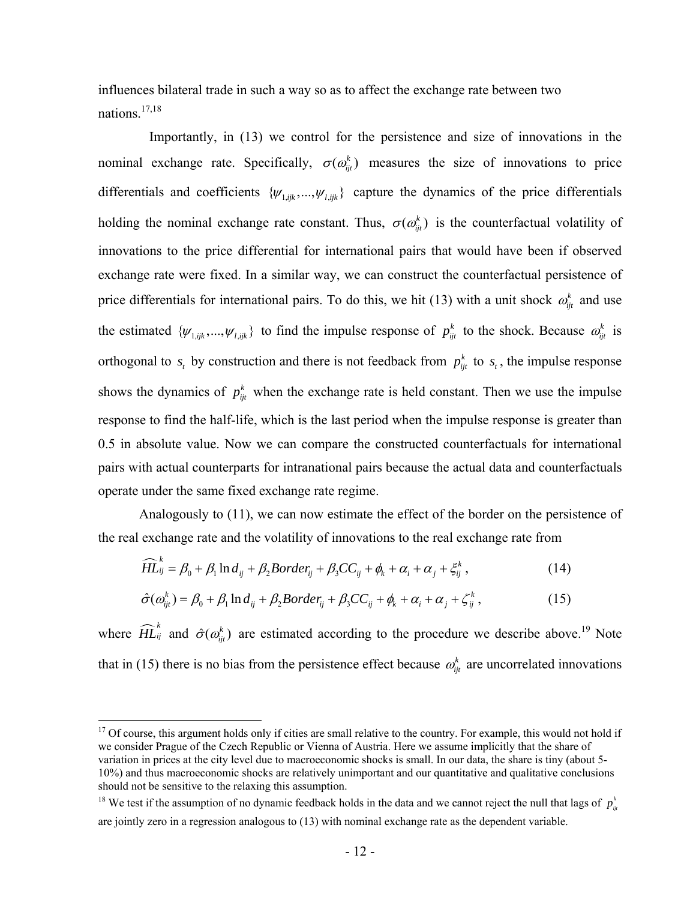influences bilateral trade in such a way so as to affect the exchange rate between two nations.[17,18]

Importantly, in (13) we control for the persistence and size of innovations in the nominal exchange rate. Specifically, $\sigma(\omega_{ijt}^k)$ measures the size of innovations to price differentials and coefficients $\{\psi_{1,ijk},...,\psi_{l,ijk}\}$ capture the dynamics of the price differentials holding the nominal exchange rate constant. Thus, $\sigma(\omega_{ijt}^k)$ is the counterfactual volatility of innovations to the price differential for international pairs that would have been if observed exchange rate were fixed. In a similar way, we can construct the counterfactual persistence of price differentials for international pairs. To do this, we hit (13) with a unit shock $\omega_{ijt}^k$ and use the estimated $\{\psi_{1,ijk},...,\psi_{l,ijk}\}$ to find the impulse response of $p_{ijt}^k$ to the shock. Because $\omega_{ijt}^k$ is orthogonal to $s_t$ by construction and there is not feedback from $p_{ijt}^k$ to $s_t$, the impulse response shows the dynamics of $p_{ijt}^k$ when the exchange rate is held constant. Then we use the impulse response to find the half-life, which is the last period when the impulse response is greater than 0.5 in absolute value. Now we can compare the constructed counterfactuals for international pairs with actual counterparts for intranational pairs because the actual data and counterfactuals operate under the same fixed exchange rate regime.

Analogously to (11), we can now estimate the effect of the border on the persistence of the real exchange rate and the volatility of innovations to the real exchange rate from

$$\widehat{HL}_{ij}^k = \beta_0 + \beta_1 \ln d_{ij} + \beta_2 Border_{ij} + \beta_3 CC_{ij} + \phi_k + \alpha_i + \alpha_j + \xi_{ij}^k \,, \tag{14}$$

$$\hat{\sigma}(\omega_{ijt}^k) = \beta_0 + \beta_1 \ln d_{ij} + \beta_2 Border_{ij} + \beta_3 CC_{ij} + \phi_k + \alpha_i + \alpha_j + \zeta_{ij}^k \,, \tag{15}$$

where $\widehat{HL}_{ij}^k$ and $\hat{\sigma}(\omega_{ijt}^k)$ are estimated according to the procedure we describe above.[19] Note that in (15) there is no bias from the persistence effect because $\omega_{ijt}^k$ are uncorrelated innovations

---

[17] Of course, this argument holds only if cities are small relative to the country. For example, this would not hold if we consider Prague of the Czech Republic or Vienna of Austria. Here we assume implicitly that the share of variation in prices at the city level due to macroeconomic shocks is small. In our data, the share is tiny (about 5-10%) and thus macroeconomic shocks are relatively unimportant and our quantitative and qualitative conclusions should not be sensitive to the relaxing this assumption.

[18] We test if the assumption of no dynamic feedback holds in the data and we cannot reject the null that lags of $p_{ijt}^k$ are jointly zero in a regression analogous to (13) with nominal exchange rate as the dependent variable.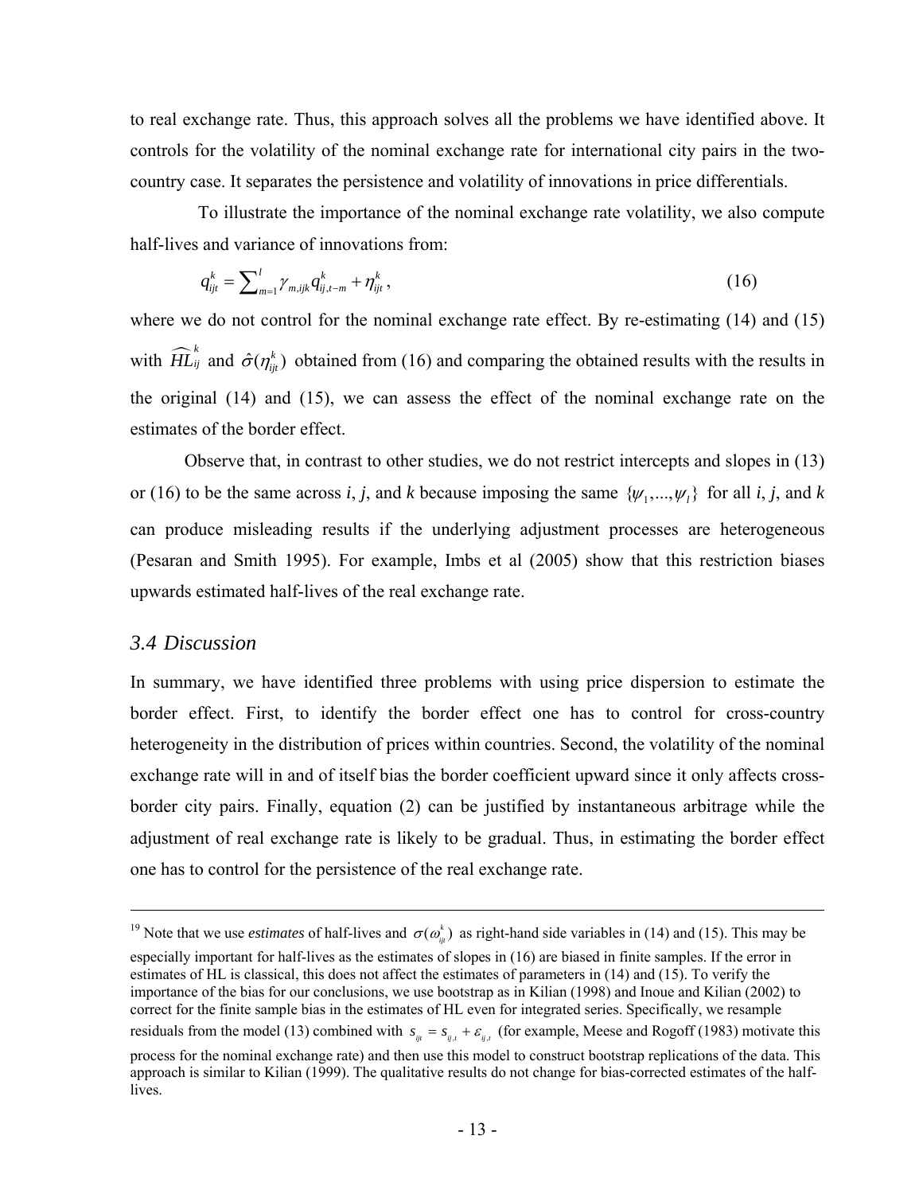to real exchange rate. Thus, this approach solves all the problems we have identified above. It controls for the volatility of the nominal exchange rate for international city pairs in the two-country case. It separates the persistence and volatility of innovations in price differentials.

To illustrate the importance of the nominal exchange rate volatility, we also compute half-lives and variance of innovations from:

$$q_{ijt}^{k} = \sum_{m=1}^{l} \gamma_{m,ijk} q_{ij,t-m}^{k} + \eta_{ijt}^{k}, \tag{16}$$

where we do not control for the nominal exchange rate effect. By re-estimating (14) and (15) with $\widehat{HL}_{ij}^{k}$ and $\hat{\sigma}(\eta_{ijt}^{k})$ obtained from (16) and comparing the obtained results with the results in the original (14) and (15), we can assess the effect of the nominal exchange rate on the estimates of the border effect.

Observe that, in contrast to other studies, we do not restrict intercepts and slopes in (13) or (16) to be the same across *i*, *j*, and *k* because imposing the same $\{\psi_1, ..., \psi_l\}$ for all *i*, *j*, and *k* can produce misleading results if the underlying adjustment processes are heterogeneous (Pesaran and Smith 1995). For example, Imbs et al (2005) show that this restriction biases upwards estimated half-lives of the real exchange rate.

## *3.4 Discussion*

In summary, we have identified three problems with using price dispersion to estimate the border effect. First, to identify the border effect one has to control for cross-country heterogeneity in the distribution of prices within countries. Second, the volatility of the nominal exchange rate will in and of itself bias the border coefficient upward since it only affects cross-border city pairs. Finally, equation (2) can be justified by instantaneous arbitrage while the adjustment of real exchange rate is likely to be gradual. Thus, in estimating the border effect one has to control for the persistence of the real exchange rate.

---

[19] Note that we use *estimates* of half-lives and $\sigma(\omega_{ijt}^{k})$ as right-hand side variables in (14) and (15). This may be especially important for half-lives as the estimates of slopes in (16) are biased in finite samples. If the error in estimates of HL is classical, this does not affect the estimates of parameters in (14) and (15). To verify the importance of the bias for our conclusions, we use bootstrap as in Kilian (1998) and Inoue and Kilian (2002) to correct for the finite sample bias in the estimates of HL even for integrated series. Specifically, we resample residuals from the model (13) combined with $s_{ijt} = s_{ij,t} + \varepsilon_{ij,t}$ (for example, Meese and Rogoff (1983) motivate this process for the nominal exchange rate) and then use this model to construct bootstrap replications of the data. This approach is similar to Kilian (1999). The qualitative results do not change for bias-corrected estimates of the half-lives.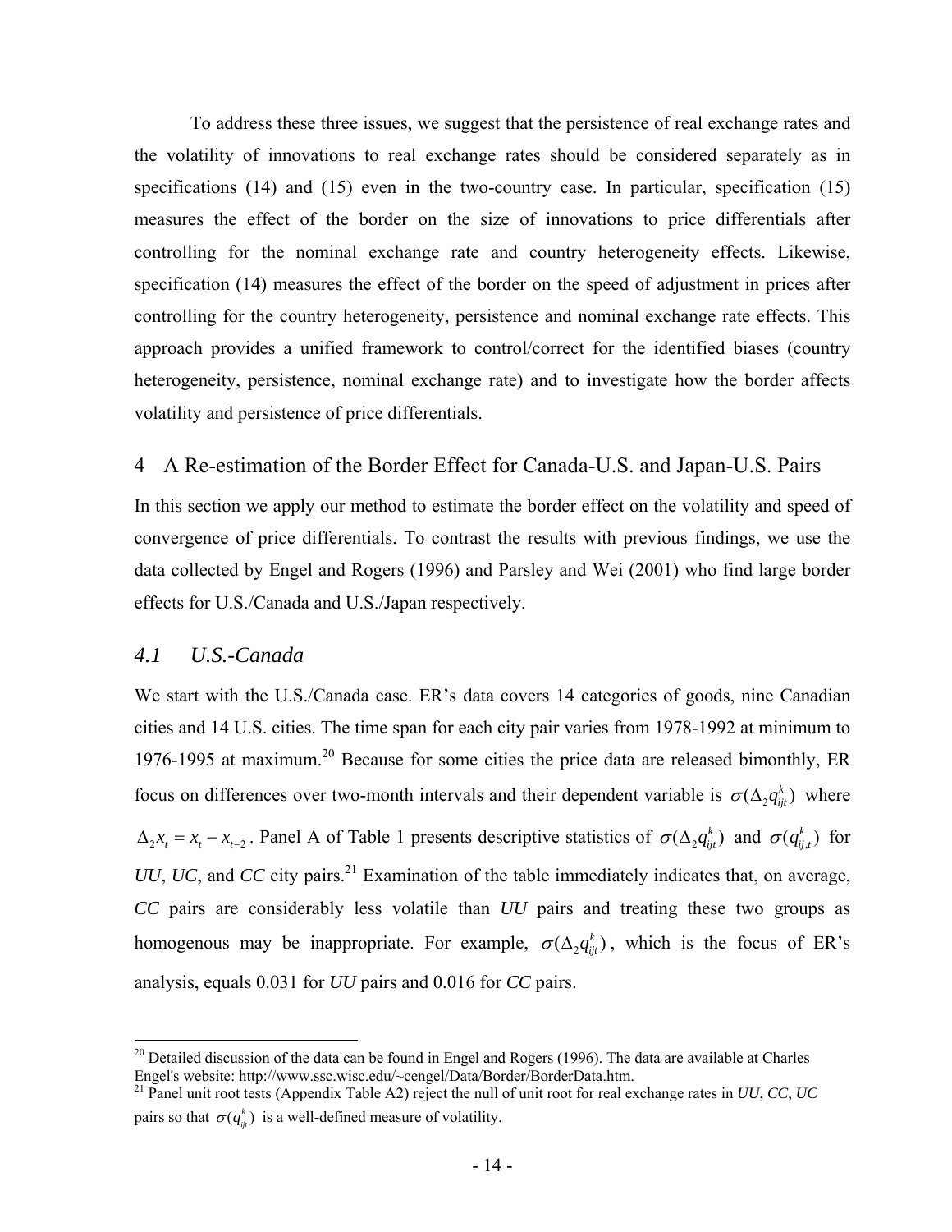To address these three issues, we suggest that the persistence of real exchange rates and the volatility of innovations to real exchange rates should be considered separately as in specifications (14) and (15) even in the two-country case. In particular, specification (15) measures the effect of the border on the size of innovations to price differentials after controlling for the nominal exchange rate and country heterogeneity effects. Likewise, specification (14) measures the effect of the border on the speed of adjustment in prices after controlling for the country heterogeneity, persistence and nominal exchange rate effects. This approach provides a unified framework to control/correct for the identified biases (country heterogeneity, persistence, nominal exchange rate) and to investigate how the border affects volatility and persistence of price differentials.

## 4 A Re-estimation of the Border Effect for Canada-U.S. and Japan-U.S. Pairs

In this section we apply our method to estimate the border effect on the volatility and speed of convergence of price differentials. To contrast the results with previous findings, we use the data collected by Engel and Rogers (1996) and Parsley and Wei (2001) who find large border effects for U.S./Canada and U.S./Japan respectively.

### *4.1 U.S.-Canada*

We start with the U.S./Canada case. ER's data covers 14 categories of goods, nine Canadian cities and 14 U.S. cities. The time span for each city pair varies from 1978-1992 at minimum to 1976-1995 at maximum.[20] Because for some cities the price data are released bimonthly, ER focus on differences over two-month intervals and their dependent variable is $\sigma(\Delta_2 q_{ijt}^k)$ where $\Delta_2 x_t = x_t - x_{t-2}$. Panel A of Table 1 presents descriptive statistics of $\sigma(\Delta_2 q_{ijt}^k)$ and $\sigma(q_{ij,t}^k)$ for *UU*, *UC*, and *CC* city pairs.[21] Examination of the table immediately indicates that, on average, *CC* pairs are considerably less volatile than *UU* pairs and treating these two groups as homogenous may be inappropriate. For example, $\sigma(\Delta_2 q_{ijt}^k)$, which is the focus of ER's analysis, equals 0.031 for *UU* pairs and 0.016 for *CC* pairs.

---

[20] Detailed discussion of the data can be found in Engel and Rogers (1996). The data are available at Charles Engel's website: http://www.ssc.wisc.edu/~cengel/Data/Border/BorderData.htm.

[21] Panel unit root tests (Appendix Table A2) reject the null of unit root for real exchange rates in *UU*, *CC*, *UC* pairs so that $\sigma(q_{ijt}^k)$ is a well-defined measure of volatility.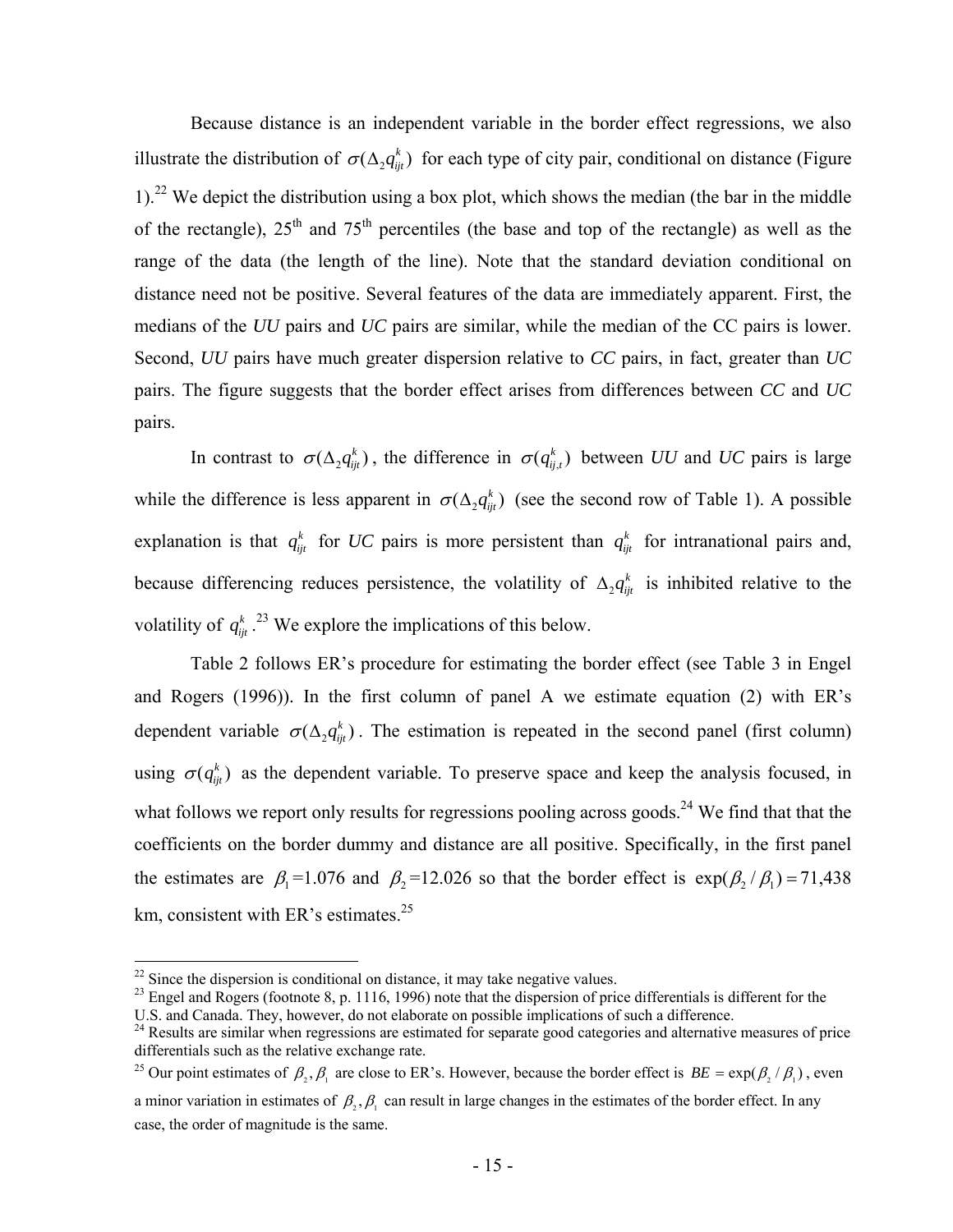Because distance is an independent variable in the border effect regressions, we also illustrate the distribution of $\sigma(\Delta_2 q_{ijt}^k)$ for each type of city pair, conditional on distance (Figure 1).[22] We depict the distribution using a box plot, which shows the median (the bar in the middle of the rectangle), 25th and 75th percentiles (the base and top of the rectangle) as well as the range of the data (the length of the line). Note that the standard deviation conditional on distance need not be positive. Several features of the data are immediately apparent. First, the medians of the *UU* pairs and *UC* pairs are similar, while the median of the CC pairs is lower. Second, *UU* pairs have much greater dispersion relative to *CC* pairs, in fact, greater than *UC* pairs. The figure suggests that the border effect arises from differences between *CC* and *UC* pairs.

In contrast to $\sigma(\Delta_2 q_{ijt}^k)$, the difference in $\sigma(q_{ij,t}^k)$ between *UU* and *UC* pairs is large while the difference is less apparent in $\sigma(\Delta_2 q_{ijt}^k)$ (see the second row of Table 1). A possible explanation is that $q_{ijt}^k$ for *UC* pairs is more persistent than $q_{ijt}^k$ for intranational pairs and, because differencing reduces persistence, the volatility of $\Delta_2 q_{ijt}^k$ is inhibited relative to the volatility of $q_{ijt}^k$.[23] We explore the implications of this below.

Table 2 follows ER's procedure for estimating the border effect (see Table 3 in Engel and Rogers (1996)). In the first column of panel A we estimate equation (2) with ER's dependent variable $\sigma(\Delta_2 q_{ijt}^k)$. The estimation is repeated in the second panel (first column) using $\sigma(q_{ijt}^k)$ as the dependent variable. To preserve space and keep the analysis focused, in what follows we report only results for regressions pooling across goods.[24] We find that that the coefficients on the border dummy and distance are all positive. Specifically, in the first panel the estimates are $\beta_1$=1.076 and $\beta_2$=12.026 so that the border effect is $\exp(\beta_2/\beta_1) = 71{,}438$ km, consistent with ER's estimates.[25]

---

[22] Since the dispersion is conditional on distance, it may take negative values.

[23] Engel and Rogers (footnote 8, p. 1116, 1996) note that the dispersion of price differentials is different for the U.S. and Canada. They, however, do not elaborate on possible implications of such a difference.

[24] Results are similar when regressions are estimated for separate good categories and alternative measures of price differentials such as the relative exchange rate.

[25] Our point estimates of $\beta_2, \beta_1$ are close to ER's. However, because the border effect is $BE = \exp(\beta_2/\beta_1)$, even a minor variation in estimates of $\beta_2, \beta_1$ can result in large changes in the estimates of the border effect. In any case, the order of magnitude is the same.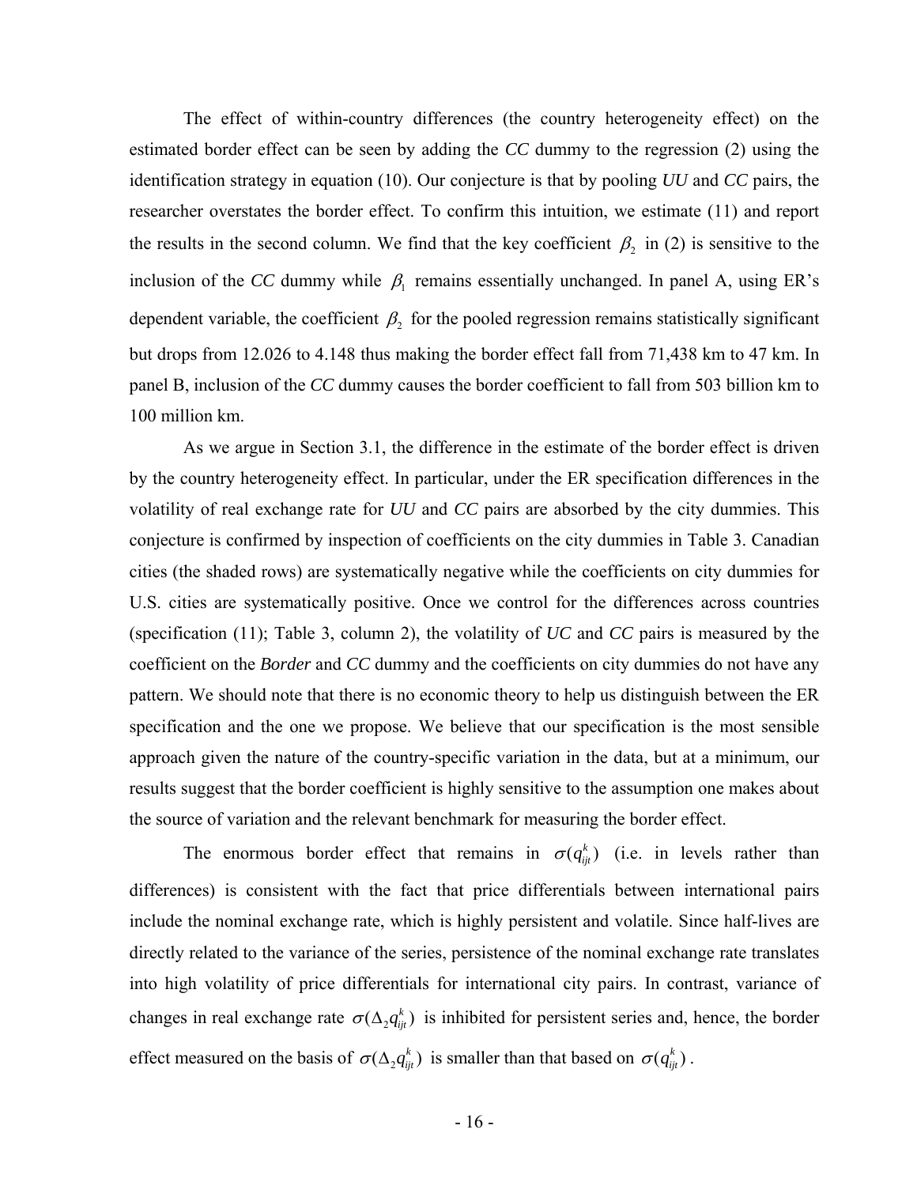The effect of within-country differences (the country heterogeneity effect) on the estimated border effect can be seen by adding the *CC* dummy to the regression (2) using the identification strategy in equation (10). Our conjecture is that by pooling *UU* and *CC* pairs, the researcher overstates the border effect. To confirm this intuition, we estimate (11) and report the results in the second column. We find that the key coefficient $\beta_2$ in (2) is sensitive to the inclusion of the *CC* dummy while $\beta_1$ remains essentially unchanged. In panel A, using ER's dependent variable, the coefficient $\beta_2$ for the pooled regression remains statistically significant but drops from 12.026 to 4.148 thus making the border effect fall from 71,438 km to 47 km. In panel B, inclusion of the *CC* dummy causes the border coefficient to fall from 503 billion km to 100 million km.

As we argue in Section 3.1, the difference in the estimate of the border effect is driven by the country heterogeneity effect. In particular, under the ER specification differences in the volatility of real exchange rate for *UU* and *CC* pairs are absorbed by the city dummies. This conjecture is confirmed by inspection of coefficients on the city dummies in Table 3. Canadian cities (the shaded rows) are systematically negative while the coefficients on city dummies for U.S. cities are systematically positive. Once we control for the differences across countries (specification (11); Table 3, column 2), the volatility of *UC* and *CC* pairs is measured by the coefficient on the *Border* and *CC* dummy and the coefficients on city dummies do not have any pattern. We should note that there is no economic theory to help us distinguish between the ER specification and the one we propose. We believe that our specification is the most sensible approach given the nature of the country-specific variation in the data, but at a minimum, our results suggest that the border coefficient is highly sensitive to the assumption one makes about the source of variation and the relevant benchmark for measuring the border effect.

The enormous border effect that remains in $\sigma(q_{ijt}^{k})$ (i.e. in levels rather than differences) is consistent with the fact that price differentials between international pairs include the nominal exchange rate, which is highly persistent and volatile. Since half-lives are directly related to the variance of the series, persistence of the nominal exchange rate translates into high volatility of price differentials for international city pairs. In contrast, variance of changes in real exchange rate $\sigma(\Delta_2 q_{ijt}^{k})$ is inhibited for persistent series and, hence, the border effect measured on the basis of $\sigma(\Delta_2 q_{ijt}^{k})$ is smaller than that based on $\sigma(q_{ijt}^{k})$.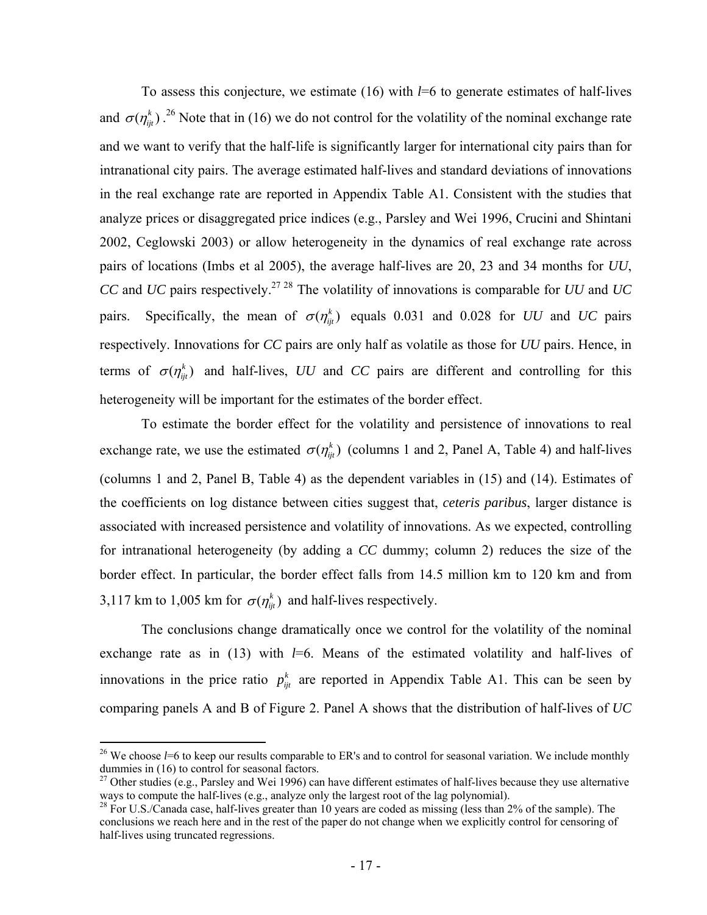To assess this conjecture, we estimate (16) with *l*=6 to generate estimates of half-lives and $\sigma(\eta_{ijt}^{k})$.[26] Note that in (16) we do not control for the volatility of the nominal exchange rate and we want to verify that the half-life is significantly larger for international city pairs than for intranational city pairs. The average estimated half-lives and standard deviations of innovations in the real exchange rate are reported in Appendix Table A1. Consistent with the studies that analyze prices or disaggregated price indices (e.g., Parsley and Wei 1996, Crucini and Shintani 2002, Ceglowski 2003) or allow heterogeneity in the dynamics of real exchange rate across pairs of locations (Imbs et al 2005), the average half-lives are 20, 23 and 34 months for *UU*, *CC* and *UC* pairs respectively.[27] [28] The volatility of innovations is comparable for *UU* and *UC* pairs. Specifically, the mean of $\sigma(\eta_{ijt}^{k})$ equals 0.031 and 0.028 for *UU* and *UC* pairs respectively. Innovations for *CC* pairs are only half as volatile as those for *UU* pairs. Hence, in terms of $\sigma(\eta_{ijt}^{k})$ and half-lives, *UU* and *CC* pairs are different and controlling for this heterogeneity will be important for the estimates of the border effect.

To estimate the border effect for the volatility and persistence of innovations to real exchange rate, we use the estimated $\sigma(\eta_{ijt}^{k})$ (columns 1 and 2, Panel A, Table 4) and half-lives (columns 1 and 2, Panel B, Table 4) as the dependent variables in (15) and (14). Estimates of the coefficients on log distance between cities suggest that, *ceteris paribus*, larger distance is associated with increased persistence and volatility of innovations. As we expected, controlling for intranational heterogeneity (by adding a *CC* dummy; column 2) reduces the size of the border effect. In particular, the border effect falls from 14.5 million km to 120 km and from 3,117 km to 1,005 km for $\sigma(\eta_{ijt}^{k})$ and half-lives respectively.

The conclusions change dramatically once we control for the volatility of the nominal exchange rate as in (13) with *l*=6. Means of the estimated volatility and half-lives of innovations in the price ratio $p_{ijt}^{k}$ are reported in Appendix Table A1. This can be seen by comparing panels A and B of Figure 2. Panel A shows that the distribution of half-lives of *UC*

---

[26] We choose *l*=6 to keep our results comparable to ER's and to control for seasonal variation. We include monthly dummies in (16) to control for seasonal factors.

[27] Other studies (e.g., Parsley and Wei 1996) can have different estimates of half-lives because they use alternative ways to compute the half-lives (e.g., analyze only the largest root of the lag polynomial).

[28] For U.S./Canada case, half-lives greater than 10 years are coded as missing (less than 2% of the sample). The conclusions we reach here and in the rest of the paper do not change when we explicitly control for censoring of half-lives using truncated regressions.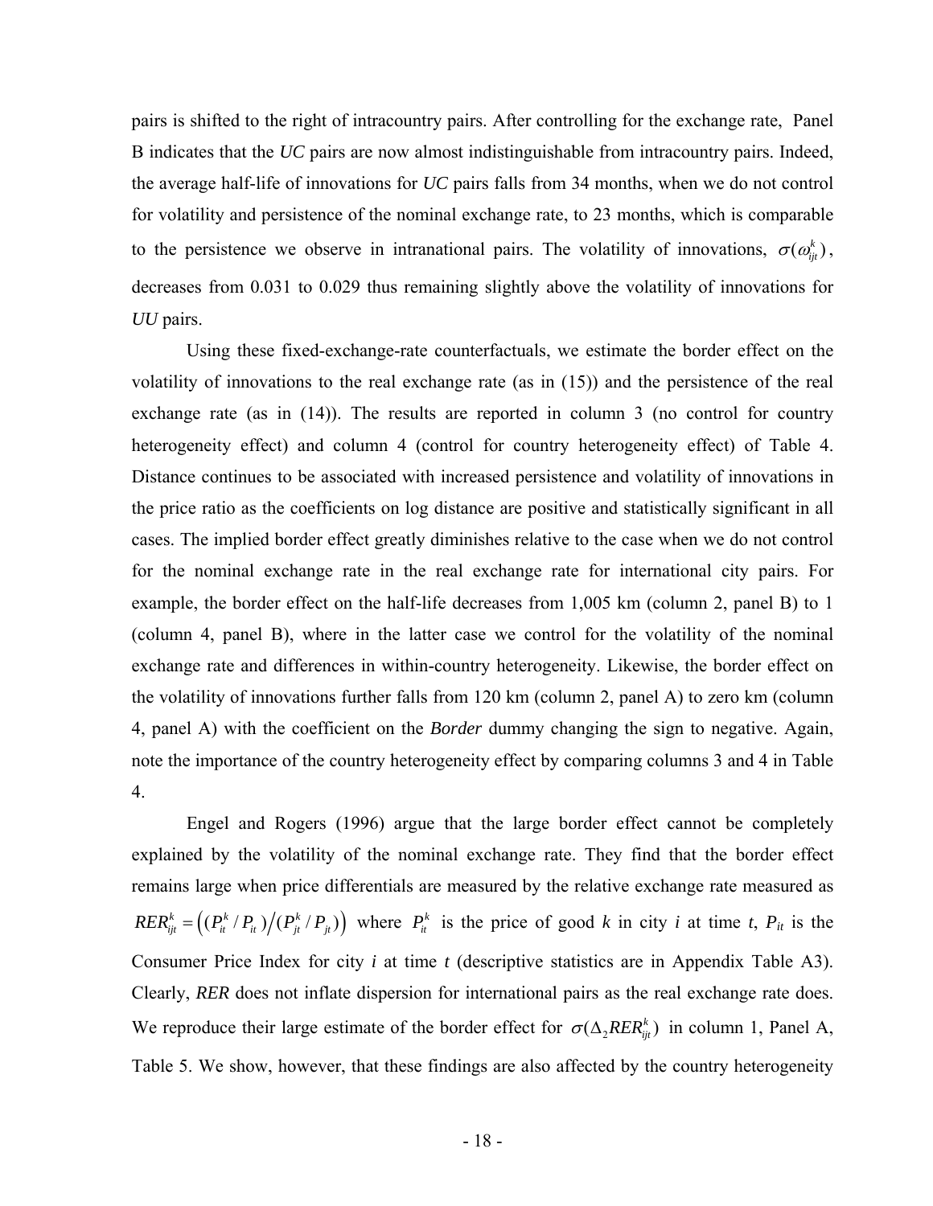pairs is shifted to the right of intracountry pairs. After controlling for the exchange rate, Panel B indicates that the *UC* pairs are now almost indistinguishable from intracountry pairs. Indeed, the average half-life of innovations for *UC* pairs falls from 34 months, when we do not control for volatility and persistence of the nominal exchange rate, to 23 months, which is comparable to the persistence we observe in intranational pairs. The volatility of innovations, $\sigma(\omega_{ijt}^{k})$, decreases from 0.031 to 0.029 thus remaining slightly above the volatility of innovations for *UU* pairs.

Using these fixed-exchange-rate counterfactuals, we estimate the border effect on the volatility of innovations to the real exchange rate (as in (15)) and the persistence of the real exchange rate (as in (14)). The results are reported in column 3 (no control for country heterogeneity effect) and column 4 (control for country heterogeneity effect) of Table 4. Distance continues to be associated with increased persistence and volatility of innovations in the price ratio as the coefficients on log distance are positive and statistically significant in all cases. The implied border effect greatly diminishes relative to the case when we do not control for the nominal exchange rate in the real exchange rate for international city pairs. For example, the border effect on the half-life decreases from 1,005 km (column 2, panel B) to 1 (column 4, panel B), where in the latter case we control for the volatility of the nominal exchange rate and differences in within-country heterogeneity. Likewise, the border effect on the volatility of innovations further falls from 120 km (column 2, panel A) to zero km (column 4, panel A) with the coefficient on the *Border* dummy changing the sign to negative. Again, note the importance of the country heterogeneity effect by comparing columns 3 and 4 in Table 4.

Engel and Rogers (1996) argue that the large border effect cannot be completely explained by the volatility of the nominal exchange rate. They find that the border effect remains large when price differentials are measured by the relative exchange rate measured as $RER_{ijt}^{k} = \left((P_{it}^{k}/P_{it})\big/(P_{jt}^{k}/P_{jt})\right)$ where $P_{it}^{k}$ is the price of good *k* in city *i* at time *t*, $P_{it}$ is the Consumer Price Index for city *i* at time *t* (descriptive statistics are in Appendix Table A3). Clearly, *RER* does not inflate dispersion for international pairs as the real exchange rate does. We reproduce their large estimate of the border effect for $\sigma(\Delta_2 RER_{ijt}^{k})$ in column 1, Panel A, Table 5. We show, however, that these findings are also affected by the country heterogeneity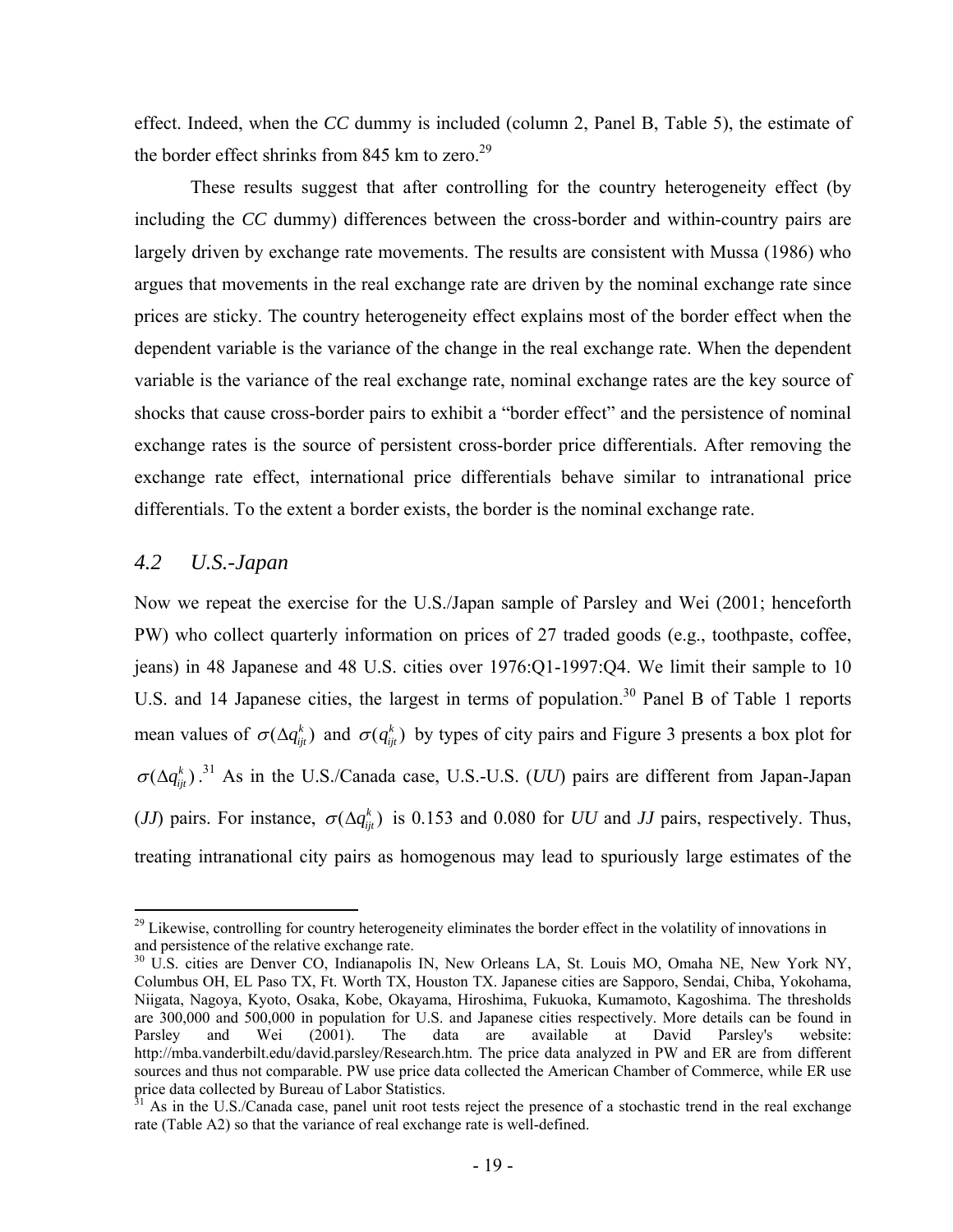effect. Indeed, when the *CC* dummy is included (column 2, Panel B, Table 5), the estimate of the border effect shrinks from 845 km to zero.[29]

These results suggest that after controlling for the country heterogeneity effect (by including the *CC* dummy) differences between the cross-border and within-country pairs are largely driven by exchange rate movements. The results are consistent with Mussa (1986) who argues that movements in the real exchange rate are driven by the nominal exchange rate since prices are sticky. The country heterogeneity effect explains most of the border effect when the dependent variable is the variance of the change in the real exchange rate. When the dependent variable is the variance of the real exchange rate, nominal exchange rates are the key source of shocks that cause cross-border pairs to exhibit a "border effect" and the persistence of nominal exchange rates is the source of persistent cross-border price differentials. After removing the exchange rate effect, international price differentials behave similar to intranational price differentials. To the extent a border exists, the border is the nominal exchange rate.

## 4.2 U.S.-Japan

Now we repeat the exercise for the U.S./Japan sample of Parsley and Wei (2001; henceforth PW) who collect quarterly information on prices of 27 traded goods (e.g., toothpaste, coffee, jeans) in 48 Japanese and 48 U.S. cities over 1976:Q1-1997:Q4. We limit their sample to 10 U.S. and 14 Japanese cities, the largest in terms of population.[30] Panel B of Table 1 reports mean values of $\sigma(\Delta q_{ijt}^{k})$ and $\sigma(q_{ijt}^{k})$ by types of city pairs and Figure 3 presents a box plot for $\sigma(\Delta q_{ijt}^{k})$.[31] As in the U.S./Canada case, U.S.-U.S. (*UU*) pairs are different from Japan-Japan (*JJ*) pairs. For instance, $\sigma(\Delta q_{ijt}^{k})$ is 0.153 and 0.080 for *UU* and *JJ* pairs, respectively. Thus, treating intranational city pairs as homogenous may lead to spuriously large estimates of the

---

[29] Likewise, controlling for country heterogeneity eliminates the border effect in the volatility of innovations in and persistence of the relative exchange rate.

[30] U.S. cities are Denver CO, Indianapolis IN, New Orleans LA, St. Louis MO, Omaha NE, New York NY, Columbus OH, EL Paso TX, Ft. Worth TX, Houston TX. Japanese cities are Sapporo, Sendai, Chiba, Yokohama, Niigata, Nagoya, Kyoto, Osaka, Kobe, Okayama, Hiroshima, Fukuoka, Kumamoto, Kagoshima. The thresholds are 300,000 and 500,000 in population for U.S. and Japanese cities respectively. More details can be found in Parsley and Wei (2001). The data are available at David Parsley's website: http://mba.vanderbilt.edu/david.parsley/Research.htm. The price data analyzed in PW and ER are from different sources and thus not comparable. PW use price data collected the American Chamber of Commerce, while ER use price data collected by Bureau of Labor Statistics.

[31] As in the U.S./Canada case, panel unit root tests reject the presence of a stochastic trend in the real exchange rate (Table A2) so that the variance of real exchange rate is well-defined.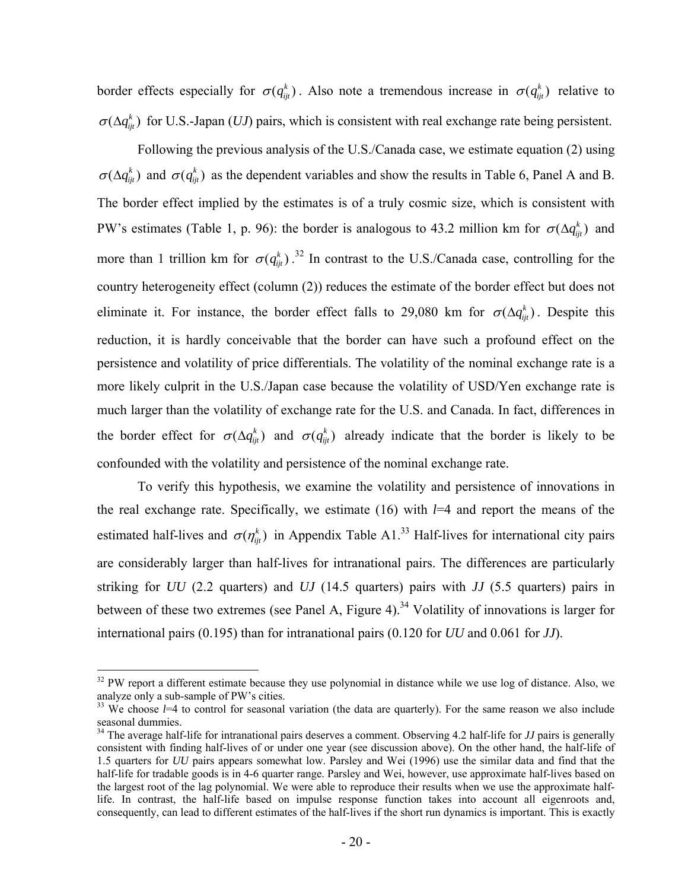border effects especially for $\sigma(q_{ijt}^k)$. Also note a tremendous increase in $\sigma(q_{ijt}^k)$ relative to $\sigma(\Delta q_{ijt}^k)$ for U.S.-Japan (*UJ*) pairs, which is consistent with real exchange rate being persistent.

Following the previous analysis of the U.S./Canada case, we estimate equation (2) using $\sigma(\Delta q_{ijt}^k)$ and $\sigma(q_{ijt}^k)$ as the dependent variables and show the results in Table 6, Panel A and B. The border effect implied by the estimates is of a truly cosmic size, which is consistent with PW's estimates (Table 1, p. 96): the border is analogous to 43.2 million km for $\sigma(\Delta q_{ijt}^k)$ and more than 1 trillion km for $\sigma(q_{ijt}^k)$.[32] In contrast to the U.S./Canada case, controlling for the country heterogeneity effect (column (2)) reduces the estimate of the border effect but does not eliminate it. For instance, the border effect falls to 29,080 km for $\sigma(\Delta q_{ijt}^k)$. Despite this reduction, it is hardly conceivable that the border can have such a profound effect on the persistence and volatility of price differentials. The volatility of the nominal exchange rate is a more likely culprit in the U.S./Japan case because the volatility of USD/Yen exchange rate is much larger than the volatility of exchange rate for the U.S. and Canada. In fact, differences in the border effect for $\sigma(\Delta q_{ijt}^k)$ and $\sigma(q_{ijt}^k)$ already indicate that the border is likely to be confounded with the volatility and persistence of the nominal exchange rate.

To verify this hypothesis, we examine the volatility and persistence of innovations in the real exchange rate. Specifically, we estimate (16) with $l$=4 and report the means of the estimated half-lives and $\sigma(\eta_{ijt}^k)$ in Appendix Table A1.[33] Half-lives for international city pairs are considerably larger than half-lives for intranational pairs. The differences are particularly striking for *UU* (2.2 quarters) and *UJ* (14.5 quarters) pairs with *JJ* (5.5 quarters) pairs in between of these two extremes (see Panel A, Figure 4).[34] Volatility of innovations is larger for international pairs (0.195) than for intranational pairs (0.120 for *UU* and 0.061 for *JJ*).

---

[32] PW report a different estimate because they use polynomial in distance while we use log of distance. Also, we analyze only a sub-sample of PW's cities.

[33] We choose $l$=4 to control for seasonal variation (the data are quarterly). For the same reason we also include seasonal dummies.

[34] The average half-life for intranational pairs deserves a comment. Observing 4.2 half-life for *JJ* pairs is generally consistent with finding half-lives of or under one year (see discussion above). On the other hand, the half-life of 1.5 quarters for *UU* pairs appears somewhat low. Parsley and Wei (1996) use the similar data and find that the half-life for tradable goods is in 4-6 quarter range. Parsley and Wei, however, use approximate half-lives based on the largest root of the lag polynomial. We were able to reproduce their results when we use the approximate half-life. In contrast, the half-life based on impulse response function takes into account all eigenroots and, consequently, can lead to different estimates of the half-lives if the short run dynamics is important. This is exactly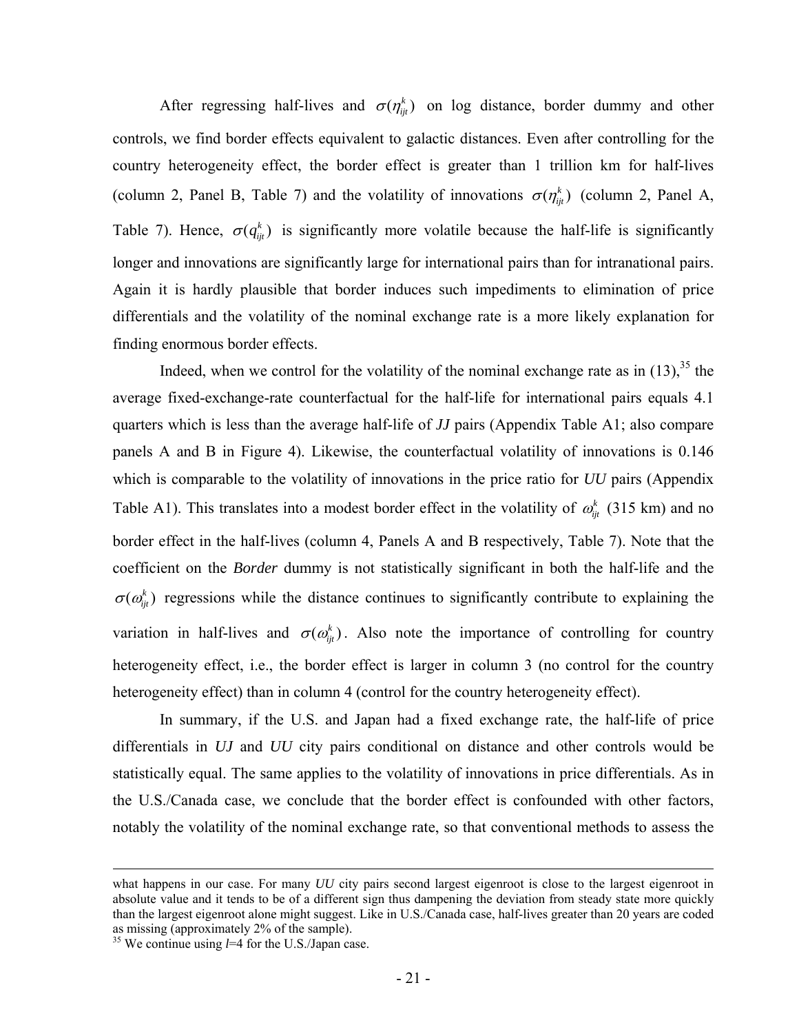After regressing half-lives and $\sigma(\eta_{ijt}^{k})$ on log distance, border dummy and other controls, we find border effects equivalent to galactic distances. Even after controlling for the country heterogeneity effect, the border effect is greater than 1 trillion km for half-lives (column 2, Panel B, Table 7) and the volatility of innovations $\sigma(\eta_{ijt}^{k})$ (column 2, Panel A, Table 7). Hence, $\sigma(q_{ijt}^{k})$ is significantly more volatile because the half-life is significantly longer and innovations are significantly large for international pairs than for intranational pairs. Again it is hardly plausible that border induces such impediments to elimination of price differentials and the volatility of the nominal exchange rate is a more likely explanation for finding enormous border effects.

Indeed, when we control for the volatility of the nominal exchange rate as in (13),[35] the average fixed-exchange-rate counterfactual for the half-life for international pairs equals 4.1 quarters which is less than the average half-life of *JJ* pairs (Appendix Table A1; also compare panels A and B in Figure 4). Likewise, the counterfactual volatility of innovations is 0.146 which is comparable to the volatility of innovations in the price ratio for *UU* pairs (Appendix Table A1). This translates into a modest border effect in the volatility of $\omega_{ijt}^{k}$ (315 km) and no border effect in the half-lives (column 4, Panels A and B respectively, Table 7). Note that the coefficient on the *Border* dummy is not statistically significant in both the half-life and the $\sigma(\omega_{ijt}^{k})$ regressions while the distance continues to significantly contribute to explaining the variation in half-lives and $\sigma(\omega_{ijt}^{k})$. Also note the importance of controlling for country heterogeneity effect, i.e., the border effect is larger in column 3 (no control for the country heterogeneity effect) than in column 4 (control for the country heterogeneity effect).

In summary, if the U.S. and Japan had a fixed exchange rate, the half-life of price differentials in *UJ* and *UU* city pairs conditional on distance and other controls would be statistically equal. The same applies to the volatility of innovations in price differentials. As in the U.S./Canada case, we conclude that the border effect is confounded with other factors, notably the volatility of the nominal exchange rate, so that conventional methods to assess the

---

what happens in our case. For many *UU* city pairs second largest eigenroot is close to the largest eigenroot in absolute value and it tends to be of a different sign thus dampening the deviation from steady state more quickly than the largest eigenroot alone might suggest. Like in U.S./Canada case, half-lives greater than 20 years are coded as missing (approximately 2% of the sample).

[35] We continue using $l$=4 for the U.S./Japan case.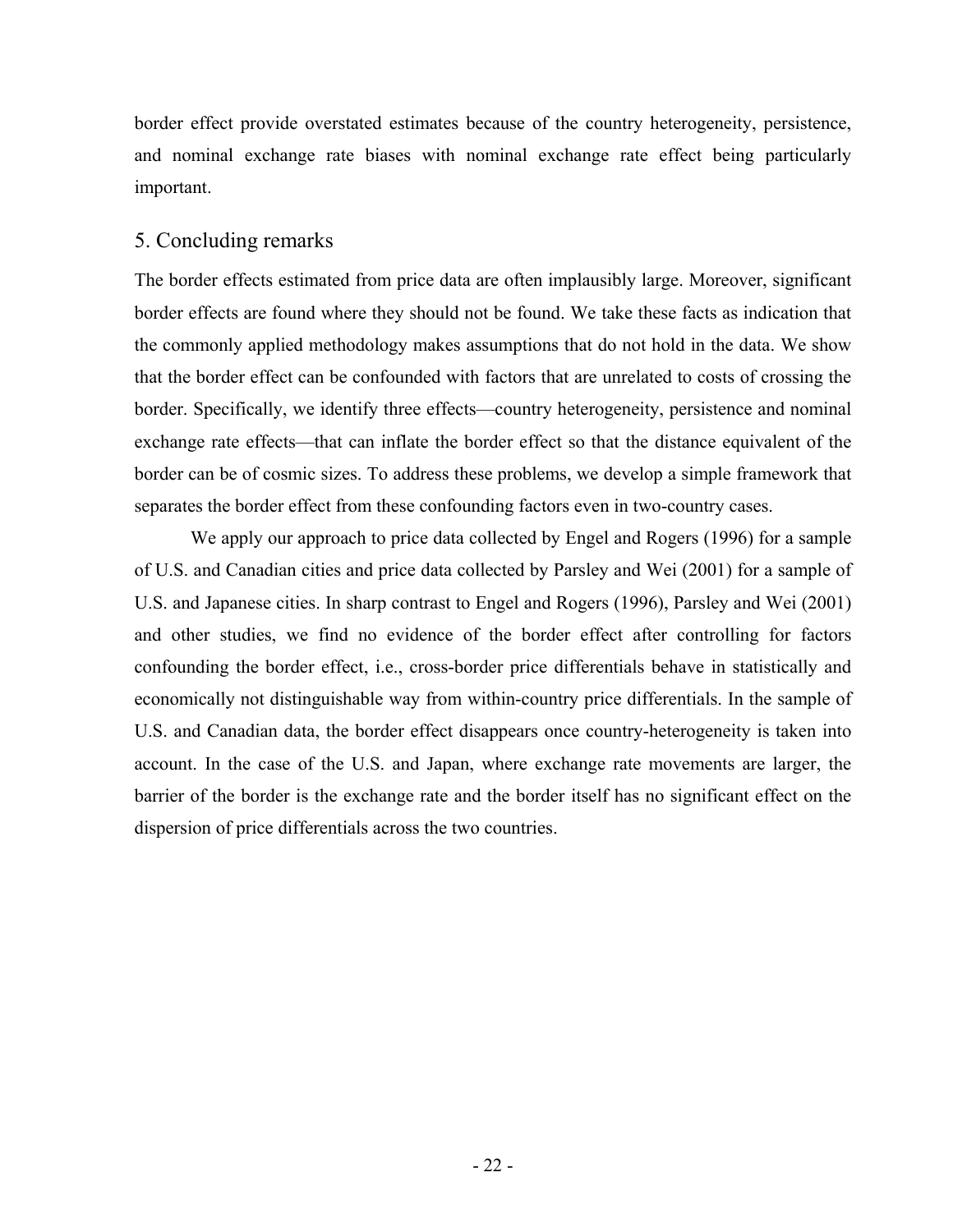border effect provide overstated estimates because of the country heterogeneity, persistence, and nominal exchange rate biases with nominal exchange rate effect being particularly important.

## 5. Concluding remarks

The border effects estimated from price data are often implausibly large. Moreover, significant border effects are found where they should not be found. We take these facts as indication that the commonly applied methodology makes assumptions that do not hold in the data. We show that the border effect can be confounded with factors that are unrelated to costs of crossing the border. Specifically, we identify three effects—country heterogeneity, persistence and nominal exchange rate effects—that can inflate the border effect so that the distance equivalent of the border can be of cosmic sizes. To address these problems, we develop a simple framework that separates the border effect from these confounding factors even in two-country cases.

We apply our approach to price data collected by Engel and Rogers (1996) for a sample of U.S. and Canadian cities and price data collected by Parsley and Wei (2001) for a sample of U.S. and Japanese cities. In sharp contrast to Engel and Rogers (1996), Parsley and Wei (2001) and other studies, we find no evidence of the border effect after controlling for factors confounding the border effect, i.e., cross-border price differentials behave in statistically and economically not distinguishable way from within-country price differentials. In the sample of U.S. and Canadian data, the border effect disappears once country-heterogeneity is taken into account. In the case of the U.S. and Japan, where exchange rate movements are larger, the barrier of the border is the exchange rate and the border itself has no significant effect on the dispersion of price differentials across the two countries.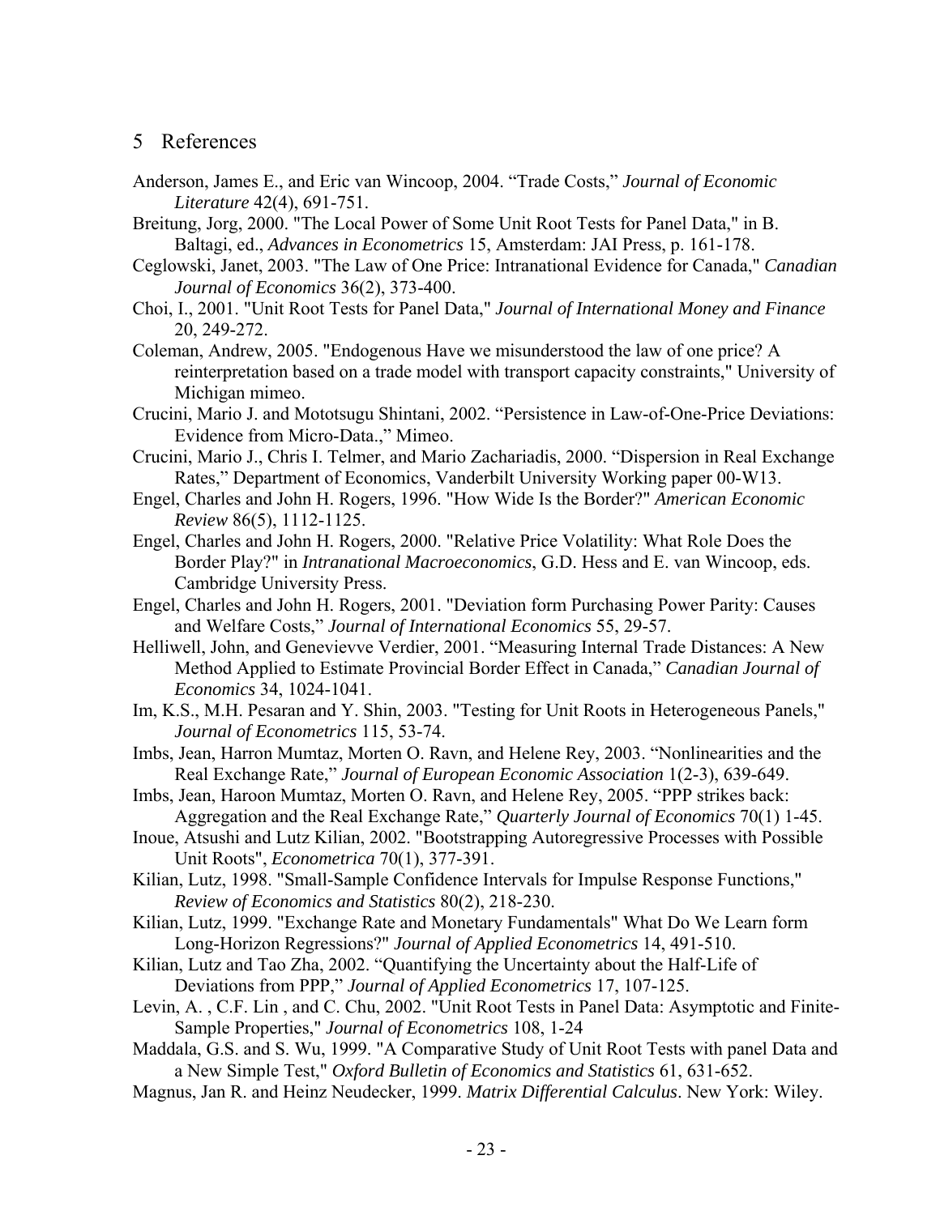## 5 References

Anderson, James E., and Eric van Wincoop, 2004. "Trade Costs," *Journal of Economic Literature* 42(4), 691-751.

Breitung, Jorg, 2000. "The Local Power of Some Unit Root Tests for Panel Data," in B. Baltagi, ed., *Advances in Econometrics* 15, Amsterdam: JAI Press, p. 161-178.

Ceglowski, Janet, 2003. "The Law of One Price: Intranational Evidence for Canada," *Canadian Journal of Economics* 36(2), 373-400.

Choi, I., 2001. "Unit Root Tests for Panel Data," *Journal of International Money and Finance* 20, 249-272.

Coleman, Andrew, 2005. "Endogenous Have we misunderstood the law of one price? A reinterpretation based on a trade model with transport capacity constraints," University of Michigan mimeo.

Crucini, Mario J. and Mototsugu Shintani, 2002. "Persistence in Law-of-One-Price Deviations: Evidence from Micro-Data.," Mimeo.

Crucini, Mario J., Chris I. Telmer, and Mario Zachariadis, 2000. "Dispersion in Real Exchange Rates," Department of Economics, Vanderbilt University Working paper 00-W13.

Engel, Charles and John H. Rogers, 1996. "How Wide Is the Border?" *American Economic Review* 86(5), 1112-1125.

Engel, Charles and John H. Rogers, 2000. "Relative Price Volatility: What Role Does the Border Play?" in *Intranational Macroeconomics*, G.D. Hess and E. van Wincoop, eds. Cambridge University Press.

Engel, Charles and John H. Rogers, 2001. "Deviation form Purchasing Power Parity: Causes and Welfare Costs," *Journal of International Economics* 55, 29-57.

Helliwell, John, and Genevievve Verdier, 2001. "Measuring Internal Trade Distances: A New Method Applied to Estimate Provincial Border Effect in Canada," *Canadian Journal of Economics* 34, 1024-1041.

Im, K.S., M.H. Pesaran and Y. Shin, 2003. "Testing for Unit Roots in Heterogeneous Panels," *Journal of Econometrics* 115, 53-74.

Imbs, Jean, Harron Mumtaz, Morten O. Ravn, and Helene Rey, 2003. "Nonlinearities and the Real Exchange Rate," *Journal of European Economic Association* 1(2-3), 639-649.

Imbs, Jean, Haroon Mumtaz, Morten O. Ravn, and Helene Rey, 2005. "PPP strikes back: Aggregation and the Real Exchange Rate," *Quarterly Journal of Economics* 70(1) 1-45.

Inoue, Atsushi and Lutz Kilian, 2002. "Bootstrapping Autoregressive Processes with Possible Unit Roots", *Econometrica* 70(1), 377-391.

Kilian, Lutz, 1998. "Small-Sample Confidence Intervals for Impulse Response Functions," *Review of Economics and Statistics* 80(2), 218-230.

Kilian, Lutz, 1999. "Exchange Rate and Monetary Fundamentals" What Do We Learn form Long-Horizon Regressions?" *Journal of Applied Econometrics* 14, 491-510.

Kilian, Lutz and Tao Zha, 2002. "Quantifying the Uncertainty about the Half-Life of Deviations from PPP," *Journal of Applied Econometrics* 17, 107-125.

Levin, A. , C.F. Lin , and C. Chu, 2002. "Unit Root Tests in Panel Data: Asymptotic and Finite-Sample Properties," *Journal of Econometrics* 108, 1-24

Maddala, G.S. and S. Wu, 1999. "A Comparative Study of Unit Root Tests with panel Data and a New Simple Test," *Oxford Bulletin of Economics and Statistics* 61, 631-652.

Magnus, Jan R. and Heinz Neudecker, 1999. *Matrix Differential Calculus*. New York: Wiley.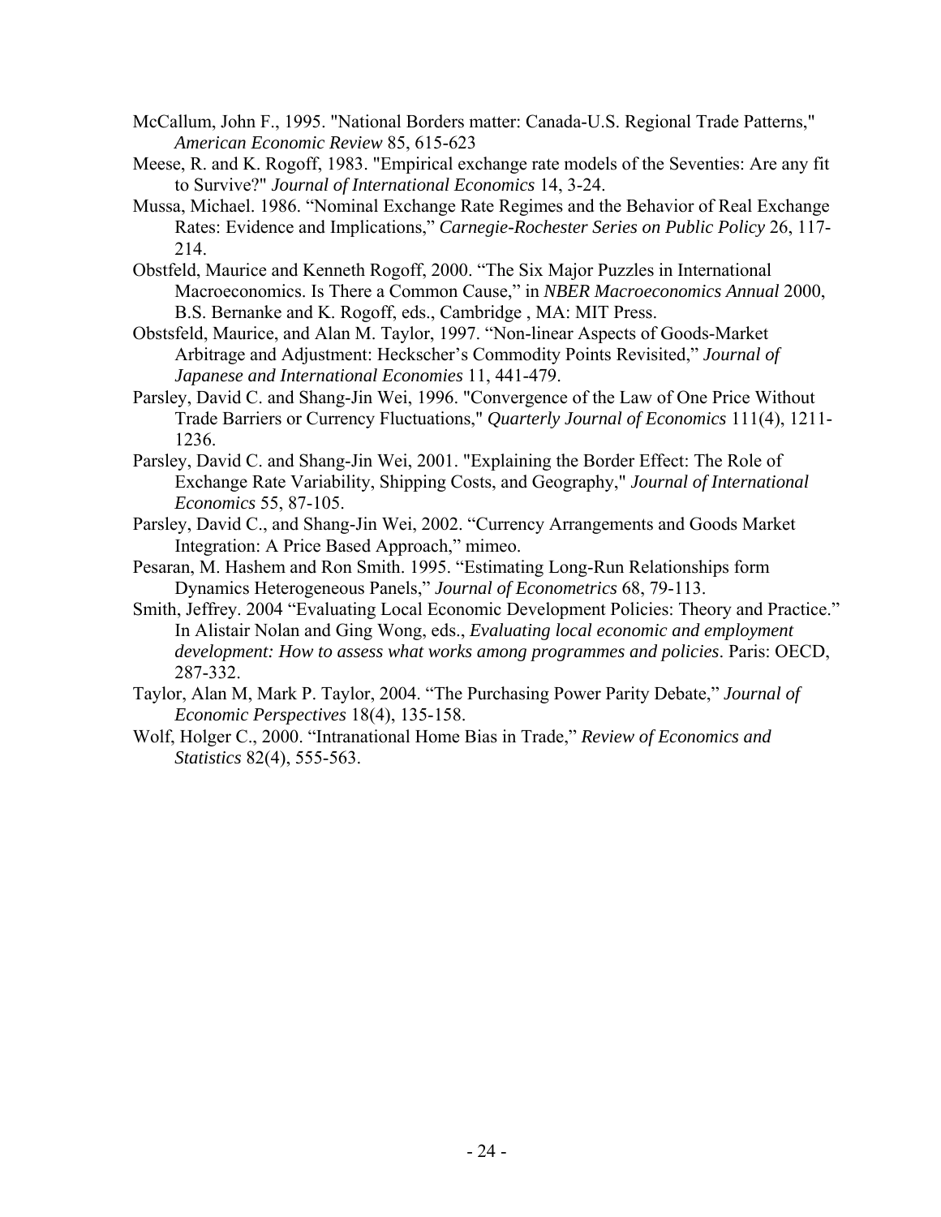McCallum, John F., 1995. "National Borders matter: Canada-U.S. Regional Trade Patterns," *American Economic Review* 85, 615-623

Meese, R. and K. Rogoff, 1983. "Empirical exchange rate models of the Seventies: Are any fit to Survive?" *Journal of International Economics* 14, 3-24.

Mussa, Michael. 1986. "Nominal Exchange Rate Regimes and the Behavior of Real Exchange Rates: Evidence and Implications," *Carnegie-Rochester Series on Public Policy* 26, 117-214.

Obstfeld, Maurice and Kenneth Rogoff, 2000. "The Six Major Puzzles in International Macroeconomics. Is There a Common Cause," in *NBER Macroeconomics Annual* 2000, B.S. Bernanke and K. Rogoff, eds., Cambridge , MA: MIT Press.

Obstsfeld, Maurice, and Alan M. Taylor, 1997. "Non-linear Aspects of Goods-Market Arbitrage and Adjustment: Heckscher's Commodity Points Revisited," *Journal of Japanese and International Economies* 11, 441-479.

Parsley, David C. and Shang-Jin Wei, 1996. "Convergence of the Law of One Price Without Trade Barriers or Currency Fluctuations," *Quarterly Journal of Economics* 111(4), 1211-1236.

Parsley, David C. and Shang-Jin Wei, 2001. "Explaining the Border Effect: The Role of Exchange Rate Variability, Shipping Costs, and Geography," *Journal of International Economics* 55, 87-105.

Parsley, David C., and Shang-Jin Wei, 2002. "Currency Arrangements and Goods Market Integration: A Price Based Approach," mimeo.

Pesaran, M. Hashem and Ron Smith. 1995. "Estimating Long-Run Relationships form Dynamics Heterogeneous Panels," *Journal of Econometrics* 68, 79-113.

Smith, Jeffrey. 2004 "Evaluating Local Economic Development Policies: Theory and Practice." In Alistair Nolan and Ging Wong, eds., *Evaluating local economic and employment development: How to assess what works among programmes and policies*. Paris: OECD, 287-332.

Taylor, Alan M, Mark P. Taylor, 2004. "The Purchasing Power Parity Debate," *Journal of Economic Perspectives* 18(4), 135-158.

Wolf, Holger C., 2000. "Intranational Home Bias in Trade," *Review of Economics and Statistics* 82(4), 555-563.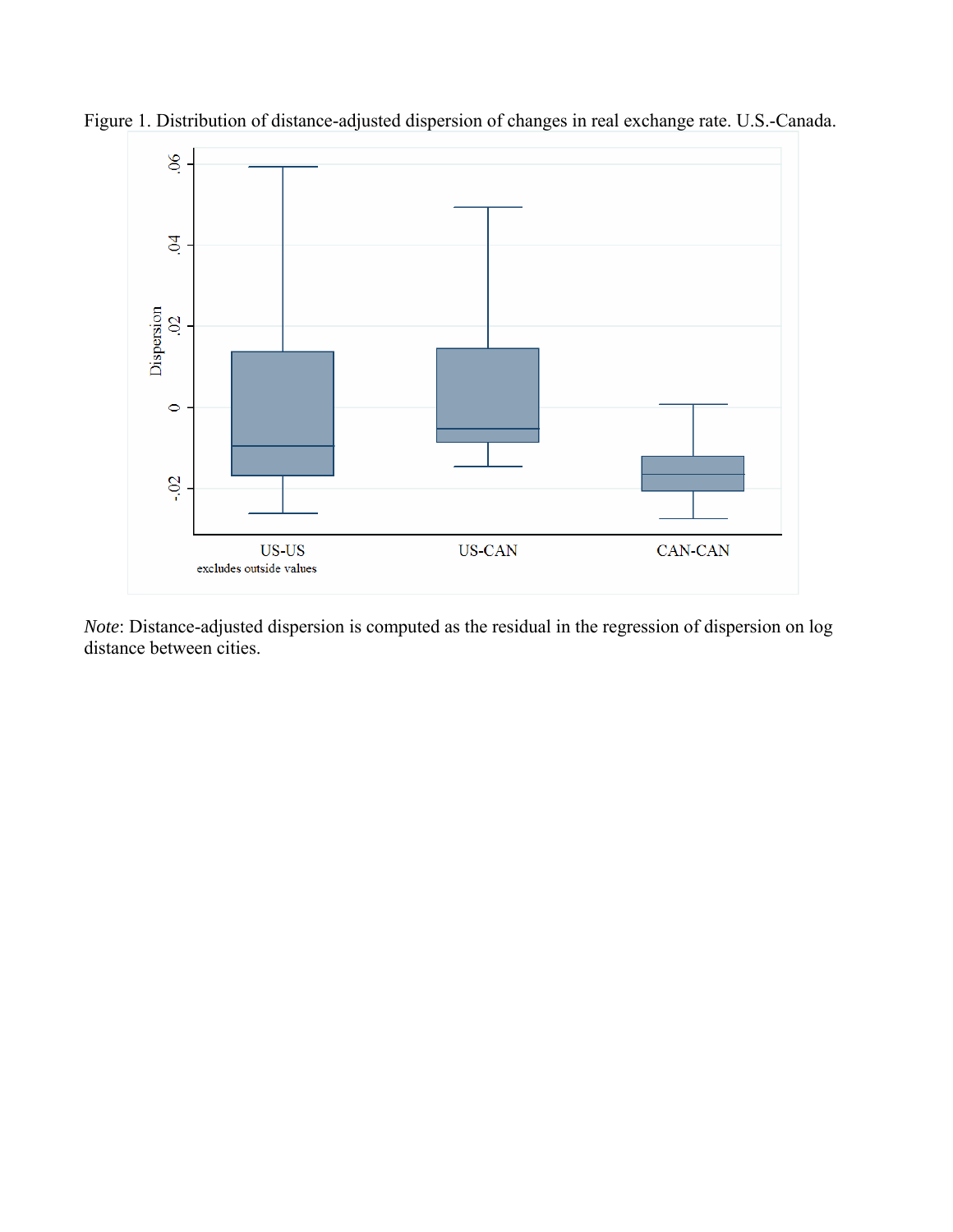Figure 1. Distribution of distance-adjusted dispersion of changes in real exchange rate. U.S.-Canada.

*Note*: Distance-adjusted dispersion is computed as the residual in the regression of dispersion on log distance between cities.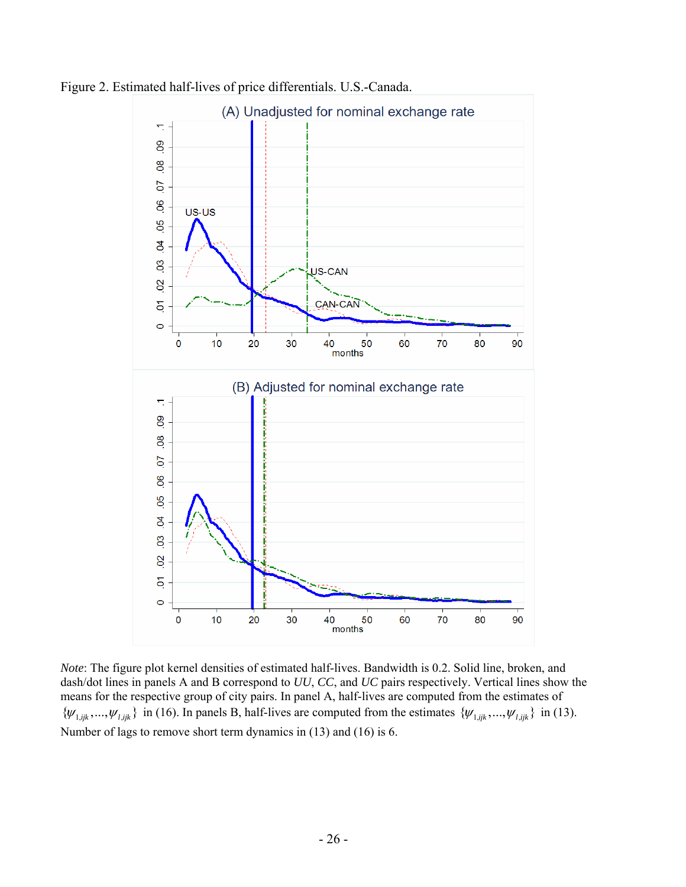Figure 2. Estimated half-lives of price differentials. U.S.-Canada.

*Note*: The figure plot kernel densities of estimated half-lives. Bandwidth is 0.2. Solid line, broken, and dash/dot lines in panels A and B correspond to *UU*, *CC*, and *UC* pairs respectively. Vertical lines show the means for the respective group of city pairs. In panel A, half-lives are computed from the estimates of $\{\psi_{1,ijk},\ldots,\psi_{l,ijk}\}$ in (16). In panels B, half-lives are computed from the estimates $\{\psi_{1,ijk},\ldots,\psi_{l,ijk}\}$ in (13). Number of lags to remove short term dynamics in (13) and (16) is 6.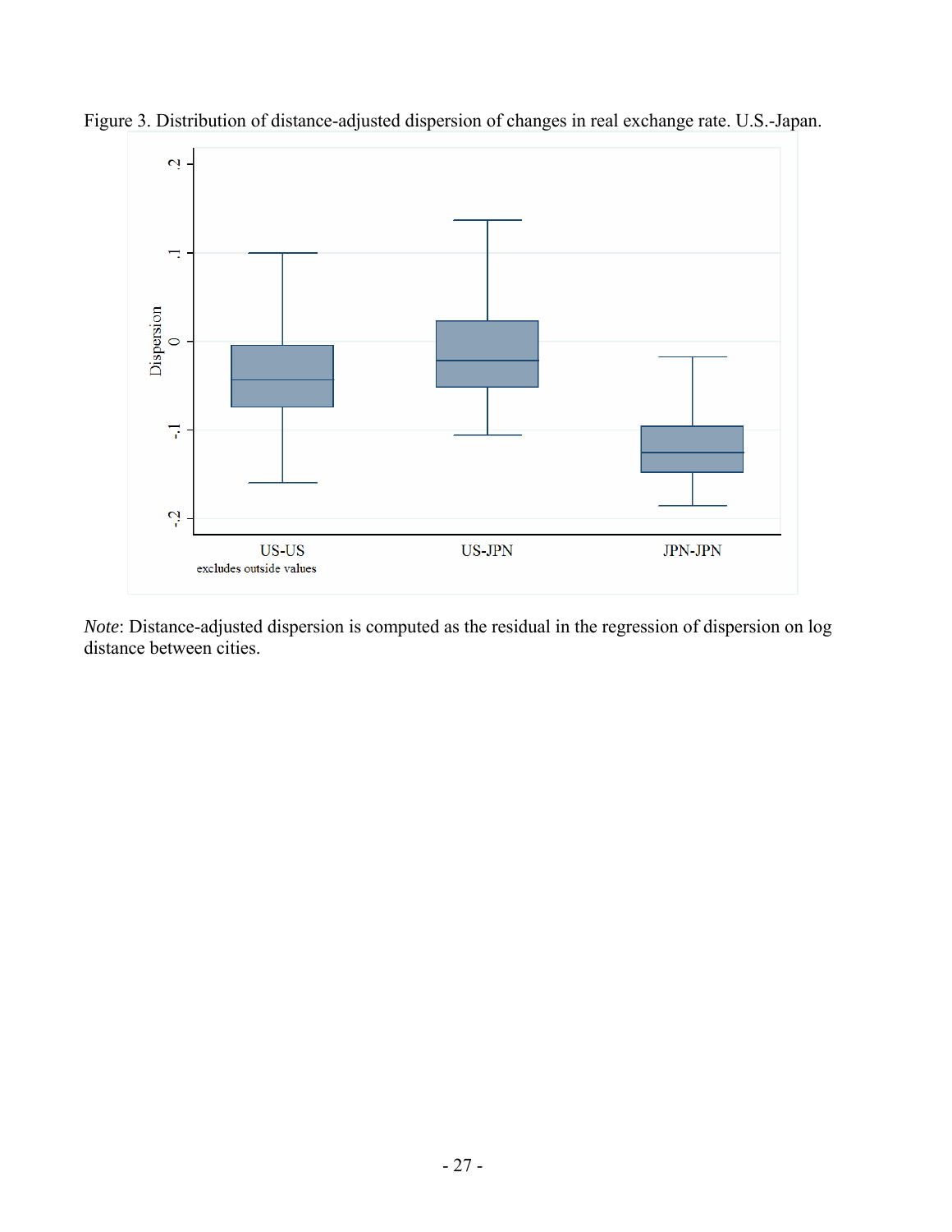Figure 3. Distribution of distance-adjusted dispersion of changes in real exchange rate. U.S.-Japan.

*Note*: Distance-adjusted dispersion is computed as the residual in the regression of dispersion on log distance between cities.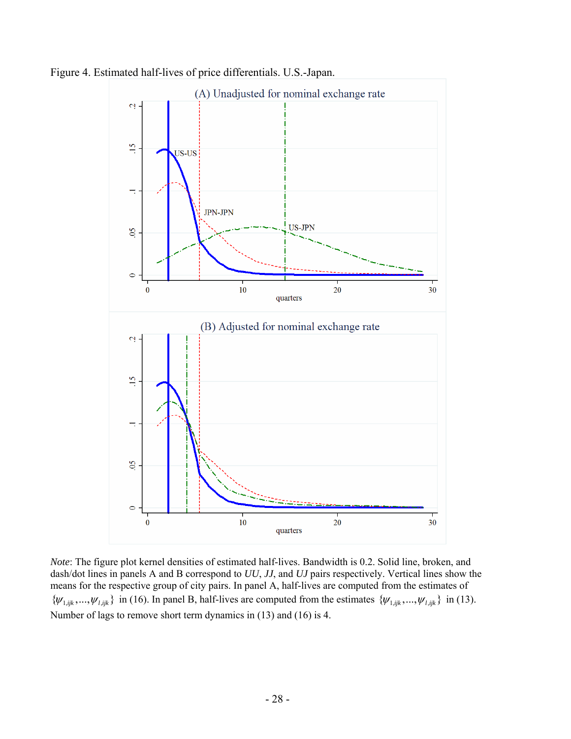Figure 4. Estimated half-lives of price differentials. U.S.-Japan.

*Note*: The figure plot kernel densities of estimated half-lives. Bandwidth is 0.2. Solid line, broken, and dash/dot lines in panels A and B correspond to *UU*, *JJ*, and *UJ* pairs respectively. Vertical lines show the means for the respective group of city pairs. In panel A, half-lives are computed from the estimates of $\{\psi_{1,ijk},\ldots,\psi_{l,ijk}\}$ in (16). In panel B, half-lives are computed from the estimates $\{\psi_{1,ijk},\ldots,\psi_{l,ijk}\}$ in (13). Number of lags to remove short term dynamics in (13) and (16) is 4.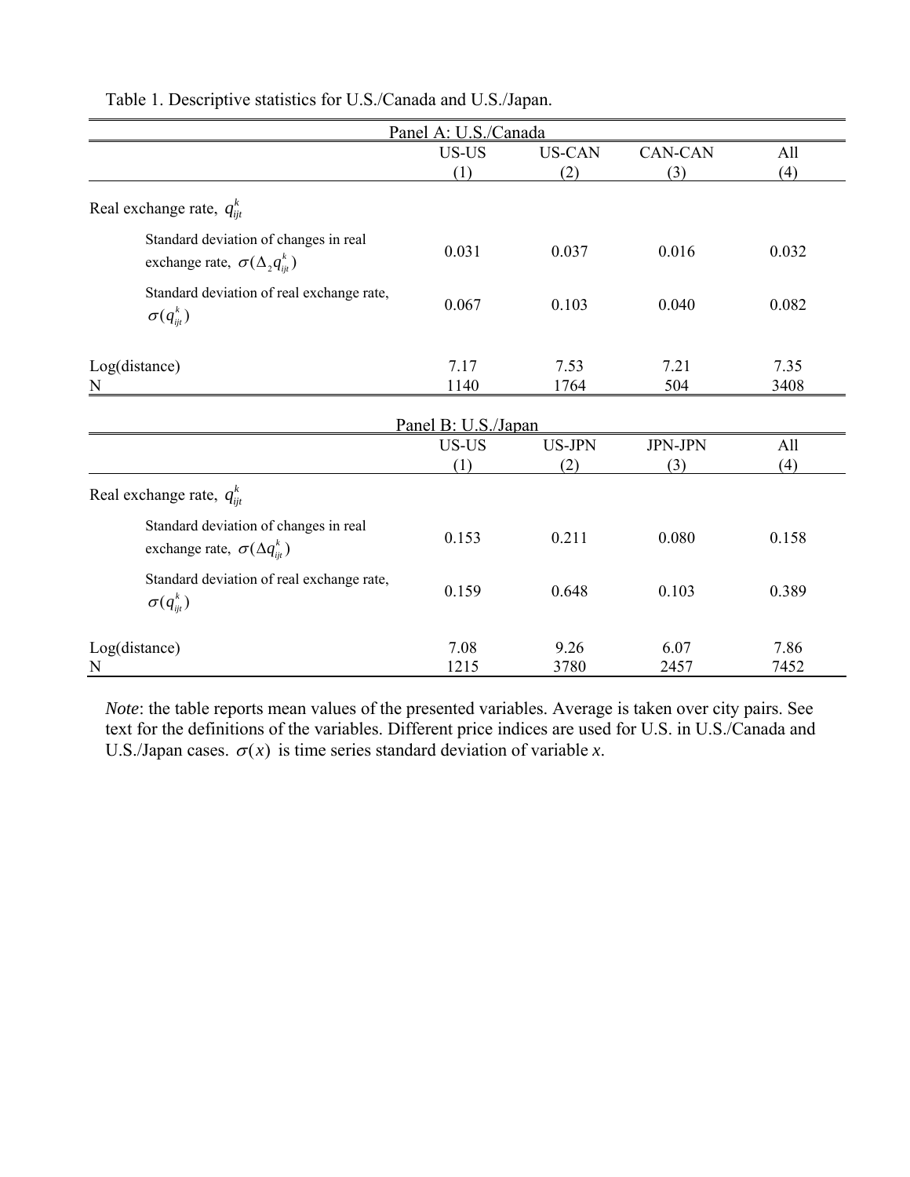Table 1. Descriptive statistics for U.S./Canada and U.S./Japan.

| Panel A: U.S./Canada | | | | |
|---|---|---|---|---|
| | US-US (1) | US-CAN (2) | CAN-CAN (3) | All (4) |
| Real exchange rate, $q_{ijt}^{k}$ | | | | |
| Standard deviation of changes in real exchange rate, $\sigma(\Delta_2 q_{ijt}^{k})$ | 0.031 | 0.037 | 0.016 | 0.032 |
| Standard deviation of real exchange rate, $\sigma(q_{ijt}^{k})$ | 0.067 | 0.103 | 0.040 | 0.082 |
| Log(distance) | 7.17 | 7.53 | 7.21 | 7.35 |
| N | 1140 | 1764 | 504 | 3408 |

| Panel B: U.S./Japan | | | | |
|---|---|---|---|---|
| | US-US (1) | US-JPN (2) | JPN-JPN (3) | All (4) |
| Real exchange rate, $q_{ijt}^{k}$ | | | | |
| Standard deviation of changes in real exchange rate, $\sigma(\Delta q_{ijt}^{k})$ | 0.153 | 0.211 | 0.080 | 0.158 |
| Standard deviation of real exchange rate, $\sigma(q_{ijt}^{k})$ | 0.159 | 0.648 | 0.103 | 0.389 |
| Log(distance) | 7.08 | 9.26 | 6.07 | 7.86 |
| N | 1215 | 3780 | 2457 | 7452 |

*Note*: the table reports mean values of the presented variables. Average is taken over city pairs. See text for the definitions of the variables. Different price indices are used for U.S. in U.S./Canada and U.S./Japan cases. $\sigma(x)$ is time series standard deviation of variable $x$.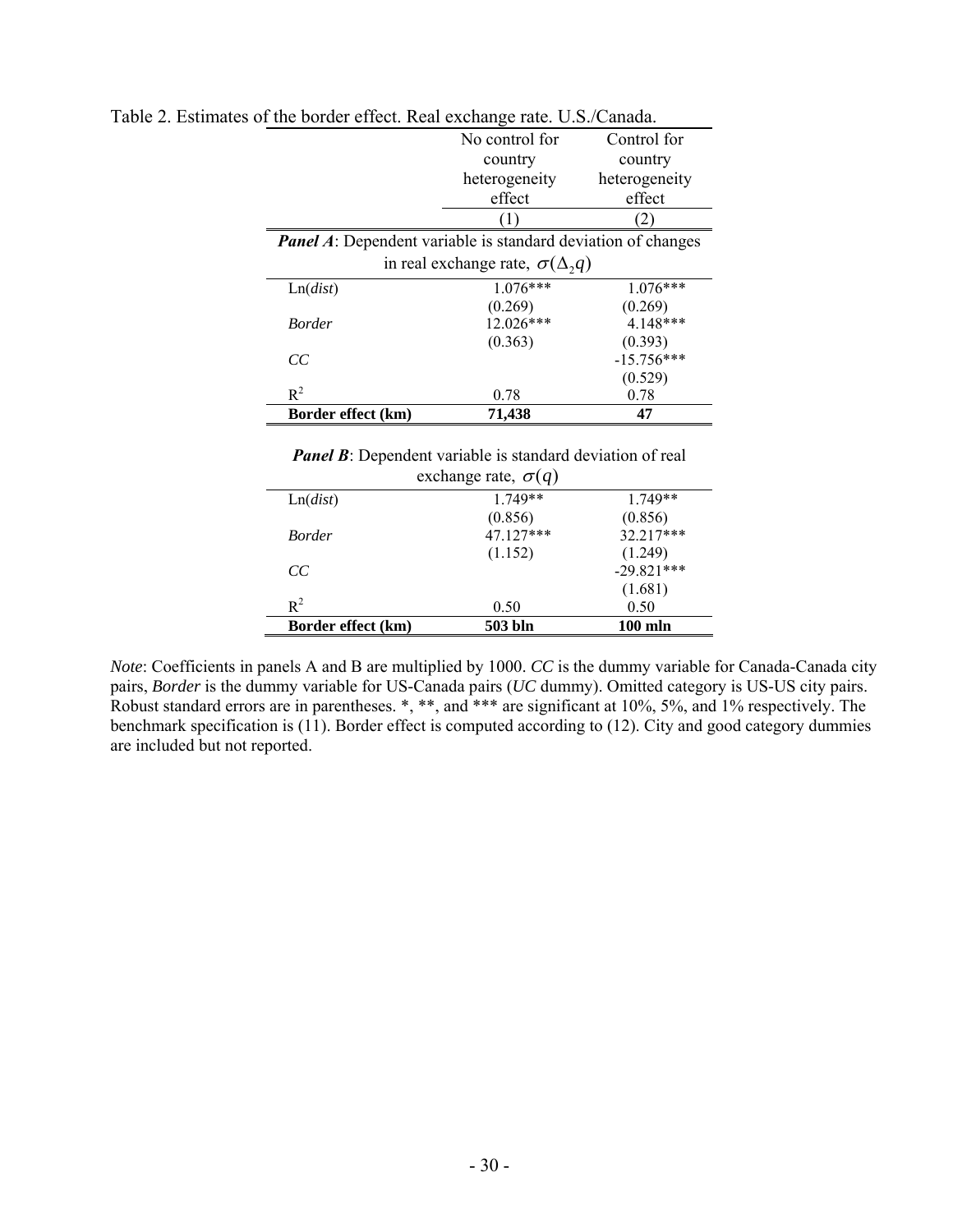Table 2. Estimates of the border effect. Real exchange rate. U.S./Canada.

| | No control for country heterogeneity effect | Control for country heterogeneity effect |
|---|---|---|
| | (1) | (2) |
| ***Panel A***: Dependent variable is standard deviation of changes in real exchange rate, $\sigma(\Delta_2 q)$ | | |
| Ln(*dist*) | 1.076*** | 1.076*** |
| | (0.269) | (0.269) |
| *Border* | 12.026*** | 4.148*** |
| | (0.363) | (0.393) |
| *CC* | | -15.756*** |
| | | (0.529) |
| $R^2$ | 0.78 | 0.78 |
| **Border effect (km)** | **71,438** | **47** |
| ***Panel B***: Dependent variable is standard deviation of real exchange rate, $\sigma(q)$ | | |
| Ln(*dist*) | 1.749** | 1.749** |
| | (0.856) | (0.856) |
| *Border* | 47.127*** | 32.217*** |
| | (1.152) | (1.249) |
| *CC* | | -29.821*** |
| | | (1.681) |
| $R^2$ | 0.50 | 0.50 |
| **Border effect (km)** | **503 bln** | **100 mln** |

*Note*: Coefficients in panels A and B are multiplied by 1000. *CC* is the dummy variable for Canada-Canada city pairs, *Border* is the dummy variable for US-Canada pairs (*UC* dummy). Omitted category is US-US city pairs. Robust standard errors are in parentheses. *, **, and *** are significant at 10%, 5%, and 1% respectively. The benchmark specification is (11). Border effect is computed according to (12). City and good category dummies are included but not reported.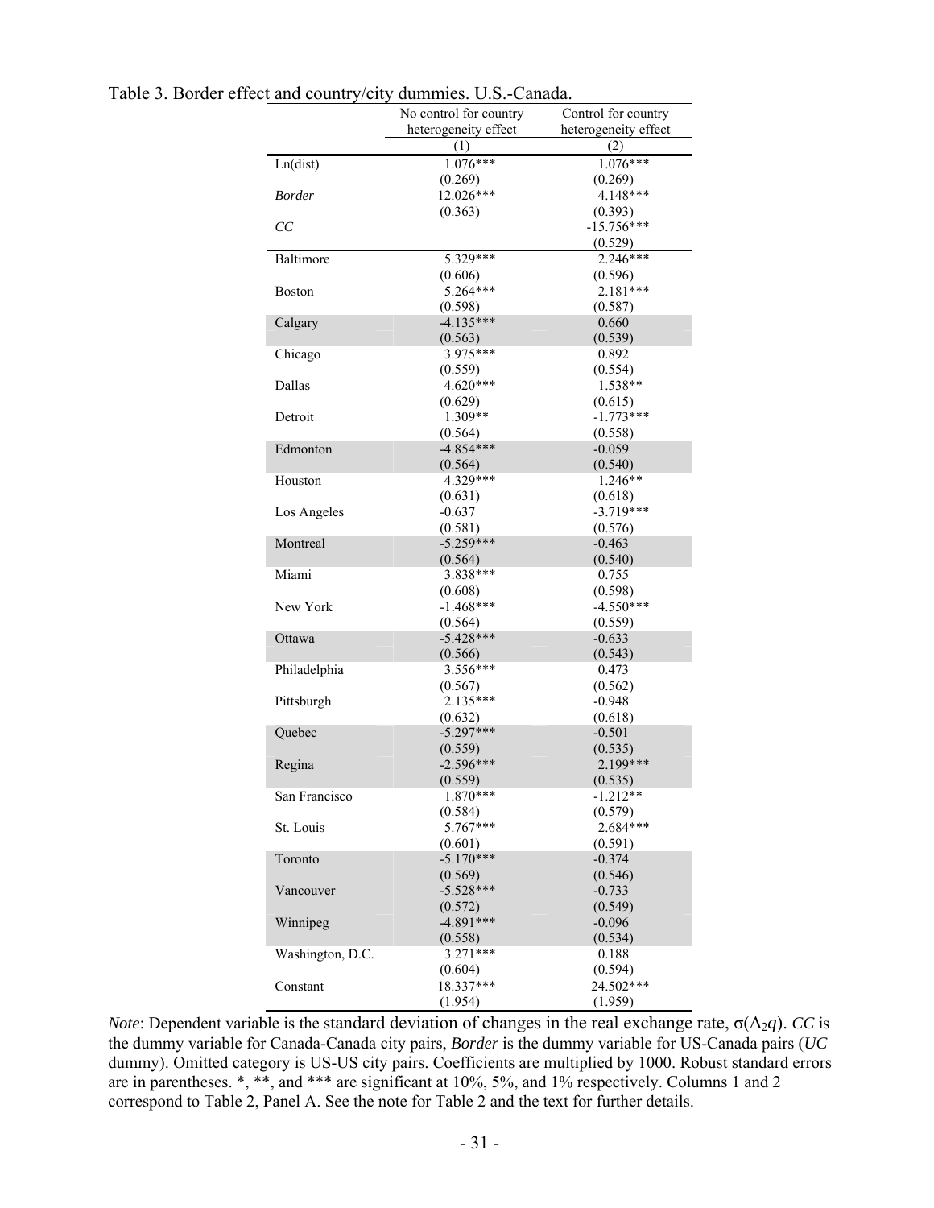Table 3. Border effect and country/city dummies. U.S.-Canada.

| | No control for country heterogeneity effect | Control for country heterogeneity effect |
|---|---|---|
| | (1) | (2) |
| Ln(dist) | 1.076*** | 1.076*** |
| | (0.269) | (0.269) |
| *Border* | 12.026*** | 4.148*** |
| | (0.363) | (0.393) |
| *CC* | | -15.756*** |
| | | (0.529) |
| Baltimore | 5.329*** | 2.246*** |
| | (0.606) | (0.596) |
| Boston | 5.264*** | 2.181*** |
| | (0.598) | (0.587) |
| Calgary | -4.135*** | 0.660 |
| | (0.563) | (0.539) |
| Chicago | 3.975*** | 0.892 |
| | (0.559) | (0.554) |
| Dallas | 4.620*** | 1.538** |
| | (0.629) | (0.615) |
| Detroit | 1.309** | -1.773*** |
| | (0.564) | (0.558) |
| Edmonton | -4.854*** | -0.059 |
| | (0.564) | (0.540) |
| Houston | 4.329*** | 1.246** |
| | (0.631) | (0.618) |
| Los Angeles | -0.637 | -3.719*** |
| | (0.581) | (0.576) |
| Montreal | -5.259*** | -0.463 |
| | (0.564) | (0.540) |
| Miami | 3.838*** | 0.755 |
| | (0.608) | (0.598) |
| New York | -1.468*** | -4.550*** |
| | (0.564) | (0.559) |
| Ottawa | -5.428*** | -0.633 |
| | (0.566) | (0.543) |
| Philadelphia | 3.556*** | 0.473 |
| | (0.567) | (0.562) |
| Pittsburgh | 2.135*** | -0.948 |
| | (0.632) | (0.618) |
| Quebec | -5.297*** | -0.501 |
| | (0.559) | (0.535) |
| Regina | -2.596*** | 2.199*** |
| | (0.559) | (0.535) |
| San Francisco | 1.870*** | -1.212** |
| | (0.584) | (0.579) |
| St. Louis | 5.767*** | 2.684*** |
| | (0.601) | (0.591) |
| Toronto | -5.170*** | -0.374 |
| | (0.569) | (0.546) |
| Vancouver | -5.528*** | -0.733 |
| | (0.572) | (0.549) |
| Winnipeg | -4.891*** | -0.096 |
| | (0.558) | (0.534) |
| Washington, D.C. | 3.271*** | 0.188 |
| | (0.604) | (0.594) |
| Constant | 18.337*** | 24.502*** |
| | (1.954) | (1.959) |

*Note*: Dependent variable is the standard deviation of changes in the real exchange rate, $\sigma(\Delta_2 q)$. *CC* is the dummy variable for Canada-Canada city pairs, *Border* is the dummy variable for US-Canada pairs (*UC* dummy). Omitted category is US-US city pairs. Coefficients are multiplied by 1000. Robust standard errors are in parentheses. *, **, and *** are significant at 10%, 5%, and 1% respectively. Columns 1 and 2 correspond to Table 2, Panel A. See the note for Table 2 and the text for further details.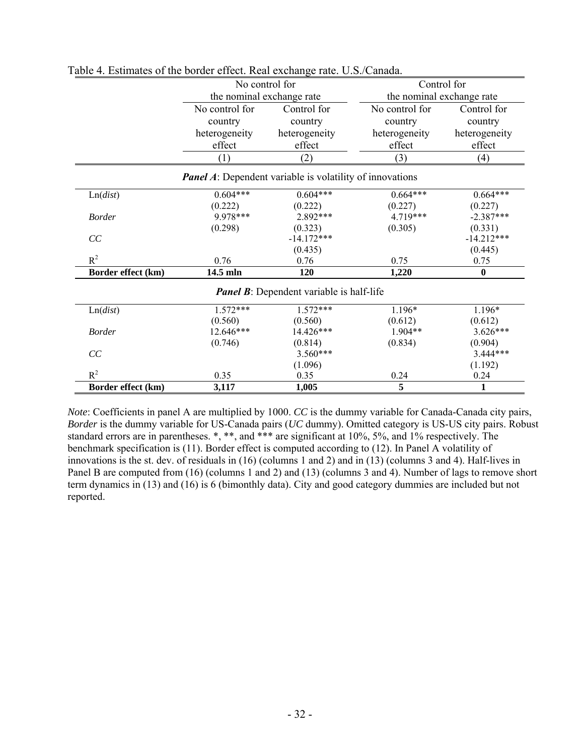Table 4. Estimates of the border effect. Real exchange rate. U.S./Canada.

| | No control for the nominal exchange rate | | Control for the nominal exchange rate | |
|---|---|---|---|---|
| | No control for country heterogeneity effect | Control for country heterogeneity effect | No control for country heterogeneity effect | Control for country heterogeneity effect |
| | (1) | (2) | (3) | (4) |
| ***Panel A***: Dependent variable is volatility of innovations | | | | |
| Ln(*dist*) | 0.604*** | 0.604*** | 0.664*** | 0.664*** |
| | (0.222) | (0.222) | (0.227) | (0.227) |
| *Border* | 9.978*** | 2.892*** | 4.719*** | -2.387*** |
| | (0.298) | (0.323) | (0.305) | (0.331) |
| *CC* | | -14.172*** | | -14.212*** |
| | | (0.435) | | (0.445) |
| $R^2$ | 0.76 | 0.76 | 0.75 | 0.75 |
| **Border effect (km)** | **14.5 mln** | **120** | **1,220** | **0** |
| ***Panel B***: Dependent variable is half-life | | | | |
| Ln(*dist*) | 1.572*** | 1.572*** | 1.196* | 1.196* |
| | (0.560) | (0.560) | (0.612) | (0.612) |
| *Border* | 12.646*** | 14.426*** | 1.904** | 3.626*** |
| | (0.746) | (0.814) | (0.834) | (0.904) |
| *CC* | | 3.560*** | | 3.444*** |
| | | (1.096) | | (1.192) |
| $R^2$ | 0.35 | 0.35 | 0.24 | 0.24 |
| **Border effect (km)** | **3,117** | **1,005** | **5** | **1** |

*Note*: Coefficients in panel A are multiplied by 1000. *CC* is the dummy variable for Canada-Canada city pairs, *Border* is the dummy variable for US-Canada pairs (*UC* dummy). Omitted category is US-US city pairs. Robust standard errors are in parentheses. *, **, and *** are significant at 10%, 5%, and 1% respectively. The benchmark specification is (11). Border effect is computed according to (12). In Panel A volatility of innovations is the st. dev. of residuals in (16) (columns 1 and 2) and in (13) (columns 3 and 4). Half-lives in Panel B are computed from (16) (columns 1 and 2) and (13) (columns 3 and 4). Number of lags to remove short term dynamics in (13) and (16) is 6 (bimonthly data). City and good category dummies are included but not reported.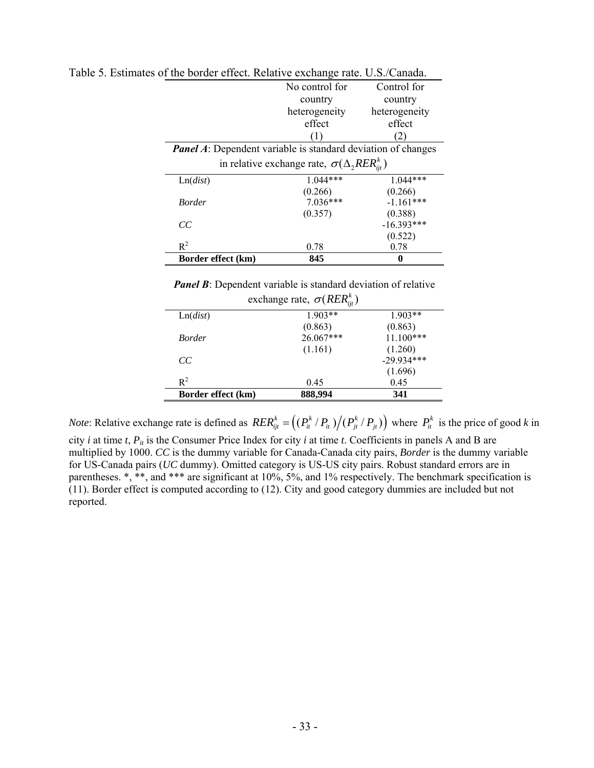Table 5. Estimates of the border effect. Relative exchange rate. U.S./Canada.

| | No control for country heterogeneity effect (1) | Control for country heterogeneity effect (2) |
|---|---|---|
| ***Panel A*: Dependent variable is standard deviation of changes in relative exchange rate, $\sigma(\Delta_2 RER_{ijt}^k)$** | | |
| Ln(*dist*) | 1.044*** | 1.044*** |
| | (0.266) | (0.266) |
| *Border* | 7.036*** | -1.161*** |
| | (0.357) | (0.388) |
| *CC* | | -16.393*** |
| | | (0.522) |
| $R^2$ | 0.78 | 0.78 |
| **Border effect (km)** | **845** | **0** |
| ***Panel B*: Dependent variable is standard deviation of relative exchange rate, $\sigma(RER_{ijt}^k)$** | | |
| Ln(*dist*) | 1.903** | 1.903** |
| | (0.863) | (0.863) |
| *Border* | 26.067*** | 11.100*** |
| | (1.161) | (1.260) |
| *CC* | | -29.934*** |
| | | (1.696) |
| $R^2$ | 0.45 | 0.45 |
| **Border effect (km)** | **888,994** | **341** |

*Note*: Relative exchange rate is defined as $RER_{ijt}^k = \left((P_{it}^k / P_{it})\big/(P_{jt}^k / P_{jt})\right)$ where $P_{it}^k$ is the price of good *k* in city *i* at time *t*, $P_{it}$ is the Consumer Price Index for city *i* at time *t*. Coefficients in panels A and B are multiplied by 1000. *CC* is the dummy variable for Canada-Canada city pairs, *Border* is the dummy variable for US-Canada pairs (*UC* dummy). Omitted category is US-US city pairs. Robust standard errors are in parentheses. *, **, and *** are significant at 10%, 5%, and 1% respectively. The benchmark specification is (11). Border effect is computed according to (12). City and good category dummies are included but not reported.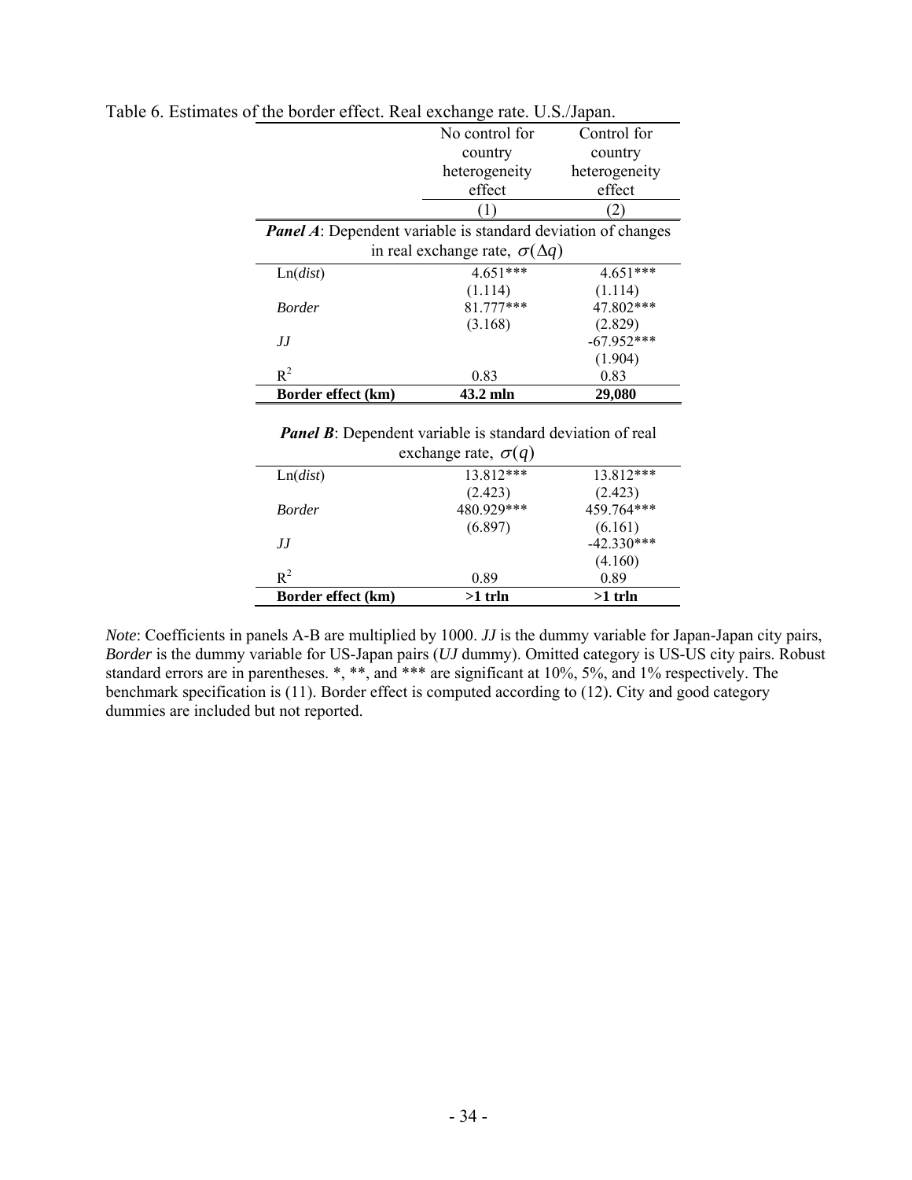Table 6. Estimates of the border effect. Real exchange rate. U.S./Japan.

| | No control for country heterogeneity effect | Control for country heterogeneity effect |
|---|---|---|
| | (1) | (2) |
| ***Panel A*: Dependent variable is standard deviation of changes in real exchange rate, $\sigma(\Delta q)$** | | |
| Ln(*dist*) | 4.651*** | 4.651*** |
| | (1.114) | (1.114) |
| *Border* | 81.777*** | 47.802*** |
| | (3.168) | (2.829) |
| *JJ* | | -67.952*** |
| | | (1.904) |
| $R^2$ | 0.83 | 0.83 |
| **Border effect (km)** | **43.2 mln** | **29,080** |
| ***Panel B*: Dependent variable is standard deviation of real exchange rate, $\sigma(q)$** | | |
| Ln(*dist*) | 13.812*** | 13.812*** |
| | (2.423) | (2.423) |
| *Border* | 480.929*** | 459.764*** |
| | (6.897) | (6.161) |
| *JJ* | | -42.330*** |
| | | (4.160) |
| $R^2$ | 0.89 | 0.89 |
| **Border effect (km)** | **>1 trln** | **>1 trln** |

*Note*: Coefficients in panels A-B are multiplied by 1000. *JJ* is the dummy variable for Japan-Japan city pairs, *Border* is the dummy variable for US-Japan pairs (*UJ* dummy). Omitted category is US-US city pairs. Robust standard errors are in parentheses. *, **, and *** are significant at 10%, 5%, and 1% respectively. The benchmark specification is (11). Border effect is computed according to (12). City and good category dummies are included but not reported.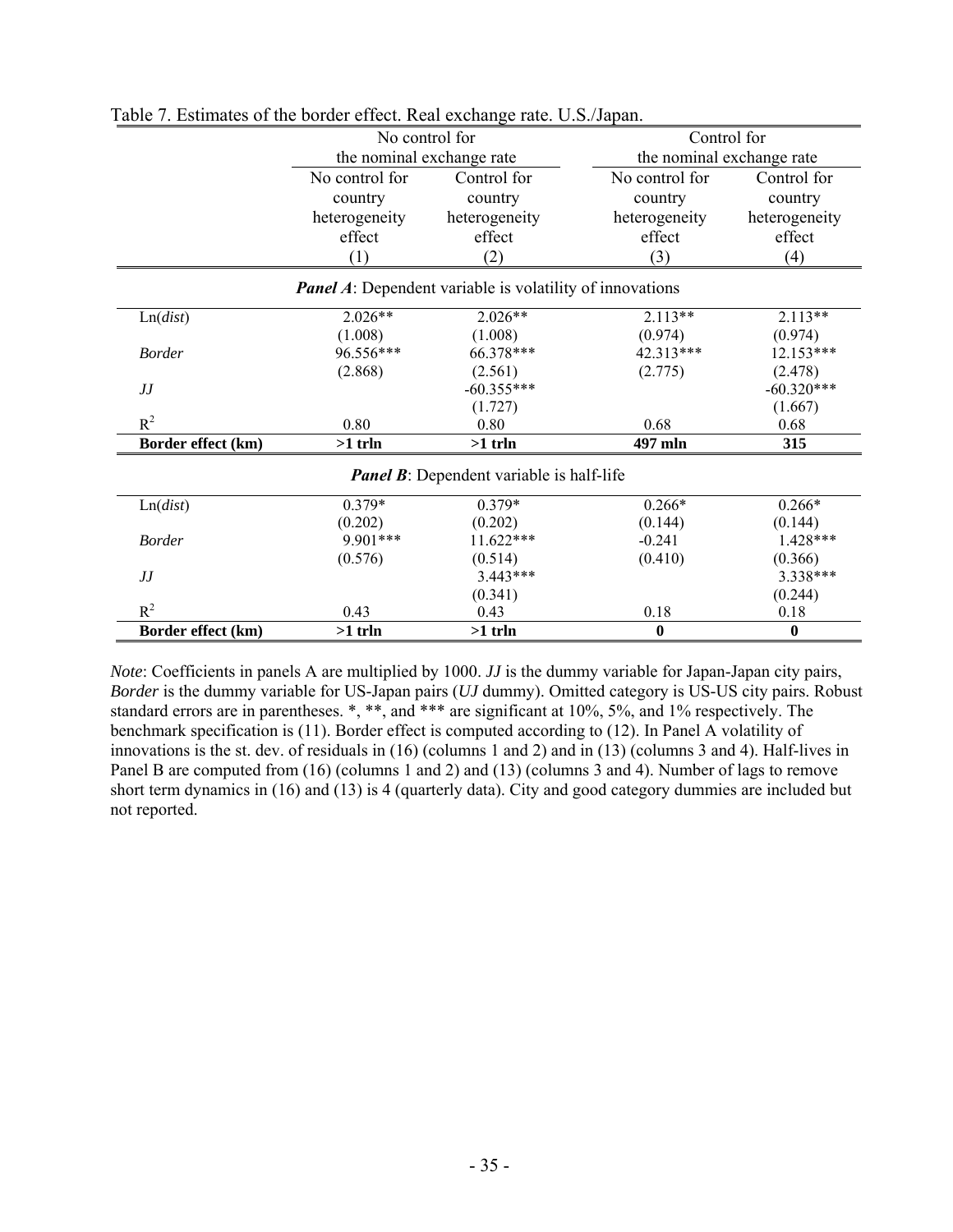Table 7. Estimates of the border effect. Real exchange rate. U.S./Japan.

| | No control for the nominal exchange rate | | Control for the nominal exchange rate | |
|---|---|---|---|---|
| | No control for country heterogeneity effect | Control for country heterogeneity effect | No control for country heterogeneity effect | Control for country heterogeneity effect |
| | (1) | (2) | (3) | (4) |
| ***Panel A*: Dependent variable is volatility of innovations** | | | | |
| Ln(*dist*) | 2.026** | 2.026** | 2.113** | 2.113** |
| | (1.008) | (1.008) | (0.974) | (0.974) |
| *Border* | 96.556*** | 66.378*** | 42.313*** | 12.153*** |
| | (2.868) | (2.561) | (2.775) | (2.478) |
| *JJ* | | -60.355*** | | -60.320*** |
| | | (1.727) | | (1.667) |
| $R^2$ | 0.80 | 0.80 | 0.68 | 0.68 |
| **Border effect (km)** | **>1 trln** | **>1 trln** | **497 mln** | **315** |
| ***Panel B*: Dependent variable is half-life** | | | | |
| Ln(*dist*) | 0.379* | 0.379* | 0.266* | 0.266* |
| | (0.202) | (0.202) | (0.144) | (0.144) |
| *Border* | 9.901*** | 11.622*** | -0.241 | 1.428*** |
| | (0.576) | (0.514) | (0.410) | (0.366) |
| *JJ* | | 3.443*** | | 3.338*** |
| | | (0.341) | | (0.244) |
| $R^2$ | 0.43 | 0.43 | 0.18 | 0.18 |
| **Border effect (km)** | **>1 trln** | **>1 trln** | **0** | **0** |

*Note*: Coefficients in panels A are multiplied by 1000. *JJ* is the dummy variable for Japan-Japan city pairs, *Border* is the dummy variable for US-Japan pairs (*UJ* dummy). Omitted category is US-US city pairs. Robust standard errors are in parentheses. *, **, and *** are significant at 10%, 5%, and 1% respectively. The benchmark specification is (11). Border effect is computed according to (12). In Panel A volatility of innovations is the st. dev. of residuals in (16) (columns 1 and 2) and in (13) (columns 3 and 4). Half-lives in Panel B are computed from (16) (columns 1 and 2) and (13) (columns 3 and 4). Number of lags to remove short term dynamics in (16) and (13) is 4 (quarterly data). City and good category dummies are included but not reported.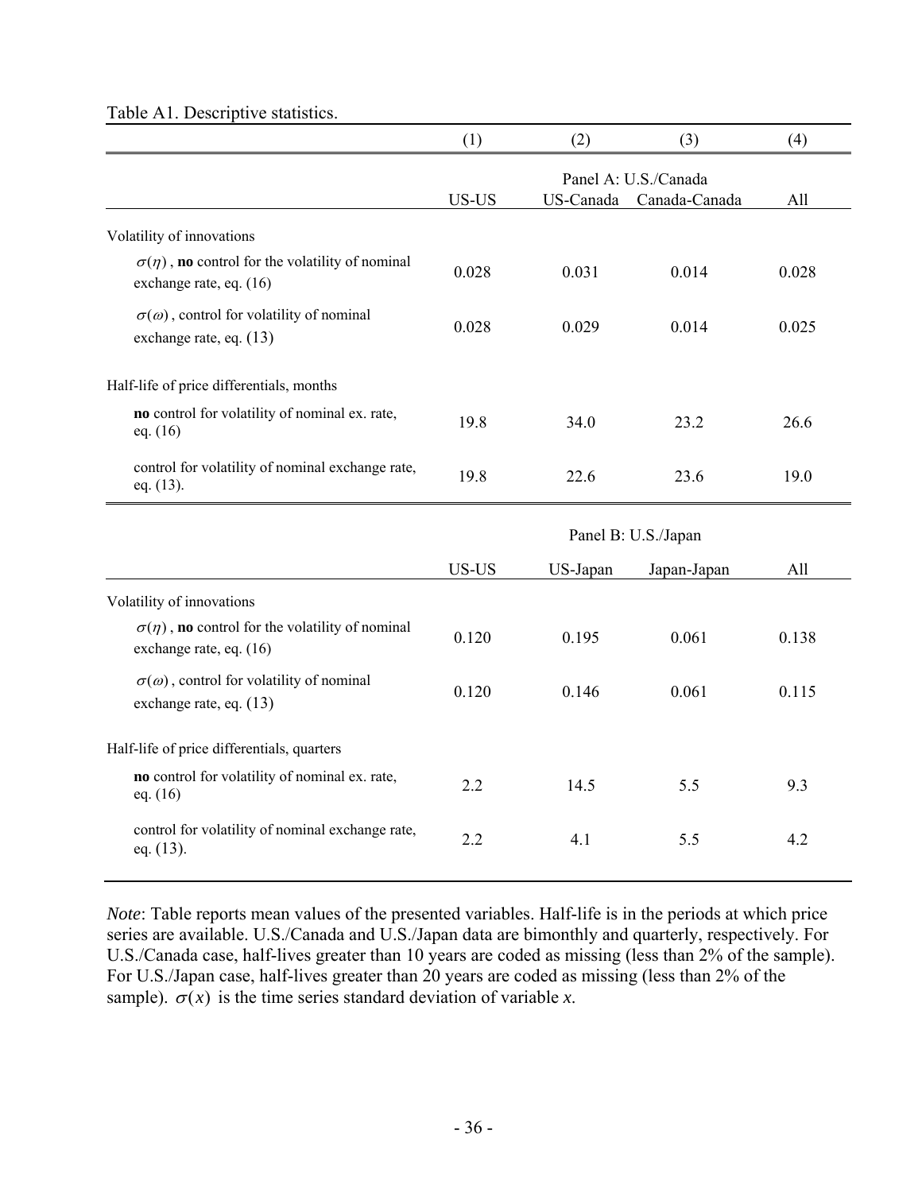Table A1. Descriptive statistics.

| | (1) | (2) | (3) | (4) |
|---|---|---|---|---|
| | Panel A: U.S./Canada | | | |
| | US-US | US-Canada | Canada-Canada | All |
| Volatility of innovations | | | | |
| $\sigma(\eta)$, **no** control for the volatility of nominal exchange rate, eq. (16) | 0.028 | 0.031 | 0.014 | 0.028 |
| $\sigma(\omega)$, control for volatility of nominal exchange rate, eq. (13) | 0.028 | 0.029 | 0.014 | 0.025 |
| Half-life of price differentials, months | | | | |
| **no** control for volatility of nominal ex. rate, eq. (16) | 19.8 | 34.0 | 23.2 | 26.6 |
| control for volatility of nominal exchange rate, eq. (13). | 19.8 | 22.6 | 23.6 | 19.0 |
| | Panel B: U.S./Japan | | | |
| | US-US | US-Japan | Japan-Japan | All |
| Volatility of innovations | | | | |
| $\sigma(\eta)$, **no** control for the volatility of nominal exchange rate, eq. (16) | 0.120 | 0.195 | 0.061 | 0.138 |
| $\sigma(\omega)$, control for volatility of nominal exchange rate, eq. (13) | 0.120 | 0.146 | 0.061 | 0.115 |
| Half-life of price differentials, quarters | | | | |
| **no** control for volatility of nominal ex. rate, eq. (16) | 2.2 | 14.5 | 5.5 | 9.3 |
| control for volatility of nominal exchange rate, eq. (13). | 2.2 | 4.1 | 5.5 | 4.2 |

*Note*: Table reports mean values of the presented variables. Half-life is in the periods at which price series are available. U.S./Canada and U.S./Japan data are bimonthly and quarterly, respectively. For U.S./Canada case, half-lives greater than 10 years are coded as missing (less than 2% of the sample). For U.S./Japan case, half-lives greater than 20 years are coded as missing (less than 2% of the sample). $\sigma(x)$ is the time series standard deviation of variable *x*.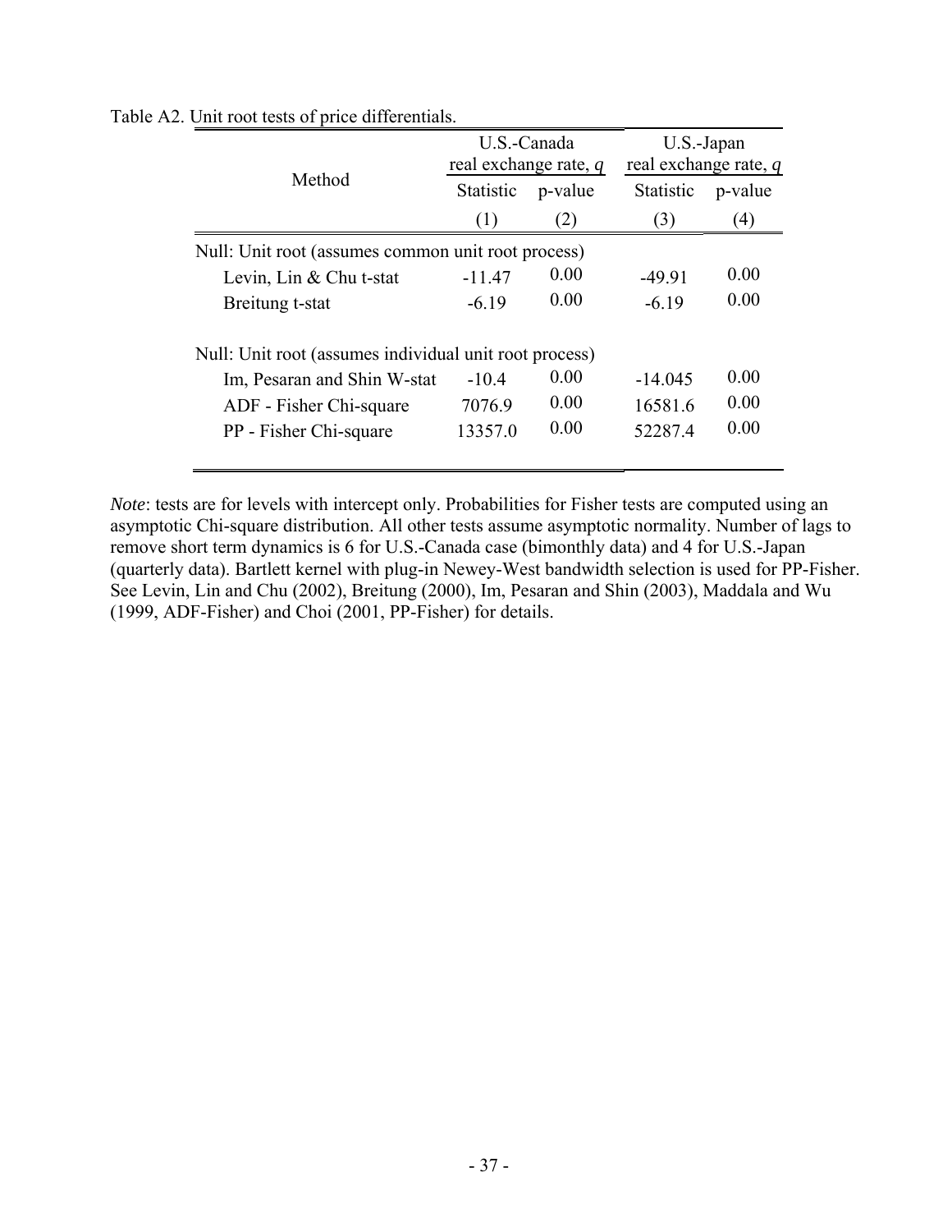Table A2. Unit root tests of price differentials.

| Method | U.S.-Canada real exchange rate, $q$ | | U.S.-Japan real exchange rate, $q$ | |
|---|---|---|---|---|
| | Statistic | p-value | Statistic | p-value |
| | (1) | (2) | (3) | (4) |
| Null: Unit root (assumes common unit root process) | | | | |
| Levin, Lin & Chu t-stat | -11.47 | 0.00 | -49.91 | 0.00 |
| Breitung t-stat | -6.19 | 0.00 | -6.19 | 0.00 |
| Null: Unit root (assumes individual unit root process) | | | | |
| Im, Pesaran and Shin W-stat | -10.4 | 0.00 | -14.045 | 0.00 |
| ADF - Fisher Chi-square | 7076.9 | 0.00 | 16581.6 | 0.00 |
| PP - Fisher Chi-square | 13357.0 | 0.00 | 52287.4 | 0.00 |

*Note*: tests are for levels with intercept only. Probabilities for Fisher tests are computed using an asymptotic Chi-square distribution. All other tests assume asymptotic normality. Number of lags to remove short term dynamics is 6 for U.S.-Canada case (bimonthly data) and 4 for U.S.-Japan (quarterly data). Bartlett kernel with plug-in Newey-West bandwidth selection is used for PP-Fisher. See Levin, Lin and Chu (2002), Breitung (2000), Im, Pesaran and Shin (2003), Maddala and Wu (1999, ADF-Fisher) and Choi (2001, PP-Fisher) for details.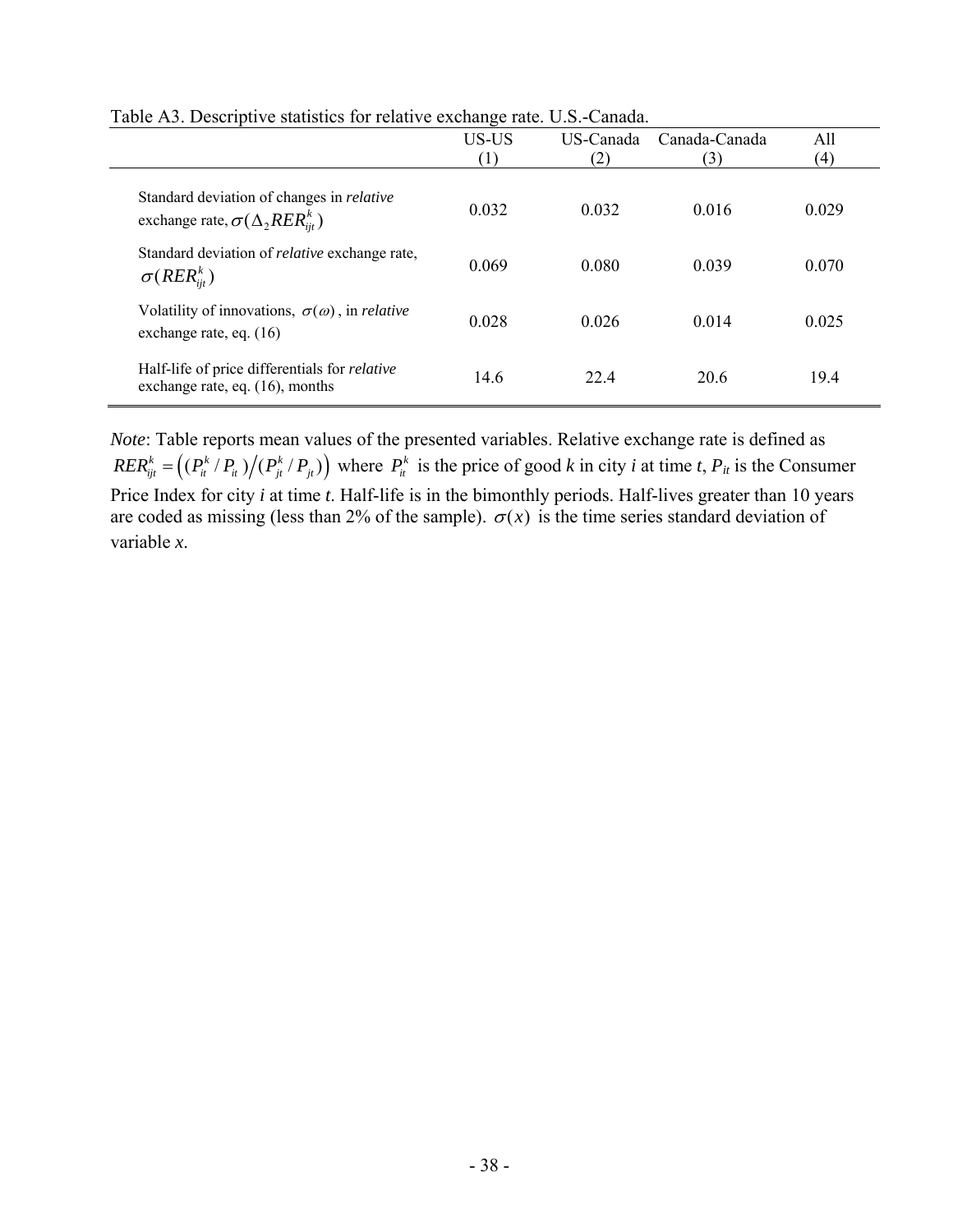Table A3. Descriptive statistics for relative exchange rate. U.S.-Canada.

| | US-US (1) | US-Canada (2) | Canada-Canada (3) | All (4) |
|---|---|---|---|---|
| Standard deviation of changes in *relative* exchange rate, $\sigma(\Delta_2 RER_{ijt}^k)$ | 0.032 | 0.032 | 0.016 | 0.029 |
| Standard deviation of *relative* exchange rate, $\sigma(RER_{ijt}^k)$ | 0.069 | 0.080 | 0.039 | 0.070 |
| Volatility of innovations, $\sigma(\omega)$, in *relative* exchange rate, eq. (16) | 0.028 | 0.026 | 0.014 | 0.025 |
| Half-life of price differentials for *relative* exchange rate, eq. (16), months | 14.6 | 22.4 | 20.6 | 19.4 |

*Note*: Table reports mean values of the presented variables. Relative exchange rate is defined as $RER_{ijt}^k = \left((P_{it}^k / P_{it}) \big/ (P_{jt}^k / P_{jt})\right)$ where $P_{it}^k$ is the price of good *k* in city *i* at time *t*, $P_{it}$ is the Consumer Price Index for city *i* at time *t*. Half-life is in the bimonthly periods. Half-lives greater than 10 years are coded as missing (less than 2% of the sample). $\sigma(x)$ is the time series standard deviation of variable *x*.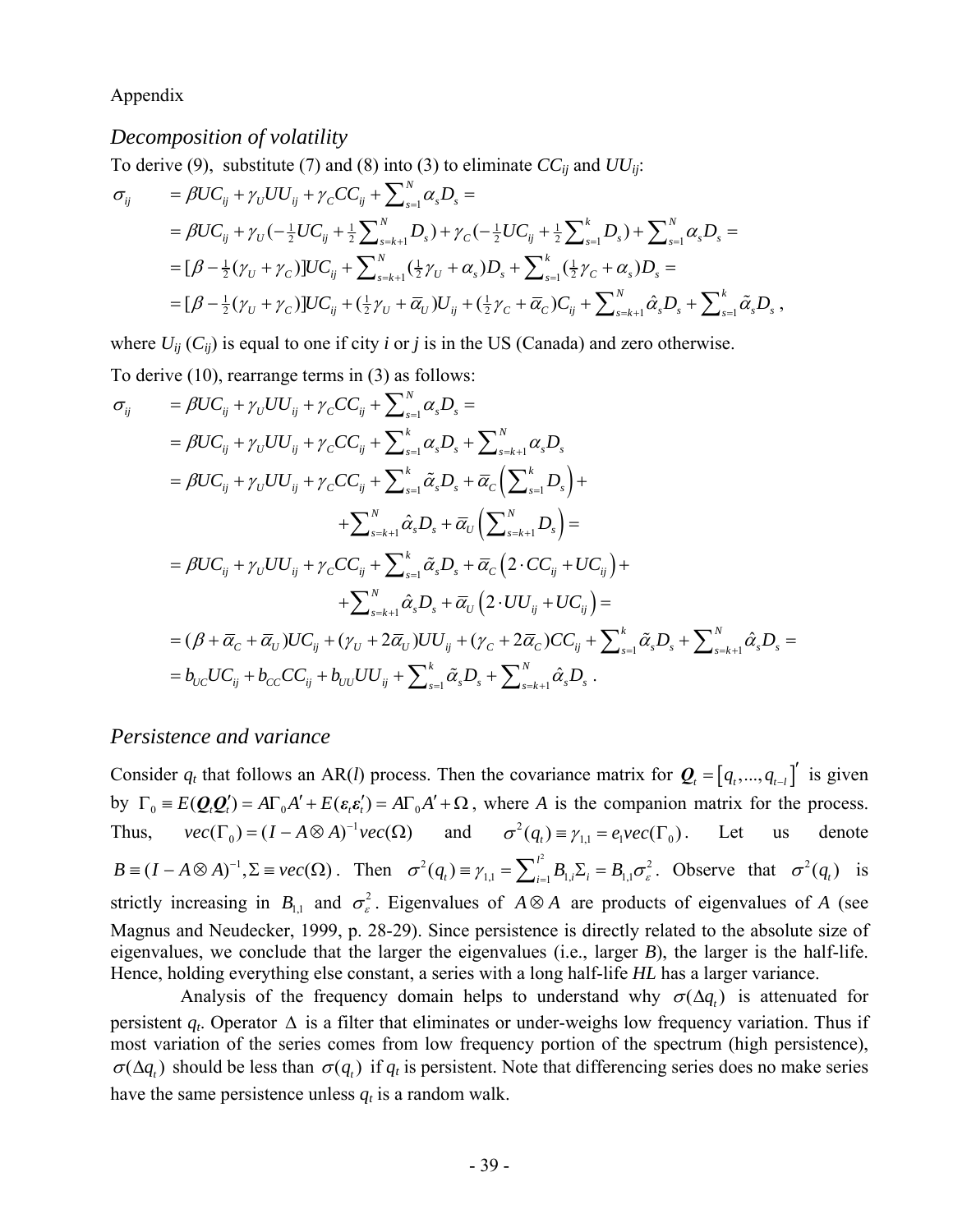Appendix

## *Decomposition of volatility*

To derive (9), substitute (7) and (8) into (3) to eliminate $CC_{ij}$ and $UU_{ij}$:

$$
\begin{aligned}
\sigma_{ij} &= \beta UC_{ij} + \gamma_U UU_{ij} + \gamma_C CC_{ij} + \sum_{s=1}^{N} \alpha_s D_s = \\
&= \beta UC_{ij} + \gamma_U (-\tfrac{1}{2}UC_{ij} + \tfrac{1}{2}\sum_{s=k+1}^{N} D_s) + \gamma_C (-\tfrac{1}{2}UC_{ij} + \tfrac{1}{2}\sum_{s=1}^{k} D_s) + \sum_{s=1}^{N} \alpha_s D_s = \\
&= [\beta - \tfrac{1}{2}(\gamma_U + \gamma_C)]UC_{ij} + \sum_{s=k+1}^{N} (\tfrac{1}{2}\gamma_U + \alpha_s) D_s + \sum_{s=1}^{k} (\tfrac{1}{2}\gamma_C + \alpha_s) D_s = \\
&= [\beta - \tfrac{1}{2}(\gamma_U + \gamma_C)]UC_{ij} + (\tfrac{1}{2}\gamma_U + \overline{\alpha}_U) U_{ij} + (\tfrac{1}{2}\gamma_C + \overline{\alpha}_C) C_{ij} + \sum_{s=k+1}^{N} \hat{\alpha}_s D_s + \sum_{s=1}^{k} \tilde{\alpha}_s D_s \,,
\end{aligned}
$$

where $U_{ij}$ ($C_{ij}$) is equal to one if city $i$ or $j$ is in the US (Canada) and zero otherwise.

To derive (10), rearrange terms in (3) as follows:

$$
\begin{aligned}
\sigma_{ij} &= \beta UC_{ij} + \gamma_U UU_{ij} + \gamma_C CC_{ij} + \sum_{s=1}^{N} \alpha_s D_s = \\
&= \beta UC_{ij} + \gamma_U UU_{ij} + \gamma_C CC_{ij} + \sum_{s=1}^{k} \alpha_s D_s + \sum_{s=k+1}^{N} \alpha_s D_s \\
&= \beta UC_{ij} + \gamma_U UU_{ij} + \gamma_C CC_{ij} + \sum_{s=1}^{k} \tilde{\alpha}_s D_s + \overline{\alpha}_C \left( \sum_{s=1}^{k} D_s \right) + \\
&\qquad + \sum_{s=k+1}^{N} \hat{\alpha}_s D_s + \overline{\alpha}_U \left( \sum_{s=k+1}^{N} D_s \right) = \\
&= \beta UC_{ij} + \gamma_U UU_{ij} + \gamma_C CC_{ij} + \sum_{s=1}^{k} \tilde{\alpha}_s D_s + \overline{\alpha}_C \left( 2 \cdot CC_{ij} + UC_{ij} \right) + \\
&\qquad + \sum_{s=k+1}^{N} \hat{\alpha}_s D_s + \overline{\alpha}_U \left( 2 \cdot UU_{ij} + UC_{ij} \right) = \\
&= (\beta + \overline{\alpha}_C + \overline{\alpha}_U) UC_{ij} + (\gamma_U + 2\overline{\alpha}_U) UU_{ij} + (\gamma_C + 2\overline{\alpha}_C) CC_{ij} + \sum_{s=1}^{k} \tilde{\alpha}_s D_s + \sum_{s=k+1}^{N} \hat{\alpha}_s D_s = \\
&= b_{UC} UC_{ij} + b_{CC} CC_{ij} + b_{UU} UU_{ij} + \sum_{s=1}^{k} \tilde{\alpha}_s D_s + \sum_{s=k+1}^{N} \hat{\alpha}_s D_s \,.
\end{aligned}
$$

## *Persistence and variance*

Consider $q_t$ that follows an AR($l$) process. Then the covariance matrix for $\boldsymbol{Q}_t = [q_t, ..., q_{t-l}]'$ is given by $\Gamma_0 \equiv E(\boldsymbol{Q}_t \boldsymbol{Q}_t') = A\Gamma_0 A' + E(\boldsymbol{\varepsilon}_t \boldsymbol{\varepsilon}_t') = A\Gamma_0 A' + \Omega$, where $A$ is the companion matrix for the process. Thus, $vec(\Gamma_0) = (I - A \otimes A)^{-1} vec(\Omega)$ and $\sigma^2(q_t) \equiv \gamma_{1,1} = e_1 vec(\Gamma_0)$. Let us denote $B \equiv (I - A \otimes A)^{-1}, \Sigma \equiv vec(\Omega)$. Then $\sigma^2(q_t) \equiv \gamma_{1,1} = \sum_{i=1}^{l^2} B_{1,i} \Sigma_i = B_{1,1} \sigma_\varepsilon^2$. Observe that $\sigma^2(q_t)$ is strictly increasing in $B_{1,1}$ and $\sigma_\varepsilon^2$. Eigenvalues of $A \otimes A$ are products of eigenvalues of $A$ (see Magnus and Neudecker, 1999, p. 28-29). Since persistence is directly related to the absolute size of eigenvalues, we conclude that the larger the eigenvalues (i.e., larger $B$), the larger is the half-life. Hence, holding everything else constant, a series with a long half-life $HL$ has a larger variance.

Analysis of the frequency domain helps to understand why $\sigma(\Delta q_t)$ is attenuated for persistent $q_t$. Operator $\Delta$ is a filter that eliminates or under-weighs low frequency variation. Thus if most variation of the series comes from low frequency portion of the spectrum (high persistence), $\sigma(\Delta q_t)$ should be less than $\sigma(q_t)$ if $q_t$ is persistent. Note that differencing series does no make series have the same persistence unless $q_t$ is a random walk.